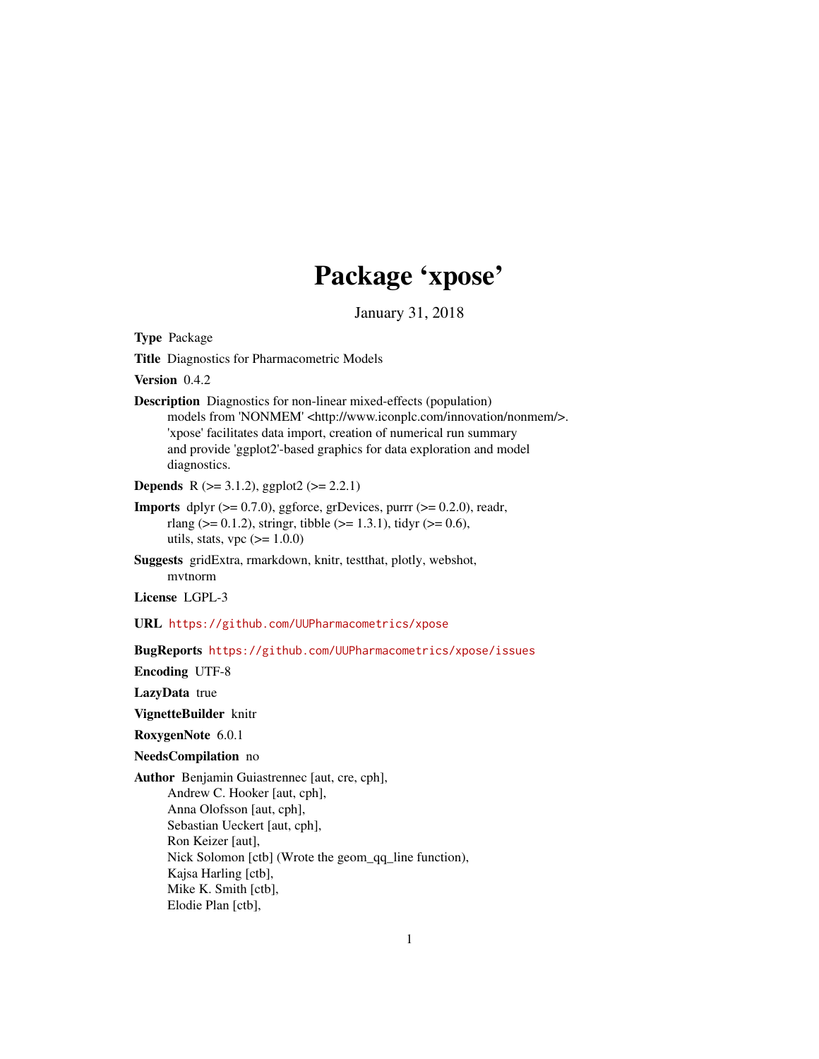# Package 'xpose'

January 31, 2018

**Type** Package

**Title** Diagnostics for Pharmacometric Models

**Version** 0.4.2

**Description** Diagnostics for non-linear mixed-effects (population) models from 'NONMEM' <http://www.iconplc.com/innovation/nonmem/>. 'xpose' facilitates data import, creation of numerical run summary and provide 'ggplot2'-based graphics for data exploration and model diagnostics.

**Depends** R (>= 3.1.2), ggplot2 (>= 2.2.1)

**Imports** dplyr (>= 0.7.0), ggforce, grDevices, purrr (>= 0.2.0), readr, rlang (>= 0.1.2), stringr, tibble (>= 1.3.1), tidyr (>= 0.6), utils, stats, vpc (>= 1.0.0)

**Suggests** gridExtra, rmarkdown, knitr, testthat, plotly, webshot, mvtnorm

**License** LGPL-3

**URL** https://github.com/UUPharmacometrics/xpose

**BugReports** https://github.com/UUPharmacometrics/xpose/issues

**Encoding** UTF-8

**LazyData** true

**VignetteBuilder** knitr

**RoxygenNote** 6.0.1

**NeedsCompilation** no

**Author** Benjamin Guiastrennec [aut, cre, cph],
Andrew C. Hooker [aut, cph],
Anna Olofsson [aut, cph],
Sebastian Ueckert [aut, cph],
Ron Keizer [aut],
Nick Solomon [ctb] (Wrote the geom_qq_line function),
Kajsa Harling [ctb],
Mike K. Smith [ctb],
Elodie Plan [ctb],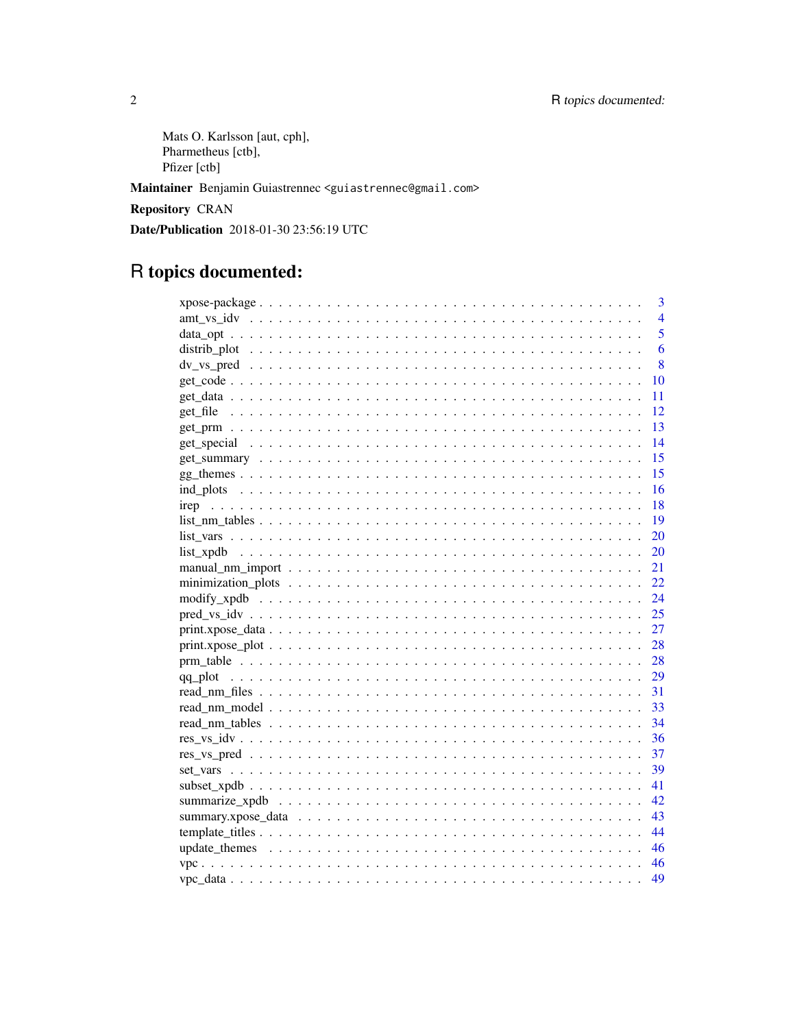Mats O. Karlsson [aut, cph],
Pharmetheus [ctb],
Pfizer [ctb]

**Maintainer** Benjamin Guiastrennec <guiastrennec@gmail.com>

**Repository** CRAN

**Date/Publication** 2018-01-30 23:56:19 UTC

# R topics documented:

| | |
|---|---|
| xpose-package | 3 |
| amt_vs_idv | 4 |
| data_opt | 5 |
| distrib_plot | 6 |
| dv_vs_pred | 8 |
| get_code | 10 |
| get_data | 11 |
| get_file | 12 |
| get_prm | 13 |
| get_special | 14 |
| get_summary | 15 |
| gg_themes | 15 |
| ind_plots | 16 |
| irep | 18 |
| list_nm_tables | 19 |
| list_vars | 20 |
| list_xpdb | 20 |
| manual_nm_import | 21 |
| minimization_plots | 22 |
| modify_xpdb | 24 |
| pred_vs_idv | 25 |
| print.xpose_data | 27 |
| print.xpose_plot | 28 |
| prm_table | 28 |
| qq_plot | 29 |
| read_nm_files | 31 |
| read_nm_model | 33 |
| read_nm_tables | 34 |
| res_vs_idv | 36 |
| res_vs_pred | 37 |
| set_vars | 39 |
| subset_xpdb | 41 |
| summarize_xpdb | 42 |
| summary.xpose_data | 43 |
| template_titles | 44 |
| update_themes | 46 |
| vpc | 46 |
| vpc_data | 49 |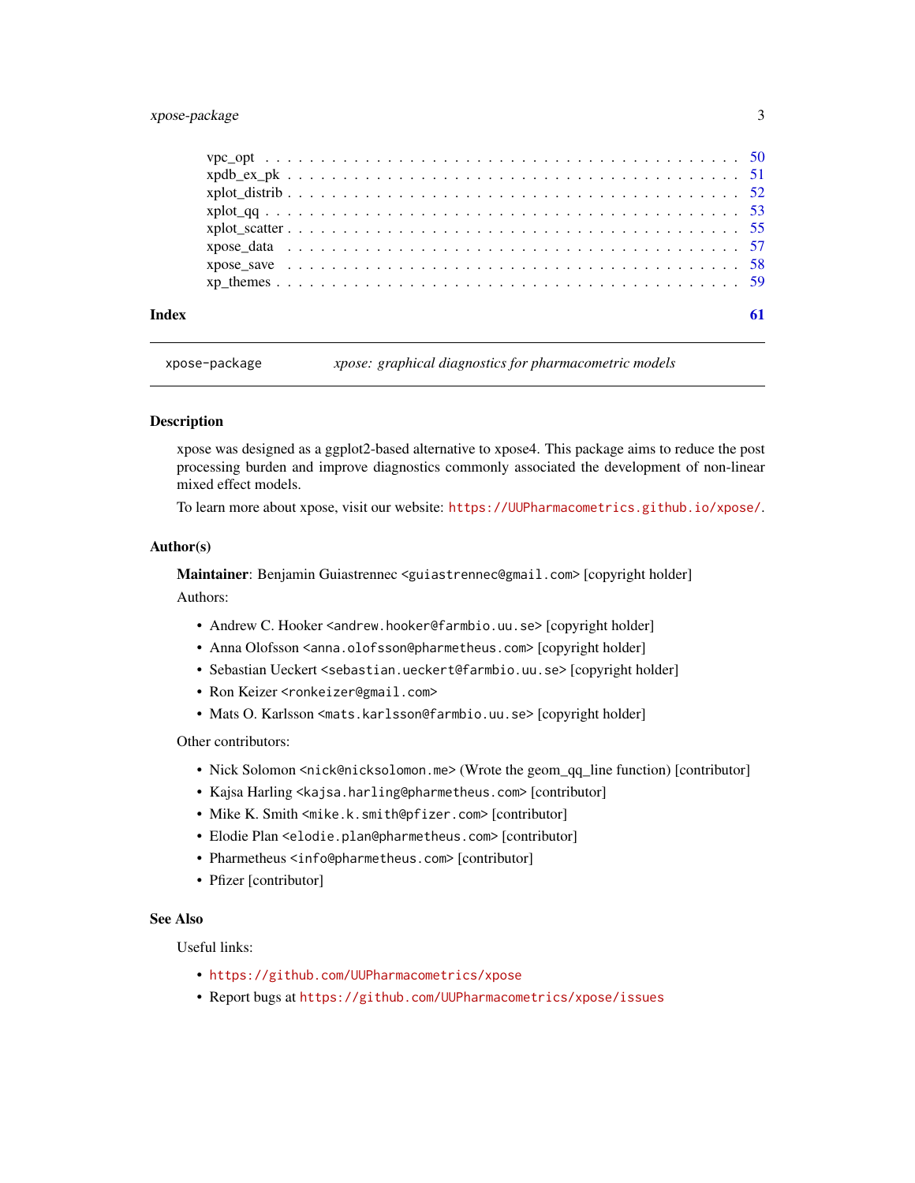vpc_opt . . . . . . . . . . . . . . . . . . . . . . . . . . . . . . . . . . . . . . . . 50
xpdb_ex_pk . . . . . . . . . . . . . . . . . . . . . . . . . . . . . . . . . . . . . . 51
xplot_distrib . . . . . . . . . . . . . . . . . . . . . . . . . . . . . . . . . . . . . 52
xplot_qq . . . . . . . . . . . . . . . . . . . . . . . . . . . . . . . . . . . . . . . 53
xplot_scatter . . . . . . . . . . . . . . . . . . . . . . . . . . . . . . . . . . . . . 55
xpose_data . . . . . . . . . . . . . . . . . . . . . . . . . . . . . . . . . . . . . . 57
xpose_save . . . . . . . . . . . . . . . . . . . . . . . . . . . . . . . . . . . . . . 58
xp_themes . . . . . . . . . . . . . . . . . . . . . . . . . . . . . . . . . . . . . . . 59

**Index** **61**

---

`xpose-package` *xpose: graphical diagnostics for pharmacometric models*

---

## Description

xpose was designed as a ggplot2-based alternative to xpose4. This package aims to reduce the post processing burden and improve diagnostics commonly associated the development of non-linear mixed effect models.

To learn more about xpose, visit our website: https://UUPharmacometrics.github.io/xpose/.

## Author(s)

**Maintainer**: Benjamin Guiastrennec <guiastrennec@gmail.com> [copyright holder]

Authors:

- Andrew C. Hooker <andrew.hooker@farmbio.uu.se> [copyright holder]
- Anna Olofsson <anna.olofsson@pharmetheus.com> [copyright holder]
- Sebastian Ueckert <sebastian.ueckert@farmbio.uu.se> [copyright holder]
- Ron Keizer <ronkeizer@gmail.com>
- Mats O. Karlsson <mats.karlsson@farmbio.uu.se> [copyright holder]

Other contributors:

- Nick Solomon <nick@nicksolomon.me> (Wrote the geom_qq_line function) [contributor]
- Kajsa Harling <kajsa.harling@pharmetheus.com> [contributor]
- Mike K. Smith <mike.k.smith@pfizer.com> [contributor]
- Elodie Plan <elodie.plan@pharmetheus.com> [contributor]
- Pharmetheus <info@pharmetheus.com> [contributor]
- Pfizer [contributor]

## See Also

Useful links:

- https://github.com/UUPharmacometrics/xpose
- Report bugs at https://github.com/UUPharmacometrics/xpose/issues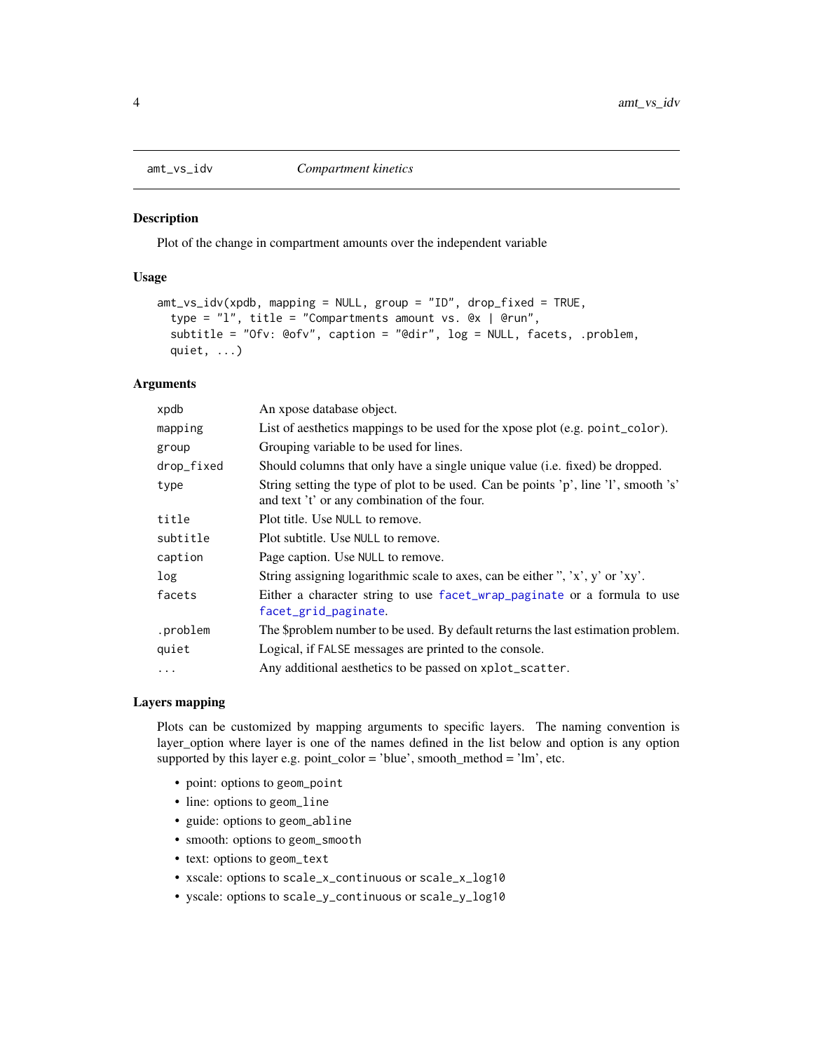amt_vs_idv *Compartment kinetics*

### Description

Plot of the change in compartment amounts over the independent variable

### Usage

```
amt_vs_idv(xpdb, mapping = NULL, group = "ID", drop_fixed = TRUE,
  type = "l", title = "Compartments amount vs. @x | @run",
  subtitle = "Ofv: @ofv", caption = "@dir", log = NULL, facets, .problem,
  quiet, ...)
```

### Arguments

| | |
|---|---|
| xpdb | An xpose database object. |
| mapping | List of aesthetics mappings to be used for the xpose plot (e.g. `point_color`). |
| group | Grouping variable to be used for lines. |
| drop_fixed | Should columns that only have a single unique value (i.e. fixed) be dropped. |
| type | String setting the type of plot to be used. Can be points 'p', line 'l', smooth 's' and text 't' or any combination of the four. |
| title | Plot title. Use `NULL` to remove. |
| subtitle | Plot subtitle. Use `NULL` to remove. |
| caption | Page caption. Use `NULL` to remove. |
| log | String assigning logarithmic scale to axes, can be either '', 'x', y' or 'xy'. |
| facets | Either a character string to use `facet_wrap_paginate` or a formula to use `facet_grid_paginate`. |
| .problem | The $problem number to be used. By default returns the last estimation problem. |
| quiet | Logical, if `FALSE` messages are printed to the console. |
| ... | Any additional aesthetics to be passed on `xplot_scatter`. |

### Layers mapping

Plots can be customized by mapping arguments to specific layers. The naming convention is layer_option where layer is one of the names defined in the list below and option is any option supported by this layer e.g. point_color = 'blue', smooth_method = 'lm', etc.

- point: options to `geom_point`
- line: options to `geom_line`
- guide: options to `geom_abline`
- smooth: options to `geom_smooth`
- text: options to `geom_text`
- xscale: options to `scale_x_continuous` or `scale_x_log10`
- yscale: options to `scale_y_continuous` or `scale_y_log10`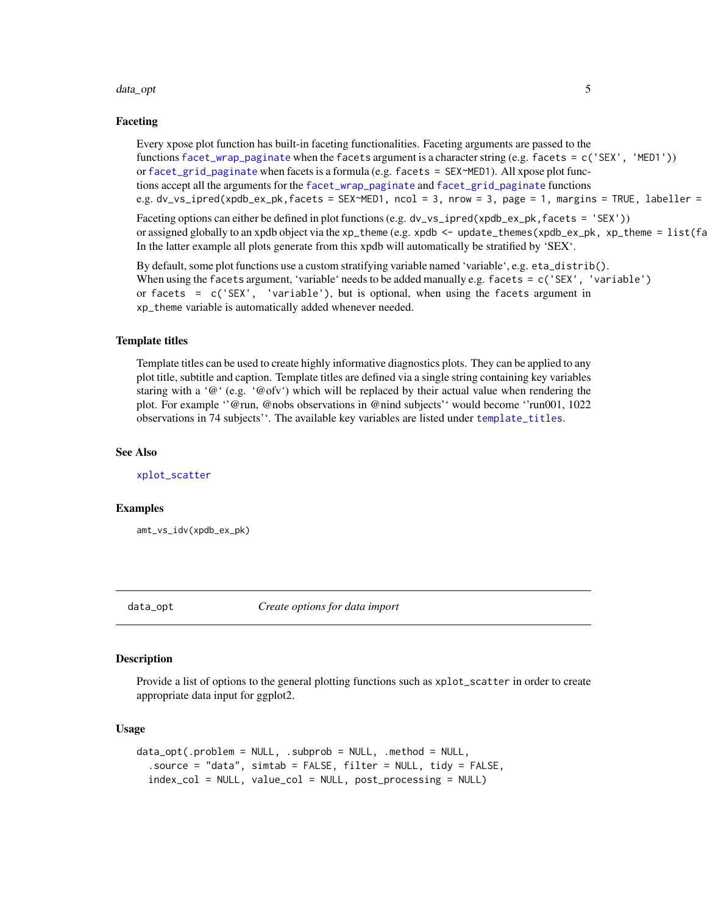### Faceting

Every xpose plot function has built-in faceting functionalities. Faceting arguments are passed to the functions `facet_wrap_paginate` when the `facets` argument is a character string (e.g. `facets = c('SEX', 'MED1')`) or `facet_grid_paginate` when facets is a formula (e.g. `facets = SEX~MED1`). All xpose plot functions accept all the arguments for the `facet_wrap_paginate` and `facet_grid_paginate` functions e.g. `dv_vs_ipred(xpdb_ex_pk,facets = SEX~MED1, ncol = 3, nrow = 3, page = 1, margins = TRUE, labeller =`

Faceting options can either be defined in plot functions (e.g. `dv_vs_ipred(xpdb_ex_pk,facets = 'SEX')`) or assigned globally to an xpdb object via the `xp_theme` (e.g. `xpdb <- update_themes(xpdb_ex_pk, xp_theme = list(fa` In the latter example all plots generate from this xpdb will automatically be stratified by 'SEX'.

By default, some plot functions use a custom stratifying variable named 'variable', e.g. `eta_distrib()`. When using the `facets` argument, 'variable' needs to be added manually e.g. `facets = c('SEX', 'variable')` or `facets = c('SEX', 'variable')`, but is optional, when using the `facets` argument in `xp_theme` variable is automatically added whenever needed.

### Template titles

Template titles can be used to create highly informative diagnostics plots. They can be applied to any plot title, subtitle and caption. Template titles are defined via a single string containing key variables staring with a '@' (e.g. '@ofv') which will be replaced by their actual value when rendering the plot. For example ''@run, @nobs observations in @nind subjects'' would become ''run001, 1022 observations in 74 subjects''. The available key variables are listed under `template_titles`.

### See Also

`xplot_scatter`

### Examples

```
amt_vs_idv(xpdb_ex_pk)
```

---

## data_opt — *Create options for data import*

### Description

Provide a list of options to the general plotting functions such as `xplot_scatter` in order to create appropriate data input for ggplot2.

### Usage

```
data_opt(.problem = NULL, .subprob = NULL, .method = NULL,
  .source = "data", simtab = FALSE, filter = NULL, tidy = FALSE,
  index_col = NULL, value_col = NULL, post_processing = NULL)
```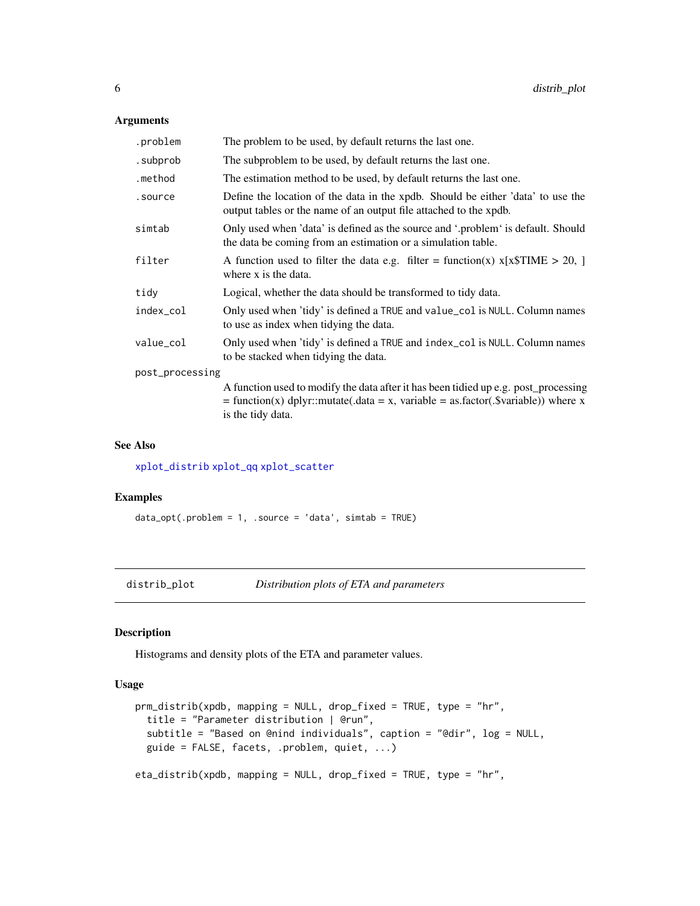### Arguments

| | |
|---|---|
| `.problem` | The problem to be used, by default returns the last one. |
| `.subprob` | The subproblem to be used, by default returns the last one. |
| `.method` | The estimation method to be used, by default returns the last one. |
| `.source` | Define the location of the data in the xpdb. Should be either 'data' to use the output tables or the name of an output file attached to the xpdb. |
| `simtab` | Only used when 'data' is defined as the source and '.problem' is default. Should the data be coming from an estimation or a simulation table. |
| `filter` | A function used to filter the data e.g. filter = function(x) x[x$TIME > 20, ] where x is the data. |
| `tidy` | Logical, whether the data should be transformed to tidy data. |
| `index_col` | Only used when 'tidy' is defined a `TRUE` and `value_col` is `NULL`. Column names to use as index when tidying the data. |
| `value_col` | Only used when 'tidy' is defined a `TRUE` and `index_col` is `NULL`. Column names to be stacked when tidying the data. |
| `post_processing` | A function used to modify the data after it has been tidied up e.g. post_processing = function(x) dplyr::mutate(.data = x, variable = as.factor(.$variable)) where x is the tidy data. |

### See Also

`xplot_distrib` `xplot_qq` `xplot_scatter`

### Examples

```
data_opt(.problem = 1, .source = 'data', simtab = TRUE)
```

---

## distrib_plot — *Distribution plots of ETA and parameters*

### Description

Histograms and density plots of the ETA and parameter values.

### Usage

```
prm_distrib(xpdb, mapping = NULL, drop_fixed = TRUE, type = "hr",
  title = "Parameter distribution | @run",
  subtitle = "Based on @nind individuals", caption = "@dir", log = NULL,
  guide = FALSE, facets, .problem, quiet, ...)

eta_distrib(xpdb, mapping = NULL, drop_fixed = TRUE, type = "hr",
```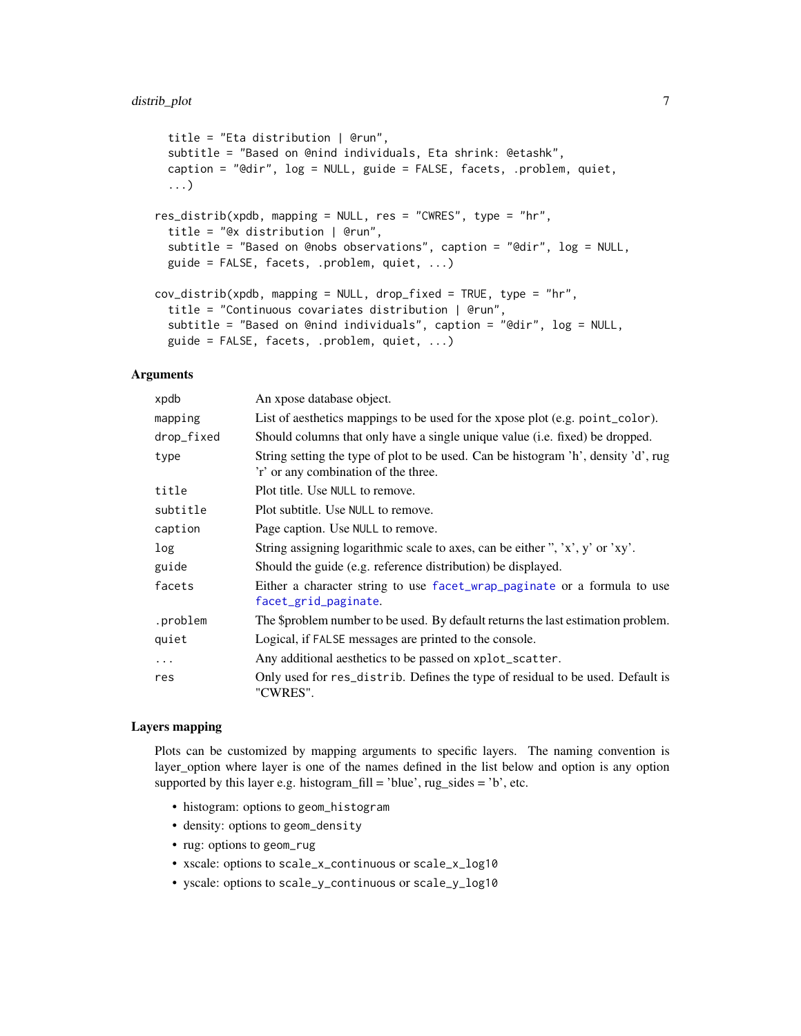```
  title = "Eta distribution | @run",
  subtitle = "Based on @nind individuals, Eta shrink: @etashk",
  caption = "@dir", log = NULL, guide = FALSE, facets, .problem, quiet,
  ...)

res_distrib(xpdb, mapping = NULL, res = "CWRES", type = "hr",
  title = "@x distribution | @run",
  subtitle = "Based on @nobs observations", caption = "@dir", log = NULL,
  guide = FALSE, facets, .problem, quiet, ...)

cov_distrib(xpdb, mapping = NULL, drop_fixed = TRUE, type = "hr",
  title = "Continuous covariates distribution | @run",
  subtitle = "Based on @nind individuals", caption = "@dir", log = NULL,
  guide = FALSE, facets, .problem, quiet, ...)
```

### Arguments

| | |
|---|---|
| `xpdb` | An xpose database object. |
| `mapping` | List of aesthetics mappings to be used for the xpose plot (e.g. `point_color`). |
| `drop_fixed` | Should columns that only have a single unique value (i.e. fixed) be dropped. |
| `type` | String setting the type of plot to be used. Can be histogram 'h', density 'd', rug 'r' or any combination of the three. |
| `title` | Plot title. Use `NULL` to remove. |
| `subtitle` | Plot subtitle. Use `NULL` to remove. |
| `caption` | Page caption. Use `NULL` to remove. |
| `log` | String assigning logarithmic scale to axes, can be either '', 'x', y' or 'xy'. |
| `guide` | Should the guide (e.g. reference distribution) be displayed. |
| `facets` | Either a character string to use `facet_wrap_paginate` or a formula to use `facet_grid_paginate`. |
| `.problem` | The $problem number to be used. By default returns the last estimation problem. |
| `quiet` | Logical, if `FALSE` messages are printed to the console. |
| `...` | Any additional aesthetics to be passed on `xplot_scatter`. |
| `res` | Only used for `res_distrib`. Defines the type of residual to be used. Default is "CWRES". |

### Layers mapping

Plots can be customized by mapping arguments to specific layers. The naming convention is layer_option where layer is one of the names defined in the list below and option is any option supported by this layer e.g. histogram_fill = 'blue', rug_sides = 'b', etc.

- histogram: options to `geom_histogram`
- density: options to `geom_density`
- rug: options to `geom_rug`
- xscale: options to `scale_x_continuous` or `scale_x_log10`
- yscale: options to `scale_y_continuous` or `scale_y_log10`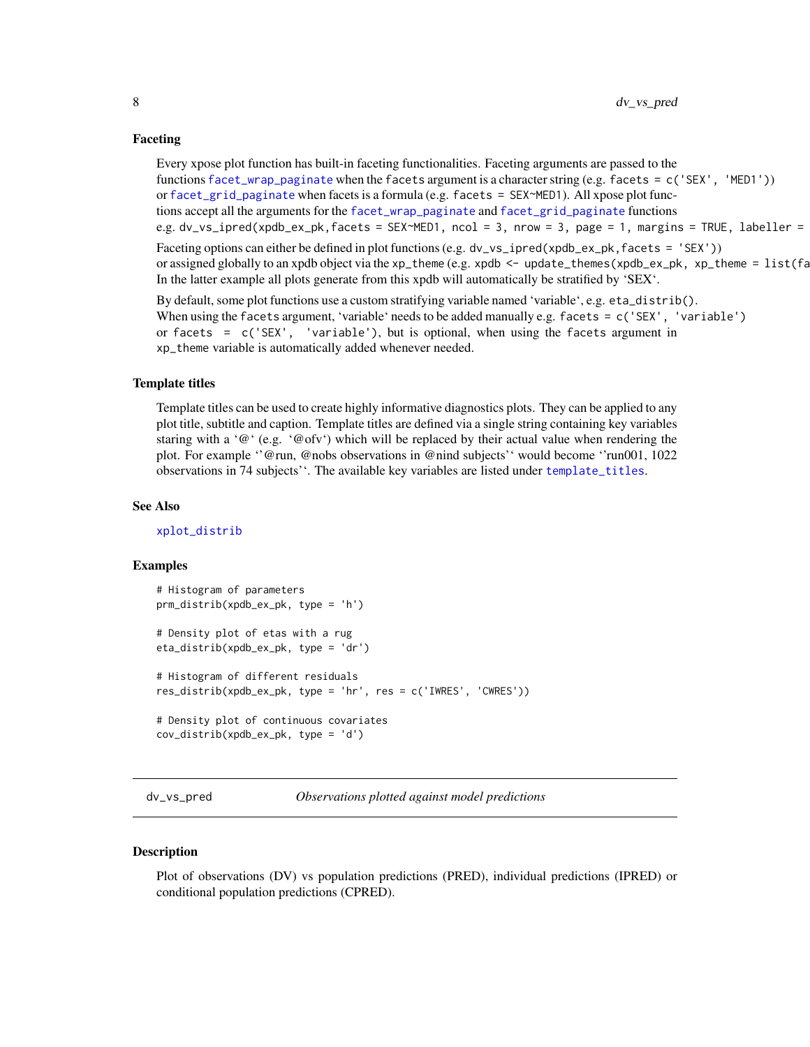### Faceting

Every xpose plot function has built-in faceting functionalities. Faceting arguments are passed to the functions `facet_wrap_paginate` when the `facets` argument is a character string (e.g. `facets = c('SEX', 'MED1')`) or `facet_grid_paginate` when facets is a formula (e.g. `facets = SEX~MED1`). All xpose plot functions accept all the arguments for the `facet_wrap_paginate` and `facet_grid_paginate` functions e.g. `dv_vs_ipred(xpdb_ex_pk,facets = SEX~MED1, ncol = 3, nrow = 3, page = 1, margins = TRUE, labeller =`

Faceting options can either be defined in plot functions (e.g. `dv_vs_ipred(xpdb_ex_pk,facets = 'SEX')`) or assigned globally to an xpdb object via the `xp_theme` (e.g. `xpdb <- update_themes(xpdb_ex_pk, xp_theme = list(fa`
In the latter example all plots generate from this xpdb will automatically be stratified by 'SEX'.

By default, some plot functions use a custom stratifying variable named 'variable', e.g. `eta_distrib()`. When using the `facets` argument, 'variable' needs to be added manually e.g. `facets = c('SEX', 'variable')` or `facets = c('SEX', 'variable')`, but is optional, when using the `facets` argument in `xp_theme` variable is automatically added whenever needed.

### Template titles

Template titles can be used to create highly informative diagnostics plots. They can be applied to any plot title, subtitle and caption. Template titles are defined via a single string containing key variables staring with a '@' (e.g. '@ofv') which will be replaced by their actual value when rendering the plot. For example ''@run, @nobs observations in @nind subjects'' would become ''run001, 1022 observations in 74 subjects''. The available key variables are listed under `template_titles`.

### See Also

`xplot_distrib`

### Examples

```
# Histogram of parameters
prm_distrib(xpdb_ex_pk, type = 'h')

# Density plot of etas with a rug
eta_distrib(xpdb_ex_pk, type = 'dr')

# Histogram of different residuals
res_distrib(xpdb_ex_pk, type = 'hr', res = c('IWRES', 'CWRES'))

# Density plot of continuous covariates
cov_distrib(xpdb_ex_pk, type = 'd')
```

---

## dv_vs_pred — *Observations plotted against model predictions*

### Description

Plot of observations (DV) vs population predictions (PRED), individual predictions (IPRED) or conditional population predictions (CPRED).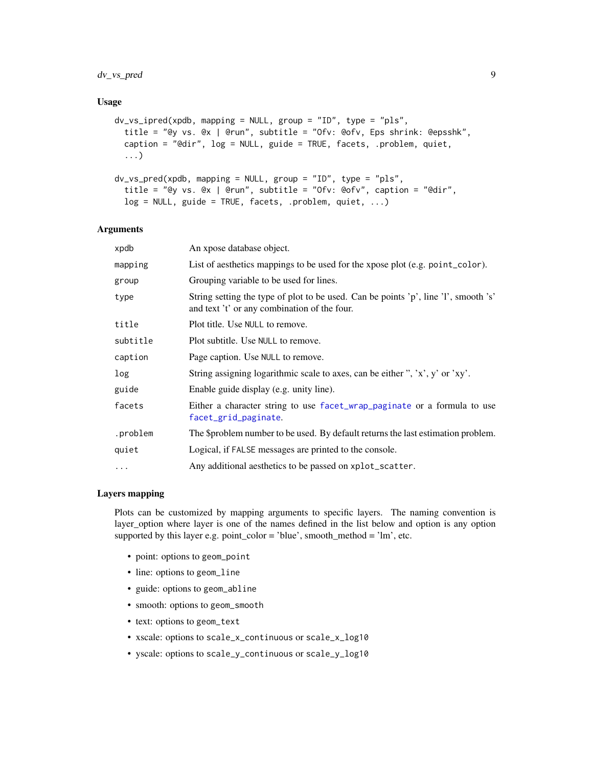### Usage

```
dv_vs_ipred(xpdb, mapping = NULL, group = "ID", type = "pls",
  title = "@y vs. @x | @run", subtitle = "Ofv: @ofv, Eps shrink: @epsshk",
  caption = "@dir", log = NULL, guide = TRUE, facets, .problem, quiet,
  ...)

dv_vs_pred(xpdb, mapping = NULL, group = "ID", type = "pls",
  title = "@y vs. @x | @run", subtitle = "Ofv: @ofv", caption = "@dir",
  log = NULL, guide = TRUE, facets, .problem, quiet, ...)
```

### Arguments

| | |
|---|---|
| `xpdb` | An xpose database object. |
| `mapping` | List of aesthetics mappings to be used for the xpose plot (e.g. `point_color`). |
| `group` | Grouping variable to be used for lines. |
| `type` | String setting the type of plot to be used. Can be points 'p', line 'l', smooth 's' and text 't' or any combination of the four. |
| `title` | Plot title. Use `NULL` to remove. |
| `subtitle` | Plot subtitle. Use `NULL` to remove. |
| `caption` | Page caption. Use `NULL` to remove. |
| `log` | String assigning logarithmic scale to axes, can be either '', 'x', y' or 'xy'. |
| `guide` | Enable guide display (e.g. unity line). |
| `facets` | Either a character string to use `facet_wrap_paginate` or a formula to use `facet_grid_paginate`. |
| `.problem` | The $problem number to be used. By default returns the last estimation problem. |
| `quiet` | Logical, if `FALSE` messages are printed to the console. |
| `...` | Any additional aesthetics to be passed on `xplot_scatter`. |

### Layers mapping

Plots can be customized by mapping arguments to specific layers. The naming convention is layer_option where layer is one of the names defined in the list below and option is any option supported by this layer e.g. point_color = 'blue', smooth_method = 'lm', etc.

- point: options to `geom_point`
- line: options to `geom_line`
- guide: options to `geom_abline`
- smooth: options to `geom_smooth`
- text: options to `geom_text`
- xscale: options to `scale_x_continuous` or `scale_x_log10`
- yscale: options to `scale_y_continuous` or `scale_y_log10`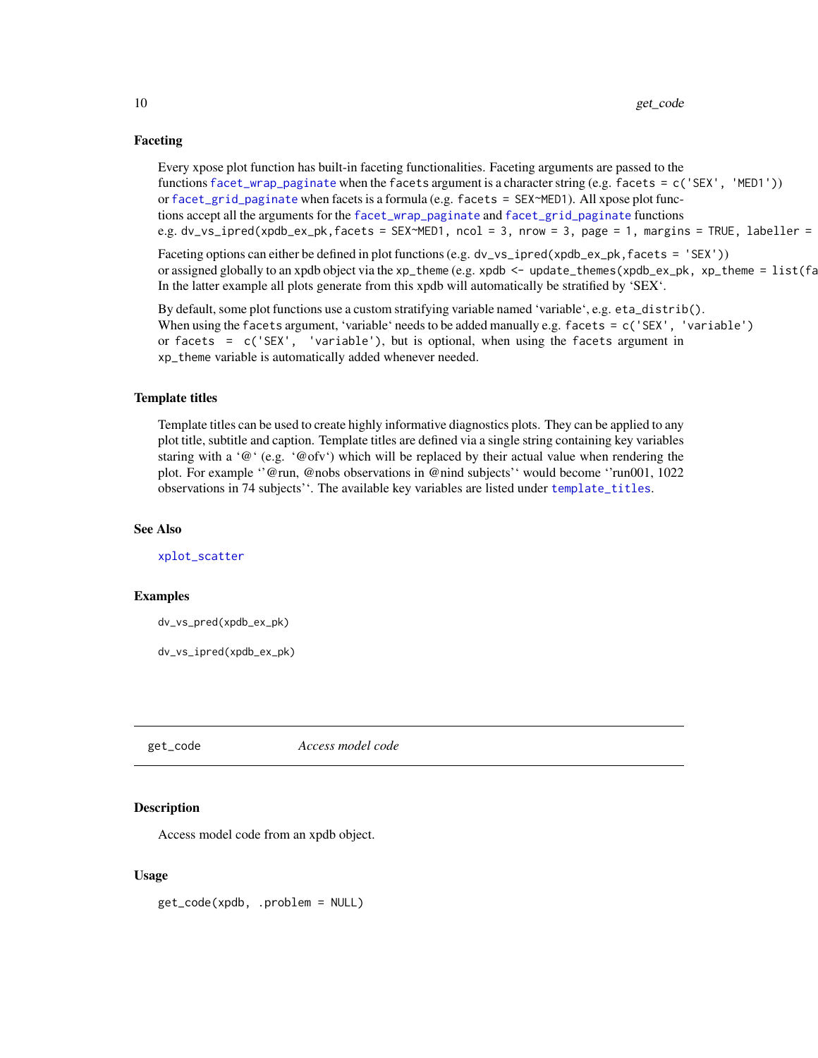### Faceting

Every xpose plot function has built-in faceting functionalities. Faceting arguments are passed to the functions `facet_wrap_paginate` when the `facets` argument is a character string (e.g. `facets = c('SEX', 'MED1')`) or `facet_grid_paginate` when facets is a formula (e.g. `facets = SEX~MED1`). All xpose plot functions accept all the arguments for the `facet_wrap_paginate` and `facet_grid_paginate` functions e.g. `dv_vs_ipred(xpdb_ex_pk,facets = SEX~MED1, ncol = 3, nrow = 3, page = 1, margins = TRUE, labeller =`

Faceting options can either be defined in plot functions (e.g. `dv_vs_ipred(xpdb_ex_pk,facets = 'SEX')`) or assigned globally to an xpdb object via the `xp_theme` (e.g. `xpdb <- update_themes(xpdb_ex_pk, xp_theme = list(fa`. In the latter example all plots generate from this xpdb will automatically be stratified by 'SEX'.

By default, some plot functions use a custom stratifying variable named 'variable', e.g. `eta_distrib()`. When using the `facets` argument, 'variable' needs to be added manually e.g. `facets = c('SEX', 'variable')` or `facets = c('SEX', 'variable')`, but is optional, when using the `facets` argument in `xp_theme` variable is automatically added whenever needed.

### Template titles

Template titles can be used to create highly informative diagnostics plots. They can be applied to any plot title, subtitle and caption. Template titles are defined via a single string containing key variables staring with a '@' (e.g. '@ofv') which will be replaced by their actual value when rendering the plot. For example ''@run, @nobs observations in @nind subjects'' would become ''run001, 1022 observations in 74 subjects''. The available key variables are listed under `template_titles`.

### See Also

`xplot_scatter`

### Examples

```
dv_vs_pred(xpdb_ex_pk)

dv_vs_ipred(xpdb_ex_pk)
```

---

## get_code — *Access model code*

### Description

Access model code from an xpdb object.

### Usage

```
get_code(xpdb, .problem = NULL)
```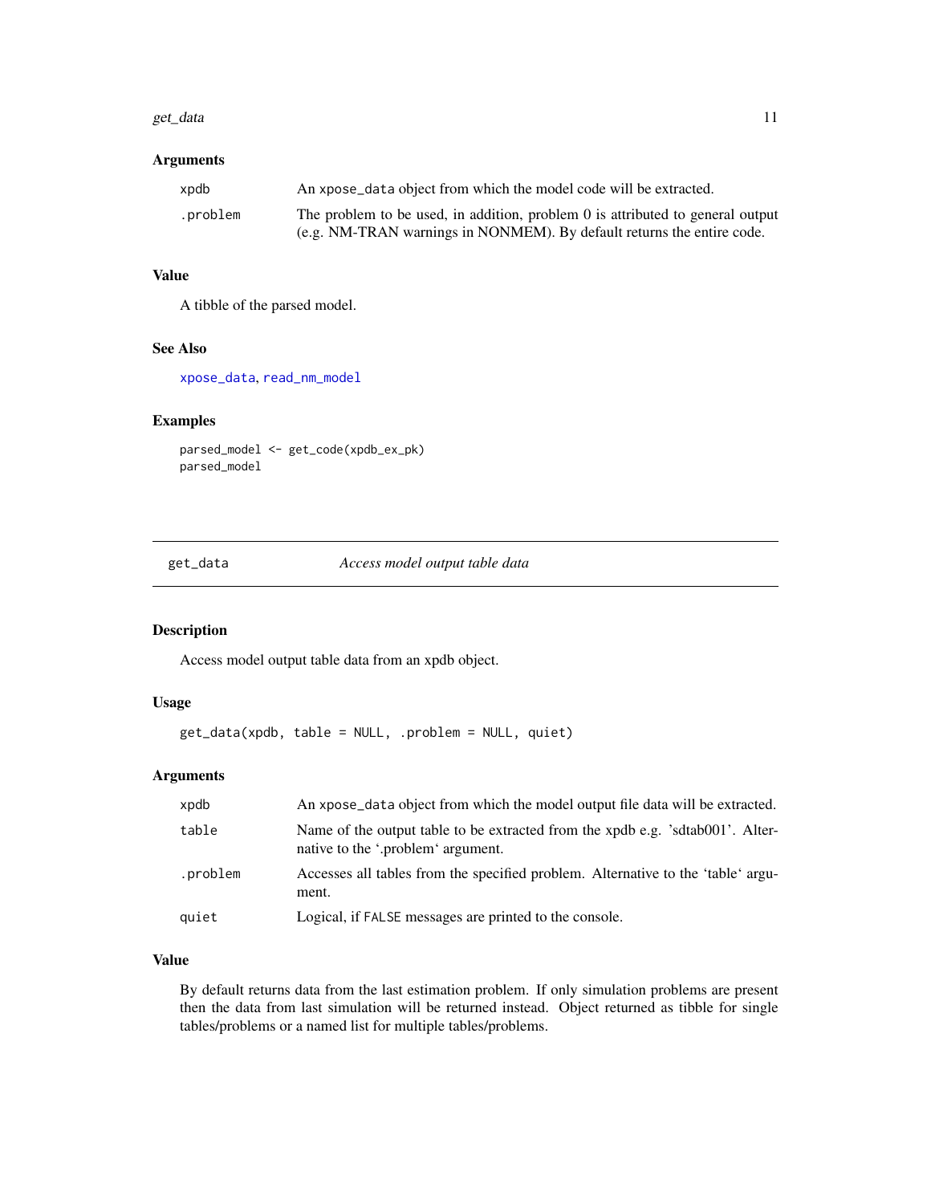### Arguments

| | |
|---|---|
| xpdb | An `xpose_data` object from which the model code will be extracted. |
| .problem | The problem to be used, in addition, problem 0 is attributed to general output (e.g. NM-TRAN warnings in NONMEM). By default returns the entire code. |

### Value

A tibble of the parsed model.

### See Also

xpose_data, read_nm_model

### Examples

```
parsed_model <- get_code(xpdb_ex_pk)
parsed_model
```

---

## get_data — *Access model output table data*

---

### Description

Access model output table data from an xpdb object.

### Usage

```
get_data(xpdb, table = NULL, .problem = NULL, quiet)
```

### Arguments

| | |
|---|---|
| xpdb | An `xpose_data` object from which the model output file data will be extracted. |
| table | Name of the output table to be extracted from the xpdb e.g. 'sdtab001'. Alternative to the '.problem' argument. |
| .problem | Accesses all tables from the specified problem. Alternative to the 'table' argument. |
| quiet | Logical, if `FALSE` messages are printed to the console. |

### Value

By default returns data from the last estimation problem. If only simulation problems are present then the data from last simulation will be returned instead. Object returned as tibble for single tables/problems or a named list for multiple tables/problems.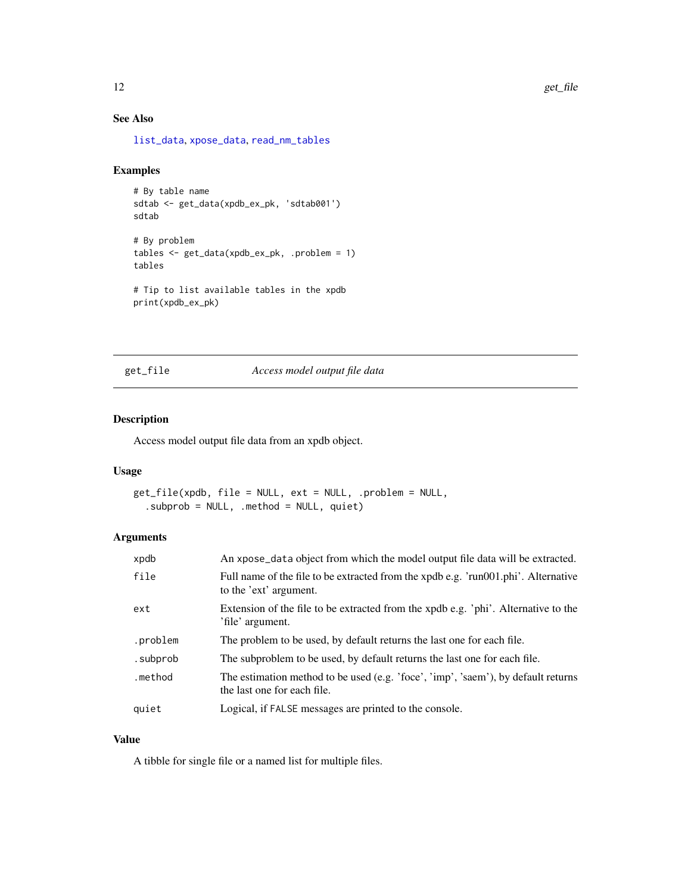### See Also

list_data, xpose_data, read_nm_tables

### Examples

```
# By table name
sdtab <- get_data(xpdb_ex_pk, 'sdtab001')
sdtab

# By problem
tables <- get_data(xpdb_ex_pk, .problem = 1)
tables

# Tip to list available tables in the xpdb
print(xpdb_ex_pk)
```

---

## get_file — *Access model output file data*

### Description

Access model output file data from an xpdb object.

### Usage

```
get_file(xpdb, file = NULL, ext = NULL, .problem = NULL,
  .subprob = NULL, .method = NULL, quiet)
```

### Arguments

| Argument | Description |
|---|---|
| xpdb | An xpose_data object from which the model output file data will be extracted. |
| file | Full name of the file to be extracted from the xpdb e.g. 'run001.phi'. Alternative to the 'ext' argument. |
| ext | Extension of the file to be extracted from the xpdb e.g. 'phi'. Alternative to the 'file' argument. |
| .problem | The problem to be used, by default returns the last one for each file. |
| .subprob | The subproblem to be used, by default returns the last one for each file. |
| .method | The estimation method to be used (e.g. 'foce', 'imp', 'saem'), by default returns the last one for each file. |
| quiet | Logical, if FALSE messages are printed to the console. |

### Value

A tibble for single file or a named list for multiple files.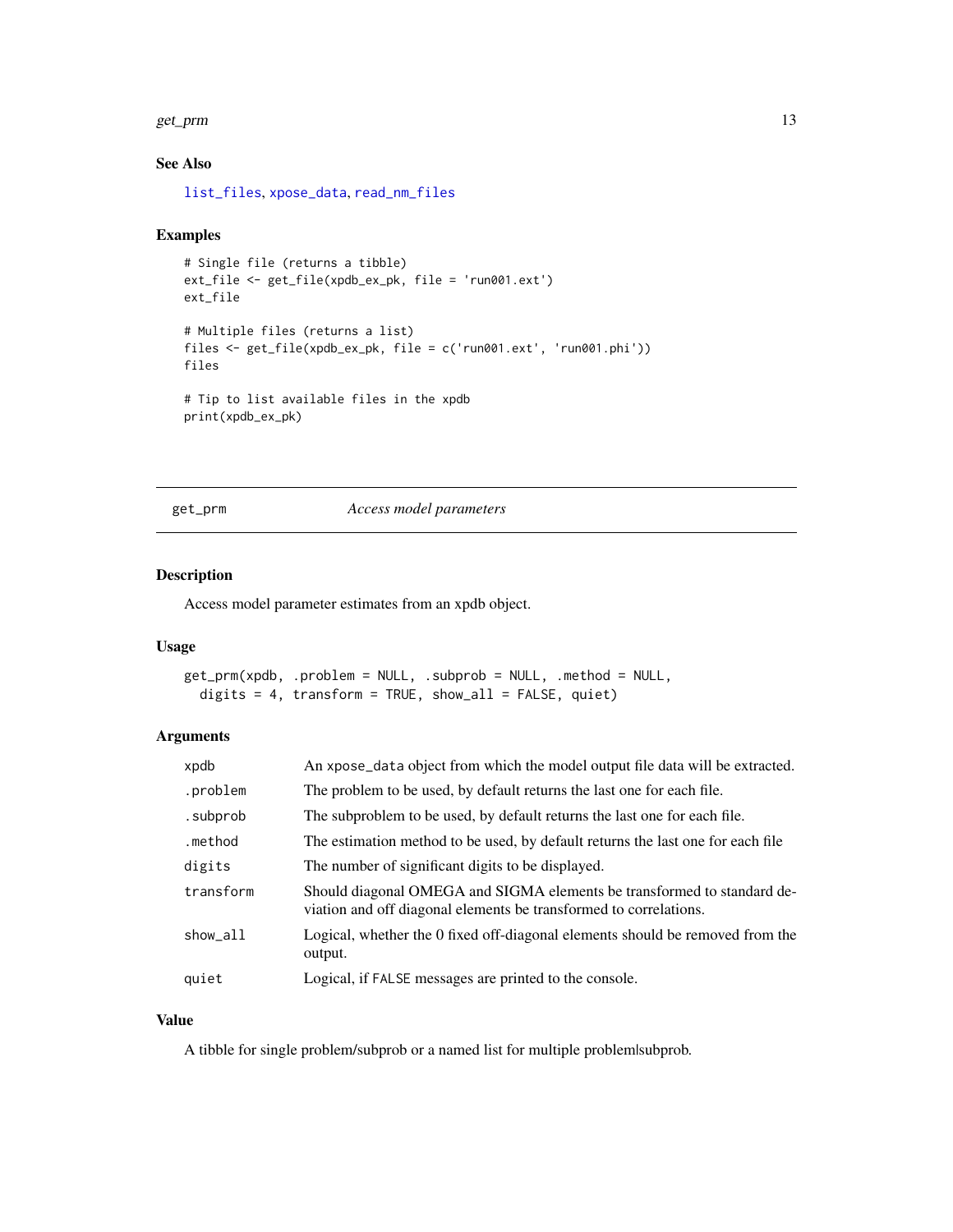### See Also

list_files, xpose_data, read_nm_files

### Examples

```
# Single file (returns a tibble)
ext_file <- get_file(xpdb_ex_pk, file = 'run001.ext')
ext_file

# Multiple files (returns a list)
files <- get_file(xpdb_ex_pk, file = c('run001.ext', 'run001.phi'))
files

# Tip to list available files in the xpdb
print(xpdb_ex_pk)
```

---

## get_prm — *Access model parameters*

### Description

Access model parameter estimates from an xpdb object.

### Usage

```
get_prm(xpdb, .problem = NULL, .subprob = NULL, .method = NULL,
  digits = 4, transform = TRUE, show_all = FALSE, quiet)
```

### Arguments

| | |
|---|---|
| xpdb | An xpose_data object from which the model output file data will be extracted. |
| .problem | The problem to be used, by default returns the last one for each file. |
| .subprob | The subproblem to be used, by default returns the last one for each file. |
| .method | The estimation method to be used, by default returns the last one for each file |
| digits | The number of significant digits to be displayed. |
| transform | Should diagonal OMEGA and SIGMA elements be transformed to standard deviation and off diagonal elements be transformed to correlations. |
| show_all | Logical, whether the 0 fixed off-diagonal elements should be removed from the output. |
| quiet | Logical, if FALSE messages are printed to the console. |

### Value

A tibble for single problem/subprob or a named list for multiple problem|subprob.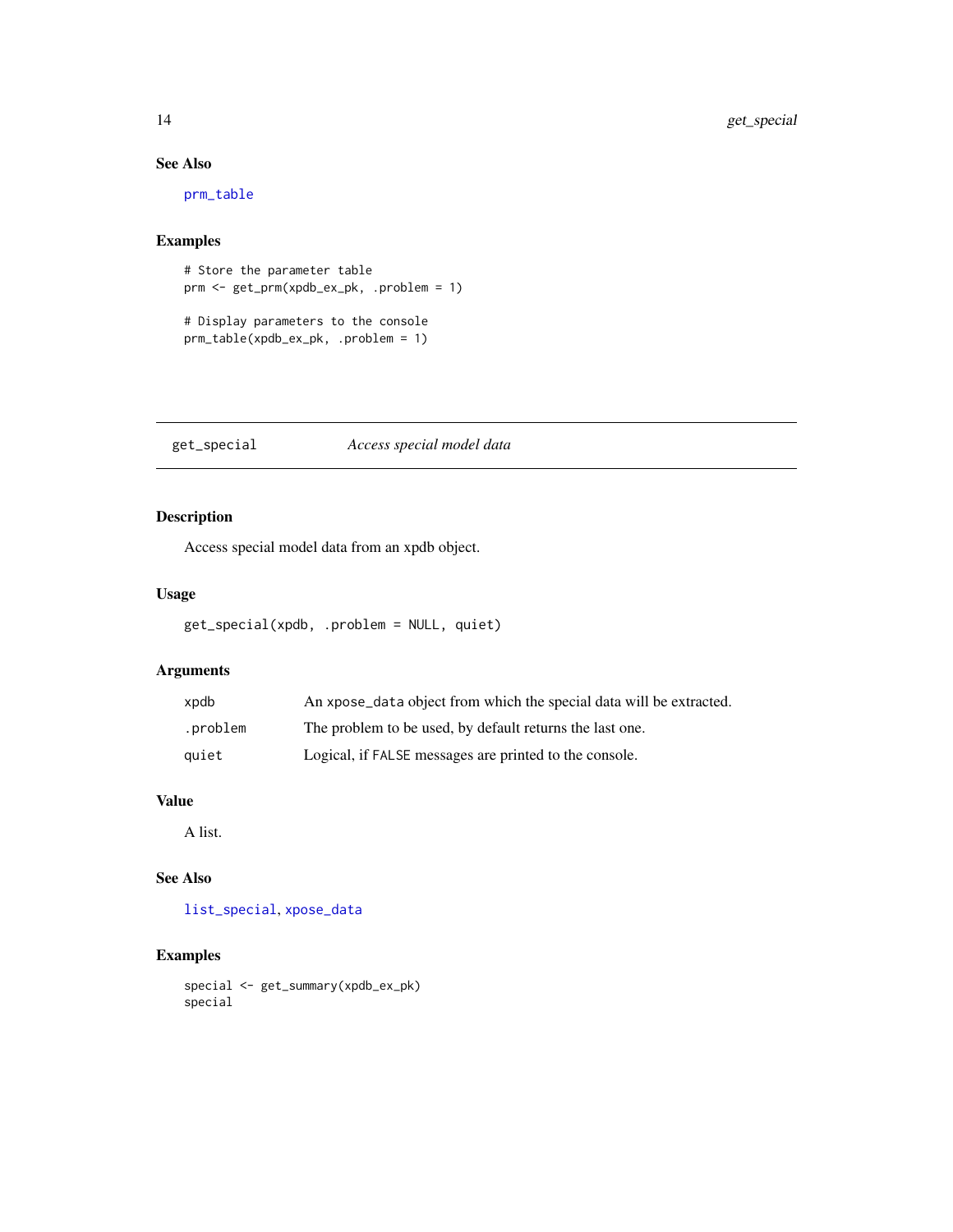### See Also

prm_table

### Examples

```
# Store the parameter table
prm <- get_prm(xpdb_ex_pk, .problem = 1)

# Display parameters to the console
prm_table(xpdb_ex_pk, .problem = 1)
```

---

## get_special — *Access special model data*

### Description

Access special model data from an xpdb object.

### Usage

```
get_special(xpdb, .problem = NULL, quiet)
```

### Arguments

| | |
|---|---|
| xpdb | An `xpose_data` object from which the special data will be extracted. |
| .problem | The problem to be used, by default returns the last one. |
| quiet | Logical, if `FALSE` messages are printed to the console. |

### Value

A list.

### See Also

list_special, xpose_data

### Examples

```
special <- get_summary(xpdb_ex_pk)
special
```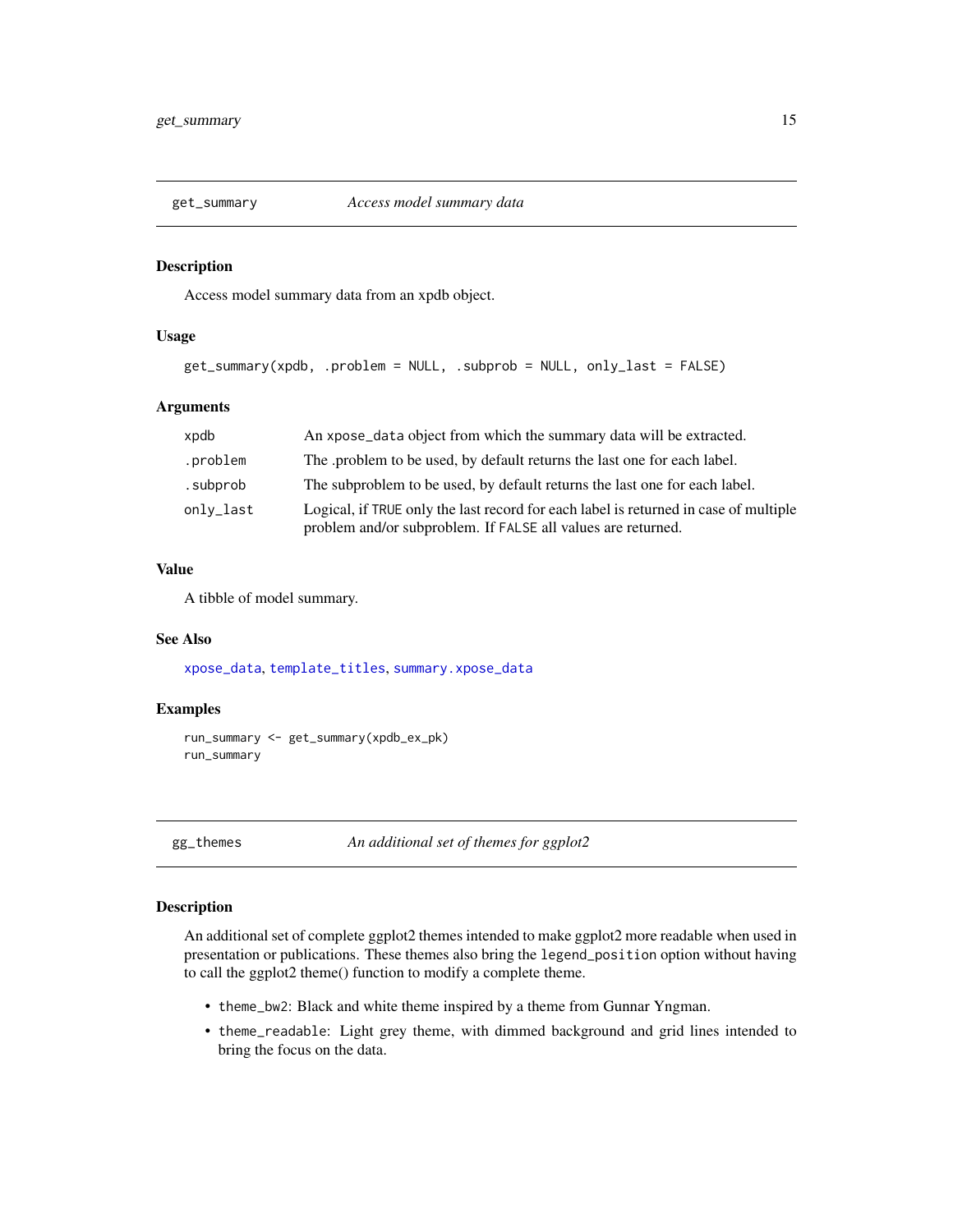## get_summary — *Access model summary data*

### Description

Access model summary data from an xpdb object.

### Usage

```
get_summary(xpdb, .problem = NULL, .subprob = NULL, only_last = FALSE)
```

### Arguments

| | |
|---|---|
| `xpdb` | An `xpose_data` object from which the summary data will be extracted. |
| `.problem` | The .problem to be used, by default returns the last one for each label. |
| `.subprob` | The subproblem to be used, by default returns the last one for each label. |
| `only_last` | Logical, if `TRUE` only the last record for each label is returned in case of multiple problem and/or subproblem. If `FALSE` all values are returned. |

### Value

A tibble of model summary.

### See Also

`xpose_data`, `template_titles`, `summary.xpose_data`

### Examples

```
run_summary <- get_summary(xpdb_ex_pk)
run_summary
```

## gg_themes — *An additional set of themes for ggplot2*

### Description

An additional set of complete ggplot2 themes intended to make ggplot2 more readable when used in presentation or publications. These themes also bring the `legend_position` option without having to call the ggplot2 theme() function to modify a complete theme.

- `theme_bw2`: Black and white theme inspired by a theme from Gunnar Yngman.
- `theme_readable`: Light grey theme, with dimmed background and grid lines intended to bring the focus on the data.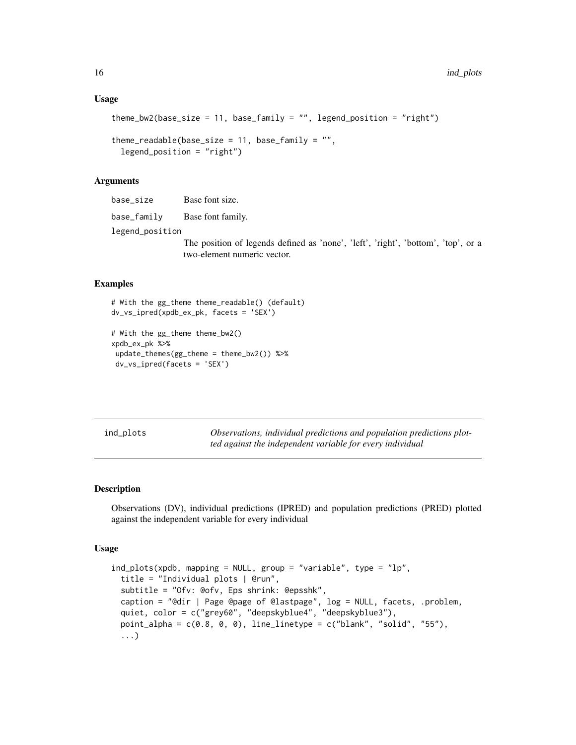### Usage

```
theme_bw2(base_size = 11, base_family = "", legend_position = "right")

theme_readable(base_size = 11, base_family = "",
  legend_position = "right")
```

### Arguments

| | |
|---|---|
| base_size | Base font size. |
| base_family | Base font family. |
| legend_position | The position of legends defined as 'none', 'left', 'right', 'bottom', 'top', or a two-element numeric vector. |

### Examples

```
# With the gg_theme theme_readable() (default)
dv_vs_ipred(xpdb_ex_pk, facets = 'SEX')

# With the gg_theme theme_bw2()
xpdb_ex_pk %>%
 update_themes(gg_theme = theme_bw2()) %>%
 dv_vs_ipred(facets = 'SEX')
```

---

## ind_plots

*Observations, individual predictions and population predictions plotted against the independent variable for every individual*

### Description

Observations (DV), individual predictions (IPRED) and population predictions (PRED) plotted against the independent variable for every individual

### Usage

```
ind_plots(xpdb, mapping = NULL, group = "variable", type = "lp",
  title = "Individual plots | @run",
  subtitle = "Ofv: @ofv, Eps shrink: @epsshk",
  caption = "@dir | Page @page of @lastpage", log = NULL, facets, .problem,
  quiet, color = c("grey60", "deepskyblue4", "deepskyblue3"),
  point_alpha = c(0.8, 0, 0), line_linetype = c("blank", "solid", "55"),
  ...)
```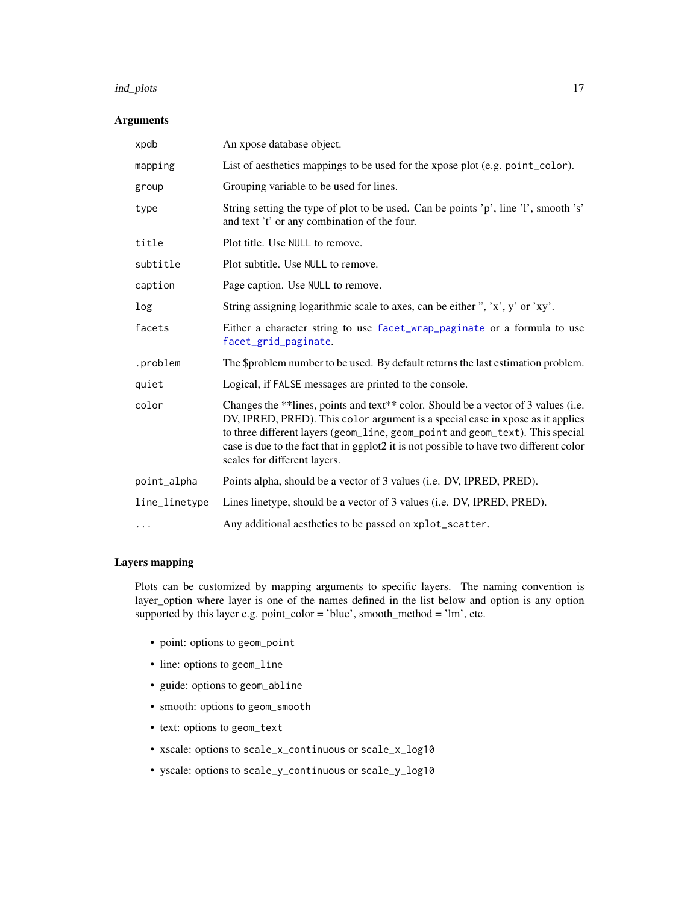## Arguments

| | |
|---|---|
| `xpdb` | An xpose database object. |
| `mapping` | List of aesthetics mappings to be used for the xpose plot (e.g. `point_color`). |
| `group` | Grouping variable to be used for lines. |
| `type` | String setting the type of plot to be used. Can be points 'p', line 'l', smooth 's' and text 't' or any combination of the four. |
| `title` | Plot title. Use `NULL` to remove. |
| `subtitle` | Plot subtitle. Use `NULL` to remove. |
| `caption` | Page caption. Use `NULL` to remove. |
| `log` | String assigning logarithmic scale to axes, can be either '', 'x', y' or 'xy'. |
| `facets` | Either a character string to use `facet_wrap_paginate` or a formula to use `facet_grid_paginate`. |
| `.problem` | The $problem number to be used. By default returns the last estimation problem. |
| `quiet` | Logical, if `FALSE` messages are printed to the console. |
| `color` | Changes the **lines, points and text** color. Should be a vector of 3 values (i.e. DV, IPRED, PRED). This `color` argument is a special case in xpose as it applies to three different layers (`geom_line`, `geom_point` and `geom_text`). This special case is due to the fact that in ggplot2 it is not possible to have two different color scales for different layers. |
| `point_alpha` | Points alpha, should be a vector of 3 values (i.e. DV, IPRED, PRED). |
| `line_linetype` | Lines linetype, should be a vector of 3 values (i.e. DV, IPRED, PRED). |
| `...` | Any additional aesthetics to be passed on `xplot_scatter`. |

## Layers mapping

Plots can be customized by mapping arguments to specific layers. The naming convention is layer_option where layer is one of the names defined in the list below and option is any option supported by this layer e.g. point_color = 'blue', smooth_method = 'lm', etc.

- point: options to `geom_point`
- line: options to `geom_line`
- guide: options to `geom_abline`
- smooth: options to `geom_smooth`
- text: options to `geom_text`
- xscale: options to `scale_x_continuous` or `scale_x_log10`
- yscale: options to `scale_y_continuous` or `scale_y_log10`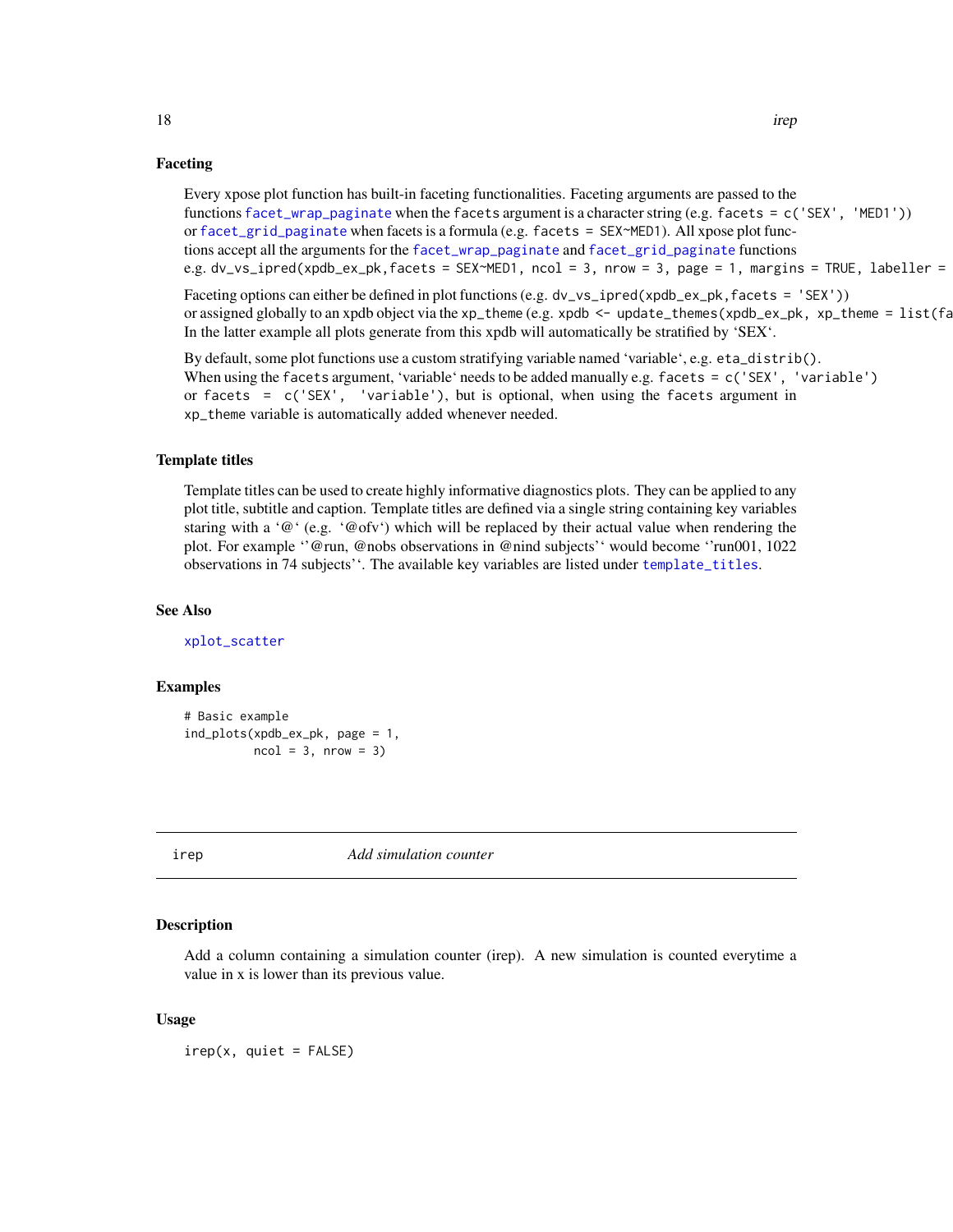### Faceting

Every xpose plot function has built-in faceting functionalities. Faceting arguments are passed to the functions `facet_wrap_paginate` when the `facets` argument is a character string (e.g. `facets = c('SEX', 'MED1')`) or `facet_grid_paginate` when facets is a formula (e.g. `facets = SEX~MED1`). All xpose plot functions accept all the arguments for the `facet_wrap_paginate` and `facet_grid_paginate` functions e.g. `dv_vs_ipred(xpdb_ex_pk,facets = SEX~MED1, ncol = 3, nrow = 3, page = 1, margins = TRUE, labeller =`

Faceting options can either be defined in plot functions (e.g. `dv_vs_ipred(xpdb_ex_pk,facets = 'SEX')`) or assigned globally to an xpdb object via the `xp_theme` (e.g. `xpdb <- update_themes(xpdb_ex_pk, xp_theme = list(fa`
In the latter example all plots generate from this xpdb will automatically be stratified by 'SEX'.

By default, some plot functions use a custom stratifying variable named 'variable', e.g. `eta_distrib()`. When using the `facets` argument, 'variable' needs to be added manually e.g. `facets = c('SEX', 'variable')` or `facets = c('SEX', 'variable')`, but is optional, when using the `facets` argument in `xp_theme` variable is automatically added whenever needed.

### Template titles

Template titles can be used to create highly informative diagnostics plots. They can be applied to any plot title, subtitle and caption. Template titles are defined via a single string containing key variables staring with a '@' (e.g. '@ofv') which will be replaced by their actual value when rendering the plot. For example ''@run, @nobs observations in @nind subjects'' would become ''run001, 1022 observations in 74 subjects''. The available key variables are listed under `template_titles`.

### See Also

`xplot_scatter`

### Examples

```
# Basic example
ind_plots(xpdb_ex_pk, page = 1,
          ncol = 3, nrow = 3)
```

---

## irep *Add simulation counter*

### Description

Add a column containing a simulation counter (irep). A new simulation is counted everytime a value in x is lower than its previous value.

### Usage

```
irep(x, quiet = FALSE)
```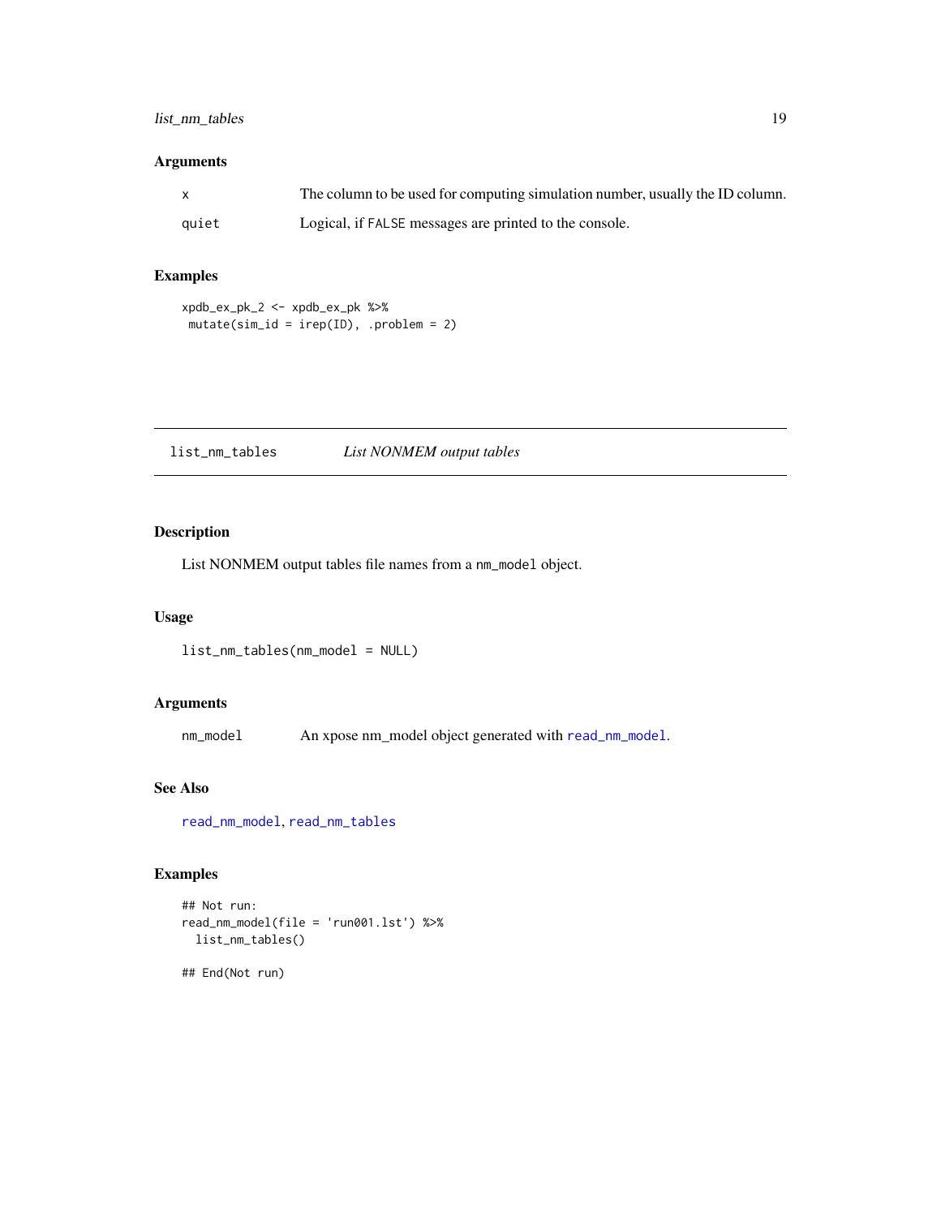## Arguments

| | |
|---|---|
| x | The column to be used for computing simulation number, usually the ID column. |
| quiet | Logical, if FALSE messages are printed to the console. |

## Examples

```
xpdb_ex_pk_2 <- xpdb_ex_pk %>%
 mutate(sim_id = irep(ID), .problem = 2)
```

---

# list_nm_tables — *List NONMEM output tables*

---

## Description

List NONMEM output tables file names from a nm_model object.

## Usage

```
list_nm_tables(nm_model = NULL)
```

## Arguments

| | |
|---|---|
| nm_model | An xpose nm_model object generated with read_nm_model. |

## See Also

read_nm_model, read_nm_tables

## Examples

```
## Not run:
read_nm_model(file = 'run001.lst') %>%
  list_nm_tables()

## End(Not run)
```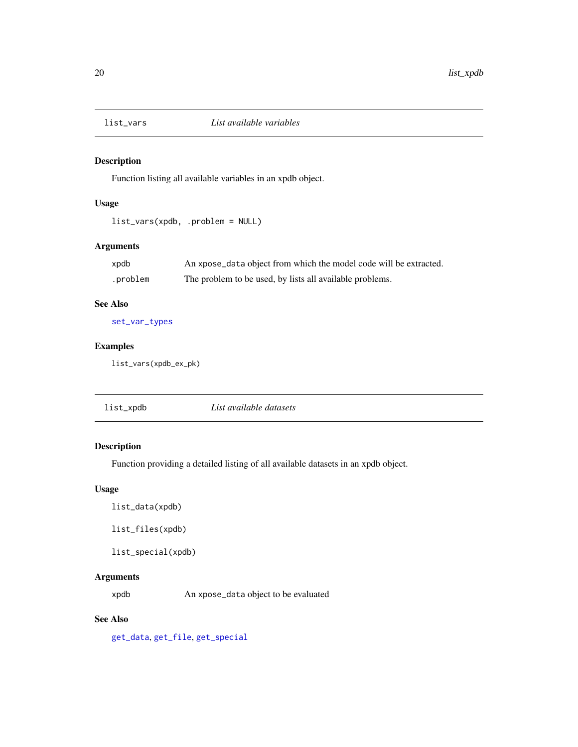## list_vars — *List available variables*

### Description

Function listing all available variables in an xpdb object.

### Usage

```
list_vars(xpdb, .problem = NULL)
```

### Arguments

| | |
|---|---|
| xpdb | An xpose_data object from which the model code will be extracted. |
| .problem | The problem to be used, by lists all available problems. |

### See Also

set_var_types

### Examples

```
list_vars(xpdb_ex_pk)
```

## list_xpdb — *List available datasets*

### Description

Function providing a detailed listing of all available datasets in an xpdb object.

### Usage

```
list_data(xpdb)

list_files(xpdb)

list_special(xpdb)
```

### Arguments

| | |
|---|---|
| xpdb | An xpose_data object to be evaluated |

### See Also

get_data, get_file, get_special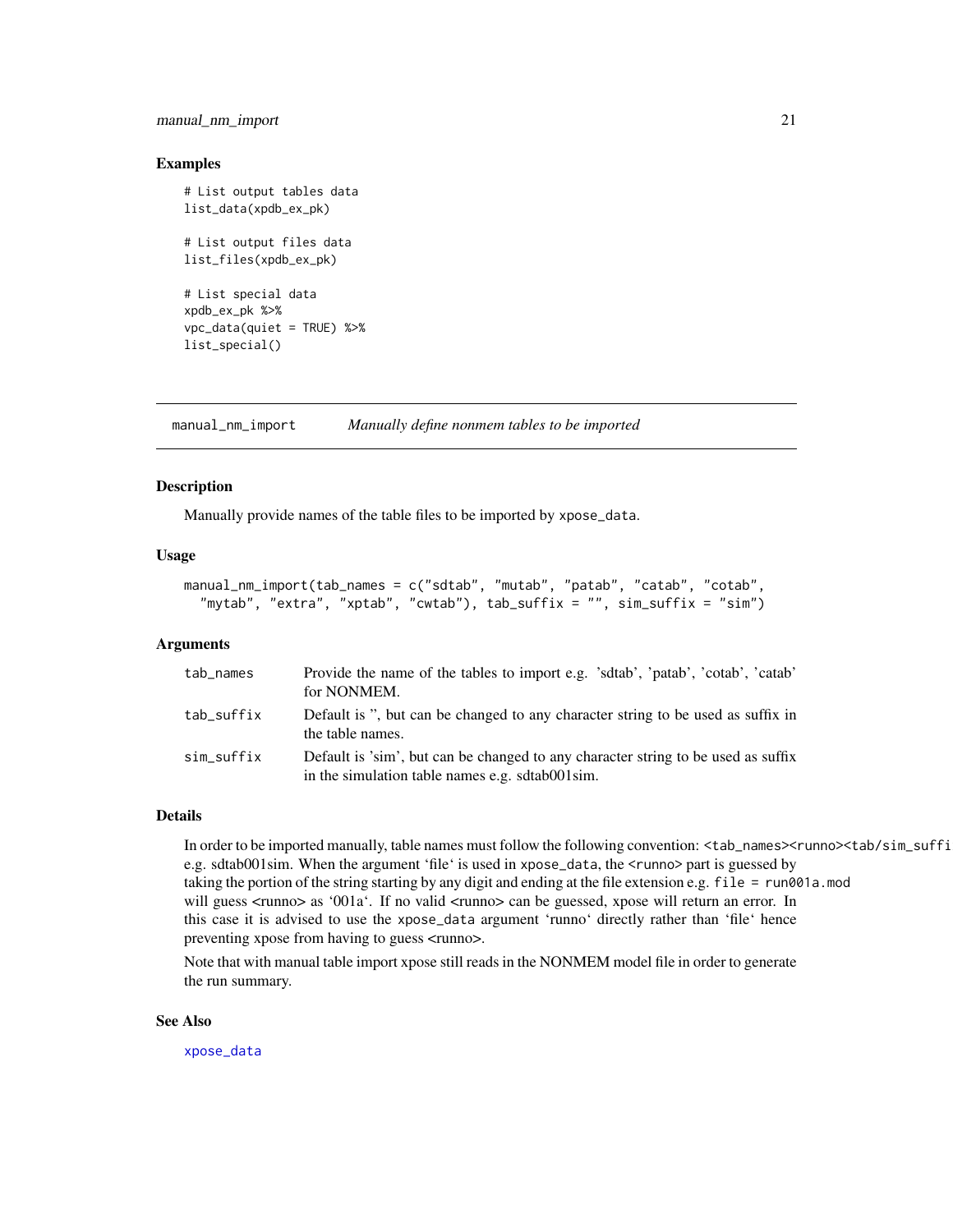## Examples

```
# List output tables data
list_data(xpdb_ex_pk)

# List output files data
list_files(xpdb_ex_pk)

# List special data
xpdb_ex_pk %>%
vpc_data(quiet = TRUE) %>%
list_special()
```

---

## manual_nm_import — *Manually define nonmem tables to be imported*

### Description

Manually provide names of the table files to be imported by `xpose_data`.

### Usage

```
manual_nm_import(tab_names = c("sdtab", "mutab", "patab", "catab", "cotab",
  "mytab", "extra", "xptab", "cwtab"), tab_suffix = "", sim_suffix = "sim")
```

### Arguments

| | |
|---|---|
| `tab_names` | Provide the name of the tables to import e.g. 'sdtab', 'patab', 'cotab', 'catab' for NONMEM. |
| `tab_suffix` | Default is '', but can be changed to any character string to be used as suffix in the table names. |
| `sim_suffix` | Default is 'sim', but can be changed to any character string to be used as suffix in the simulation table names e.g. sdtab001sim. |

### Details

In order to be imported manually, table names must follow the following convention: `<tab_names><runno><tab/sim_suffi` e.g. sdtab001sim. When the argument 'file' is used in `xpose_data`, the <runno> part is guessed by taking the portion of the string starting by any digit and ending at the file extension e.g. `file = run001a.mod` will guess <runno> as '001a'. If no valid <runno> can be guessed, xpose will return an error. In this case it is advised to use the `xpose_data` argument 'runno' directly rather than 'file' hence preventing xpose from having to guess <runno>.

Note that with manual table import xpose still reads in the NONMEM model file in order to generate the run summary.

### See Also

`xpose_data`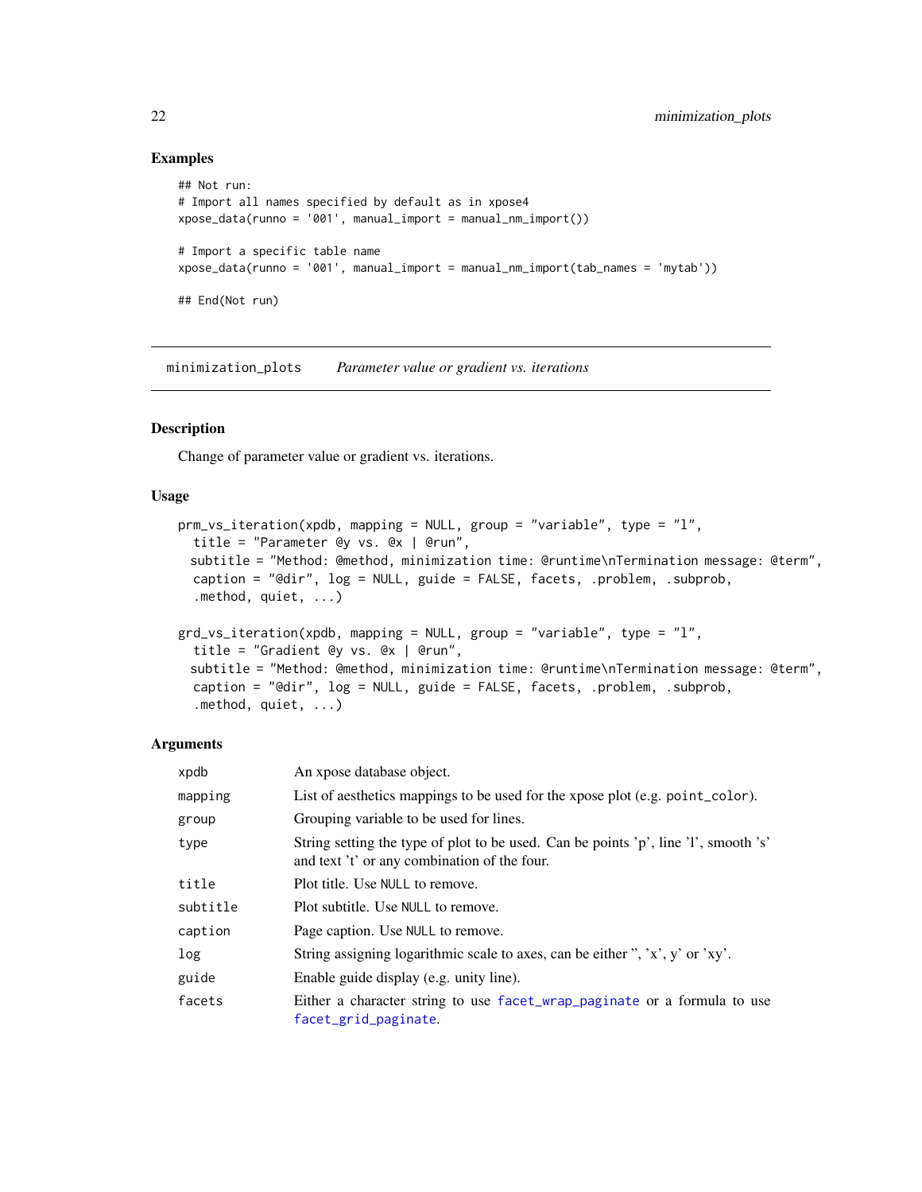## Examples

```
## Not run:
# Import all names specified by default as in xpose4
xpose_data(runno = '001', manual_import = manual_nm_import())

# Import a specific table name
xpose_data(runno = '001', manual_import = manual_nm_import(tab_names = 'mytab'))

## End(Not run)
```

---

# minimization_plots — *Parameter value or gradient vs. iterations*

---

## Description

Change of parameter value or gradient vs. iterations.

## Usage

```
prm_vs_iteration(xpdb, mapping = NULL, group = "variable", type = "l",
  title = "Parameter @y vs. @x | @run",
  subtitle = "Method: @method, minimization time: @runtime\nTermination message: @term",
  caption = "@dir", log = NULL, guide = FALSE, facets, .problem, .subprob,
  .method, quiet, ...)

grd_vs_iteration(xpdb, mapping = NULL, group = "variable", type = "l",
  title = "Gradient @y vs. @x | @run",
  subtitle = "Method: @method, minimization time: @runtime\nTermination message: @term",
  caption = "@dir", log = NULL, guide = FALSE, facets, .problem, .subprob,
  .method, quiet, ...)
```

## Arguments

| | |
|---|---|
| `xpdb` | An xpose database object. |
| `mapping` | List of aesthetics mappings to be used for the xpose plot (e.g. `point_color`). |
| `group` | Grouping variable to be used for lines. |
| `type` | String setting the type of plot to be used. Can be points 'p', line 'l', smooth 's' and text 't' or any combination of the four. |
| `title` | Plot title. Use `NULL` to remove. |
| `subtitle` | Plot subtitle. Use `NULL` to remove. |
| `caption` | Page caption. Use `NULL` to remove. |
| `log` | String assigning logarithmic scale to axes, can be either '', 'x', y' or 'xy'. |
| `guide` | Enable guide display (e.g. unity line). |
| `facets` | Either a character string to use `facet_wrap_paginate` or a formula to use `facet_grid_paginate`. |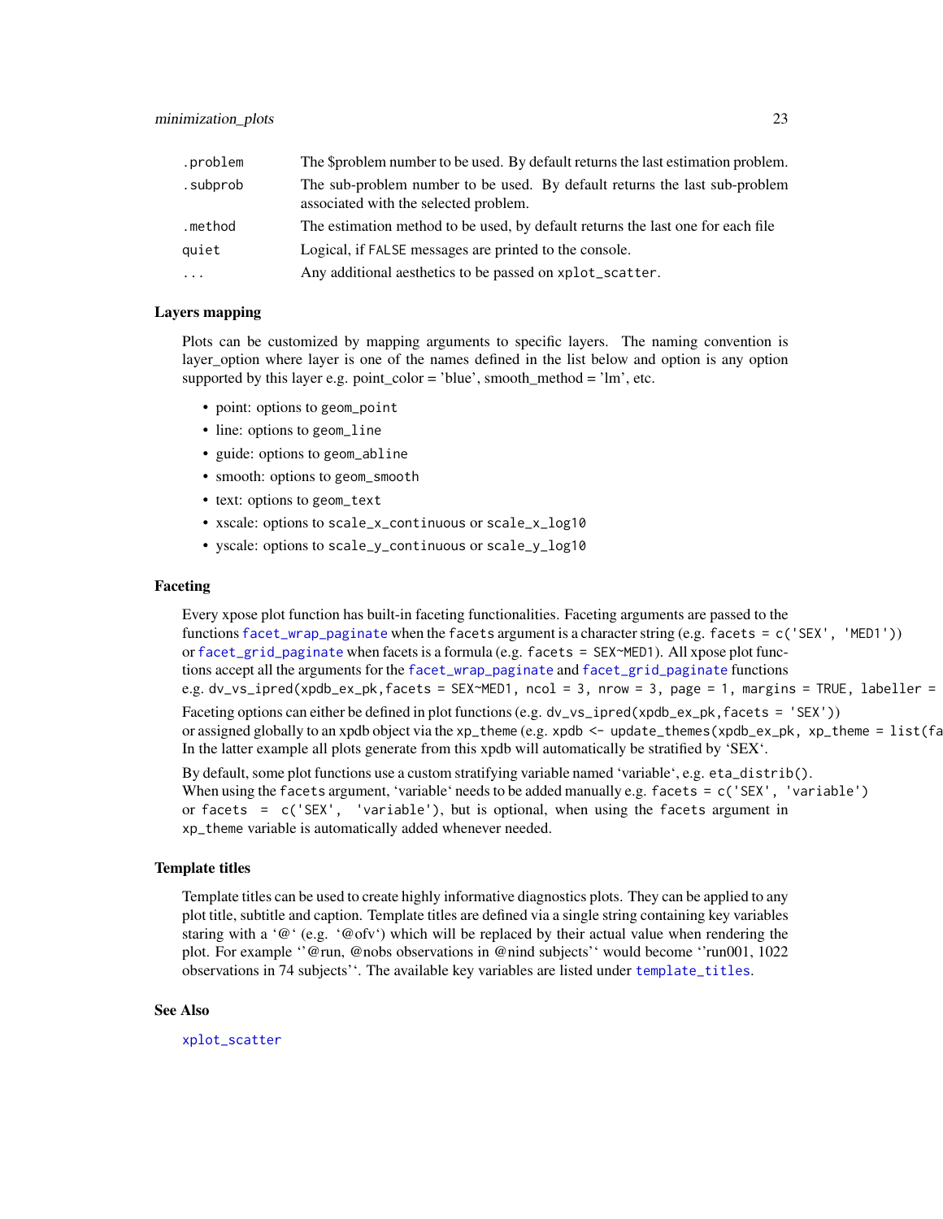| | |
|---|---|
| .problem | The $problem number to be used. By default returns the last estimation problem. |
| .subprob | The sub-problem number to be used. By default returns the last sub-problem associated with the selected problem. |
| .method | The estimation method to be used, by default returns the last one for each file |
| quiet | Logical, if FALSE messages are printed to the console. |
| ... | Any additional aesthetics to be passed on xplot_scatter. |

### Layers mapping

Plots can be customized by mapping arguments to specific layers. The naming convention is layer_option where layer is one of the names defined in the list below and option is any option supported by this layer e.g. point_color = 'blue', smooth_method = 'lm', etc.

- point: options to geom_point
- line: options to geom_line
- guide: options to geom_abline
- smooth: options to geom_smooth
- text: options to geom_text
- xscale: options to scale_x_continuous or scale_x_log10
- yscale: options to scale_y_continuous or scale_y_log10

### Faceting

Every xpose plot function has built-in faceting functionalities. Faceting arguments are passed to the functions facet_wrap_paginate when the facets argument is a character string (e.g. facets = c('SEX', 'MED1')) or facet_grid_paginate when facets is a formula (e.g. facets = SEX~MED1). All xpose plot functions accept all the arguments for the facet_wrap_paginate and facet_grid_paginate functions e.g. dv_vs_ipred(xpdb_ex_pk,facets = SEX~MED1, ncol = 3, nrow = 3, page = 1, margins = TRUE, labeller =

Faceting options can either be defined in plot functions (e.g. dv_vs_ipred(xpdb_ex_pk,facets = 'SEX')) or assigned globally to an xpdb object via the xp_theme (e.g. xpdb <- update_themes(xpdb_ex_pk, xp_theme = list(fa In the latter example all plots generate from this xpdb will automatically be stratified by 'SEX'.

By default, some plot functions use a custom stratifying variable named 'variable', e.g. eta_distrib(). When using the facets argument, 'variable' needs to be added manually e.g. facets = c('SEX', 'variable') or facets = c('SEX', 'variable'), but is optional, when using the facets argument in xp_theme variable is automatically added whenever needed.

### Template titles

Template titles can be used to create highly informative diagnostics plots. They can be applied to any plot title, subtitle and caption. Template titles are defined via a single string containing key variables staring with a '@' (e.g. '@ofv') which will be replaced by their actual value when rendering the plot. For example ''@run, @nobs observations in @nind subjects'' would become ''run001, 1022 observations in 74 subjects''. The available key variables are listed under template_titles.

### See Also

xplot_scatter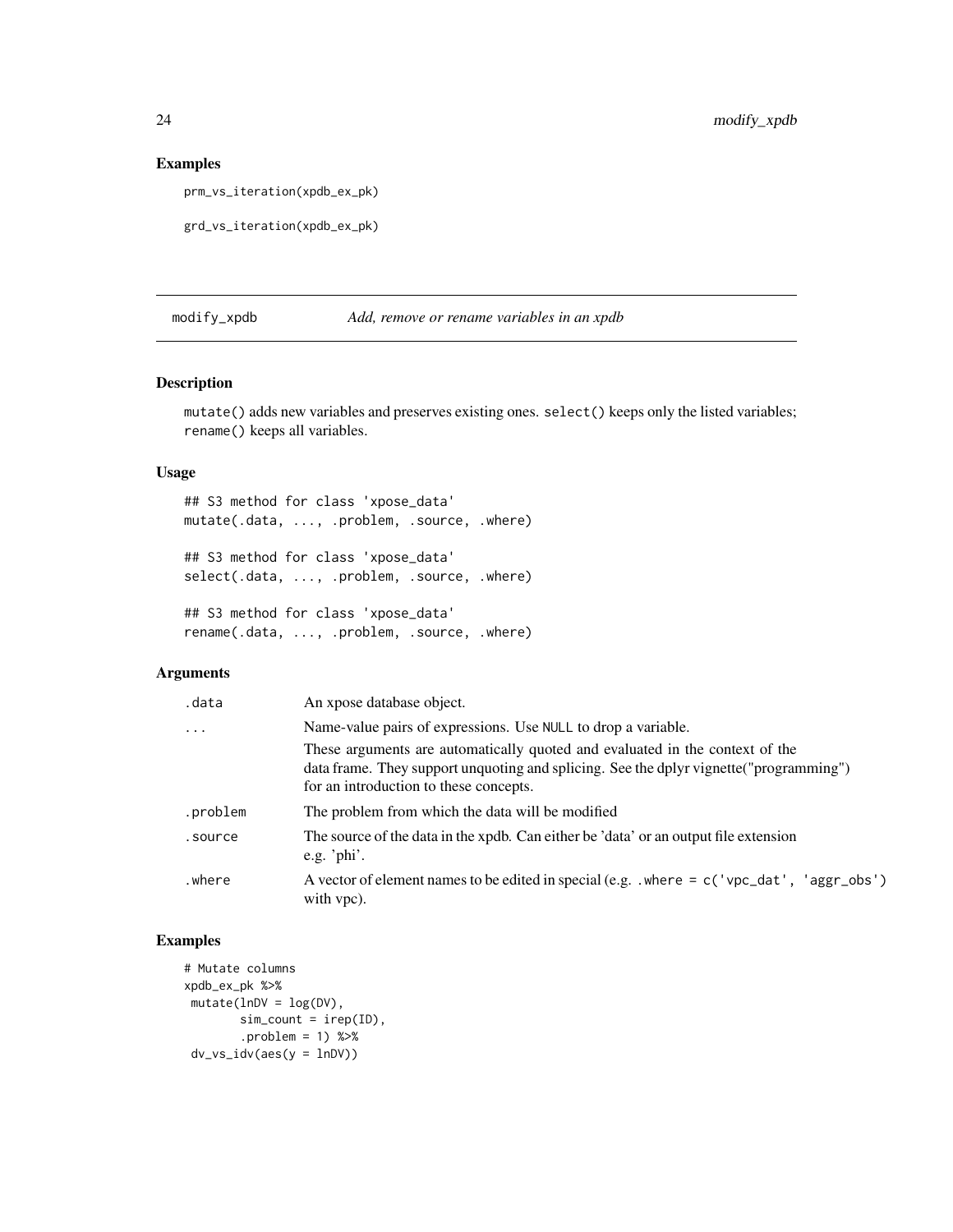### Examples

```
prm_vs_iteration(xpdb_ex_pk)

grd_vs_iteration(xpdb_ex_pk)
```

---

## modify_xpdb — *Add, remove or rename variables in an xpdb*

### Description

`mutate()` adds new variables and preserves existing ones. `select()` keeps only the listed variables; `rename()` keeps all variables.

### Usage

```
## S3 method for class 'xpose_data'
mutate(.data, ..., .problem, .source, .where)

## S3 method for class 'xpose_data'
select(.data, ..., .problem, .source, .where)

## S3 method for class 'xpose_data'
rename(.data, ..., .problem, .source, .where)
```

### Arguments

| | |
|---|---|
| `.data` | An xpose database object. |
| `...` | Name-value pairs of expressions. Use `NULL` to drop a variable. These arguments are automatically quoted and evaluated in the context of the data frame. They support unquoting and splicing. See the dplyr vignette("programming") for an introduction to these concepts. |
| `.problem` | The problem from which the data will be modified |
| `.source` | The source of the data in the xpdb. Can either be 'data' or an output file extension e.g. 'phi'. |
| `.where` | A vector of element names to be edited in special (e.g. `.where = c('vpc_dat', 'aggr_obs')` with vpc). |

### Examples

```
# Mutate columns
xpdb_ex_pk %>%
 mutate(lnDV = log(DV),
        sim_count = irep(ID),
        .problem = 1) %>%
 dv_vs_idv(aes(y = lnDV))
```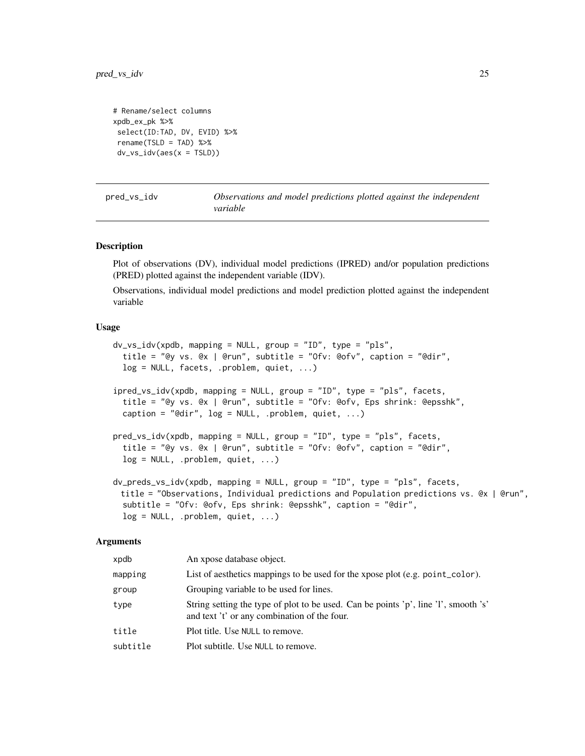```
# Rename/select columns
xpdb_ex_pk %>%
 select(ID:TAD, DV, EVID) %>%
 rename(TSLD = TAD) %>%
 dv_vs_idv(aes(x = TSLD))
```

## pred_vs_idv — *Observations and model predictions plotted against the independent variable*

### Description

Plot of observations (DV), individual model predictions (IPRED) and/or population predictions (PRED) plotted against the independent variable (IDV).

Observations, individual model predictions and model prediction plotted against the independent variable

### Usage

```
dv_vs_idv(xpdb, mapping = NULL, group = "ID", type = "pls",
  title = "@y vs. @x | @run", subtitle = "Ofv: @ofv", caption = "@dir",
  log = NULL, facets, .problem, quiet, ...)

ipred_vs_idv(xpdb, mapping = NULL, group = "ID", type = "pls", facets,
  title = "@y vs. @x | @run", subtitle = "Ofv: @ofv, Eps shrink: @epsshk",
  caption = "@dir", log = NULL, .problem, quiet, ...)

pred_vs_idv(xpdb, mapping = NULL, group = "ID", type = "pls", facets,
  title = "@y vs. @x | @run", subtitle = "Ofv: @ofv", caption = "@dir",
  log = NULL, .problem, quiet, ...)

dv_preds_vs_idv(xpdb, mapping = NULL, group = "ID", type = "pls", facets,
  title = "Observations, Individual predictions and Population predictions vs. @x | @run",
  subtitle = "Ofv: @ofv, Eps shrink: @epsshk", caption = "@dir",
  log = NULL, .problem, quiet, ...)
```

### Arguments

| | |
|---|---|
| xpdb | An xpose database object. |
| mapping | List of aesthetics mappings to be used for the xpose plot (e.g. point_color). |
| group | Grouping variable to be used for lines. |
| type | String setting the type of plot to be used. Can be points 'p', line 'l', smooth 's' and text 't' or any combination of the four. |
| title | Plot title. Use NULL to remove. |
| subtitle | Plot subtitle. Use NULL to remove. |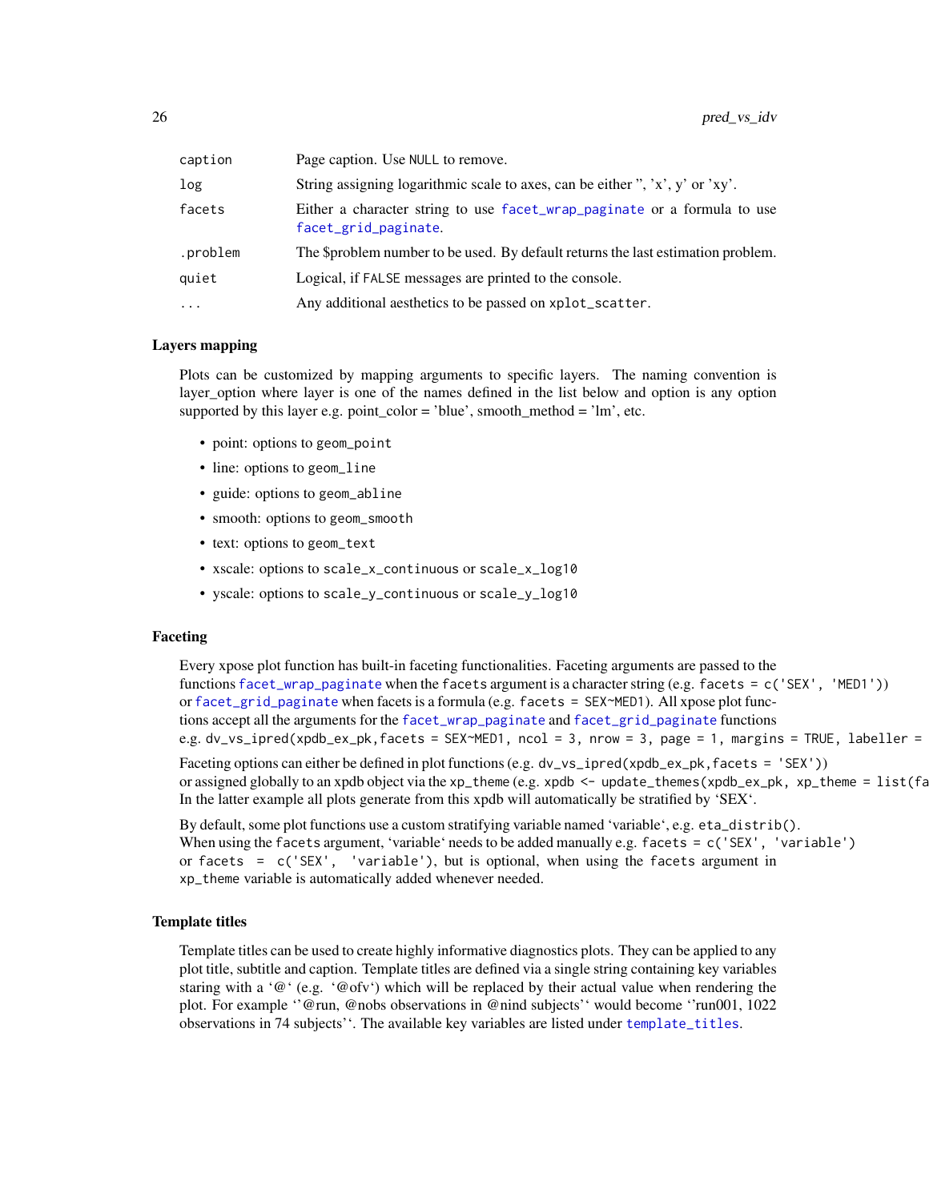| | |
|---|---|
| caption | Page caption. Use NULL to remove. |
| log | String assigning logarithmic scale to axes, can be either '', 'x', y' or 'xy'. |
| facets | Either a character string to use facet_wrap_paginate or a formula to use facet_grid_paginate. |
| .problem | The $problem number to be used. By default returns the last estimation problem. |
| quiet | Logical, if FALSE messages are printed to the console. |
| ... | Any additional aesthetics to be passed on xplot_scatter. |

## Layers mapping

Plots can be customized by mapping arguments to specific layers. The naming convention is layer_option where layer is one of the names defined in the list below and option is any option supported by this layer e.g. point_color = 'blue', smooth_method = 'lm', etc.

- point: options to `geom_point`
- line: options to `geom_line`
- guide: options to `geom_abline`
- smooth: options to `geom_smooth`
- text: options to `geom_text`
- xscale: options to `scale_x_continuous` or `scale_x_log10`
- yscale: options to `scale_y_continuous` or `scale_y_log10`

## Faceting

Every xpose plot function has built-in faceting functionalities. Faceting arguments are passed to the functions facet_wrap_paginate when the facets argument is a character string (e.g. `facets = c('SEX', 'MED1')`) or facet_grid_paginate when facets is a formula (e.g. `facets = SEX~MED1`). All xpose plot functions accept all the arguments for the facet_wrap_paginate and facet_grid_paginate functions e.g. `dv_vs_ipred(xpdb_ex_pk,facets = SEX~MED1, ncol = 3, nrow = 3, page = 1, margins = TRUE, labeller =`

Faceting options can either be defined in plot functions (e.g. `dv_vs_ipred(xpdb_ex_pk,facets = 'SEX')`) or assigned globally to an xpdb object via the xp_theme (e.g. `xpdb <- update_themes(xpdb_ex_pk, xp_theme = list(fa`
In the latter example all plots generate from this xpdb will automatically be stratified by 'SEX'.

By default, some plot functions use a custom stratifying variable named 'variable', e.g. `eta_distrib()`. When using the facets argument, 'variable' needs to be added manually e.g. `facets = c('SEX', 'variable')` or `facets = c('SEX', 'variable')`, but is optional, when using the facets argument in xp_theme variable is automatically added whenever needed.

## Template titles

Template titles can be used to create highly informative diagnostics plots. They can be applied to any plot title, subtitle and caption. Template titles are defined via a single string containing key variables staring with a '@' (e.g. '@ofv') which will be replaced by their actual value when rendering the plot. For example ''@run, @nobs observations in @nind subjects'' would become ''run001, 1022 observations in 74 subjects''. The available key variables are listed under template_titles.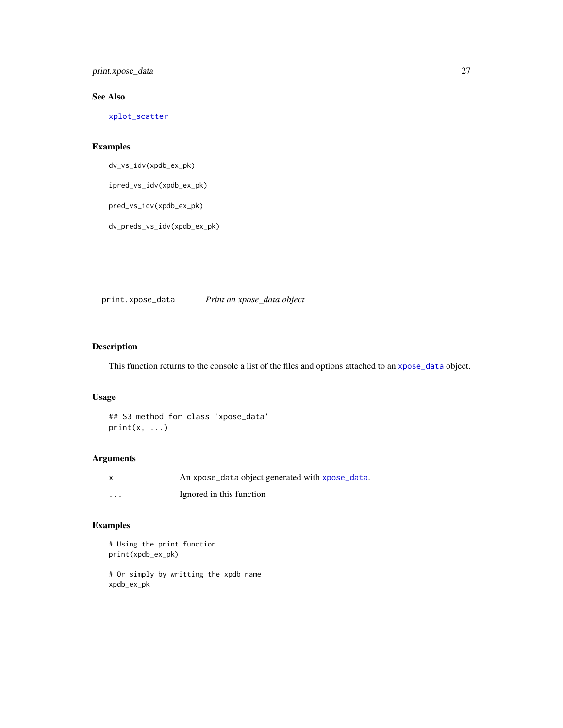### See Also

xplot_scatter

### Examples

```
dv_vs_idv(xpdb_ex_pk)

ipred_vs_idv(xpdb_ex_pk)

pred_vs_idv(xpdb_ex_pk)

dv_preds_vs_idv(xpdb_ex_pk)
```

---

## print.xpose_data &nbsp;&nbsp;&nbsp; *Print an xpose_data object*

### Description

This function returns to the console a list of the files and options attached to an xpose_data object.

### Usage

```
## S3 method for class 'xpose_data'
print(x, ...)
```

### Arguments

| | |
|---|---|
| x | An xpose_data object generated with xpose_data. |
| ... | Ignored in this function |

### Examples

```
# Using the print function
print(xpdb_ex_pk)

# Or simply by writting the xpdb name
xpdb_ex_pk
```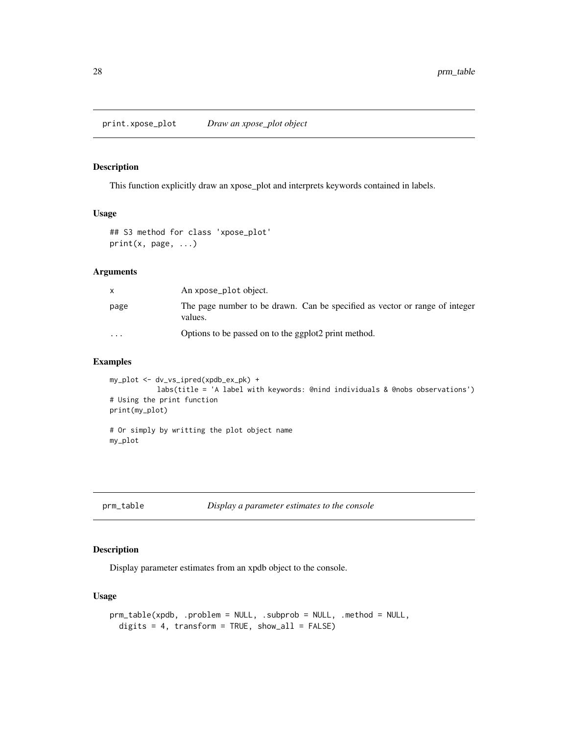## print.xpose_plot — *Draw an xpose_plot object*

### Description

This function explicitly draw an xpose_plot and interprets keywords contained in labels.

### Usage

```
## S3 method for class 'xpose_plot'
print(x, page, ...)
```

### Arguments

| | |
|---|---|
| x | An xpose_plot object. |
| page | The page number to be drawn. Can be specified as vector or range of integer values. |
| ... | Options to be passed on to the ggplot2 print method. |

### Examples

```
my_plot <- dv_vs_ipred(xpdb_ex_pk) +
           labs(title = 'A label with keywords: @nind individuals & @nobs observations')
# Using the print function
print(my_plot)

# Or simply by writting the plot object name
my_plot
```

## prm_table — *Display a parameter estimates to the console*

### Description

Display parameter estimates from an xpdb object to the console.

### Usage

```
prm_table(xpdb, .problem = NULL, .subprob = NULL, .method = NULL,
  digits = 4, transform = TRUE, show_all = FALSE)
```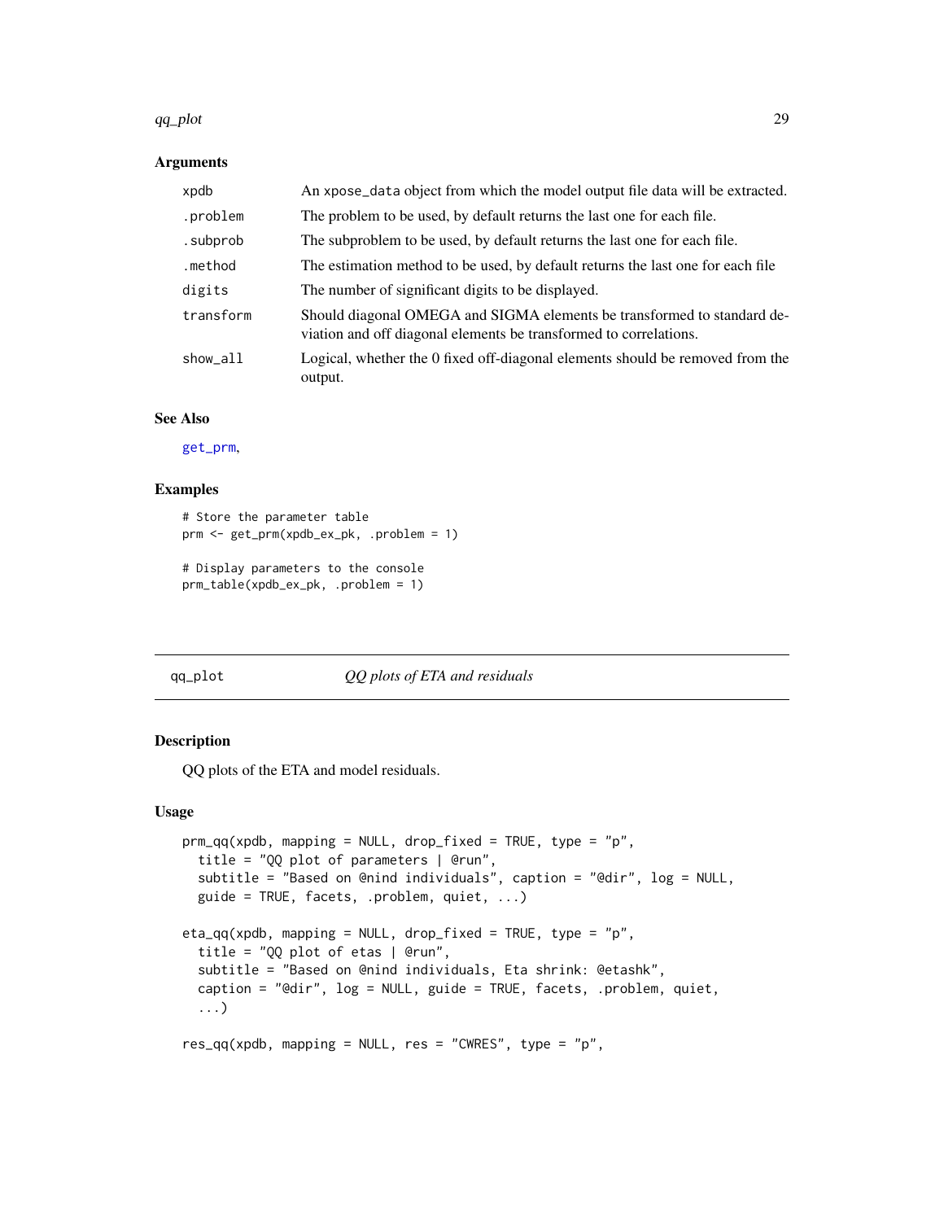### Arguments

| | |
|---|---|
| xpdb | An xpose_data object from which the model output file data will be extracted. |
| .problem | The problem to be used, by default returns the last one for each file. |
| .subprob | The subproblem to be used, by default returns the last one for each file. |
| .method | The estimation method to be used, by default returns the last one for each file |
| digits | The number of significant digits to be displayed. |
| transform | Should diagonal OMEGA and SIGMA elements be transformed to standard deviation and off diagonal elements be transformed to correlations. |
| show_all | Logical, whether the 0 fixed off-diagonal elements should be removed from the output. |

### See Also

get_prm,

### Examples

```
# Store the parameter table
prm <- get_prm(xpdb_ex_pk, .problem = 1)

# Display parameters to the console
prm_table(xpdb_ex_pk, .problem = 1)
```

## qq_plot *QQ plots of ETA and residuals*

### Description

QQ plots of the ETA and model residuals.

### Usage

```
prm_qq(xpdb, mapping = NULL, drop_fixed = TRUE, type = "p",
  title = "QQ plot of parameters | @run",
  subtitle = "Based on @nind individuals", caption = "@dir", log = NULL,
  guide = TRUE, facets, .problem, quiet, ...)

eta_qq(xpdb, mapping = NULL, drop_fixed = TRUE, type = "p",
  title = "QQ plot of etas | @run",
  subtitle = "Based on @nind individuals, Eta shrink: @etashk",
  caption = "@dir", log = NULL, guide = TRUE, facets, .problem, quiet,
  ...)

res_qq(xpdb, mapping = NULL, res = "CWRES", type = "p",
```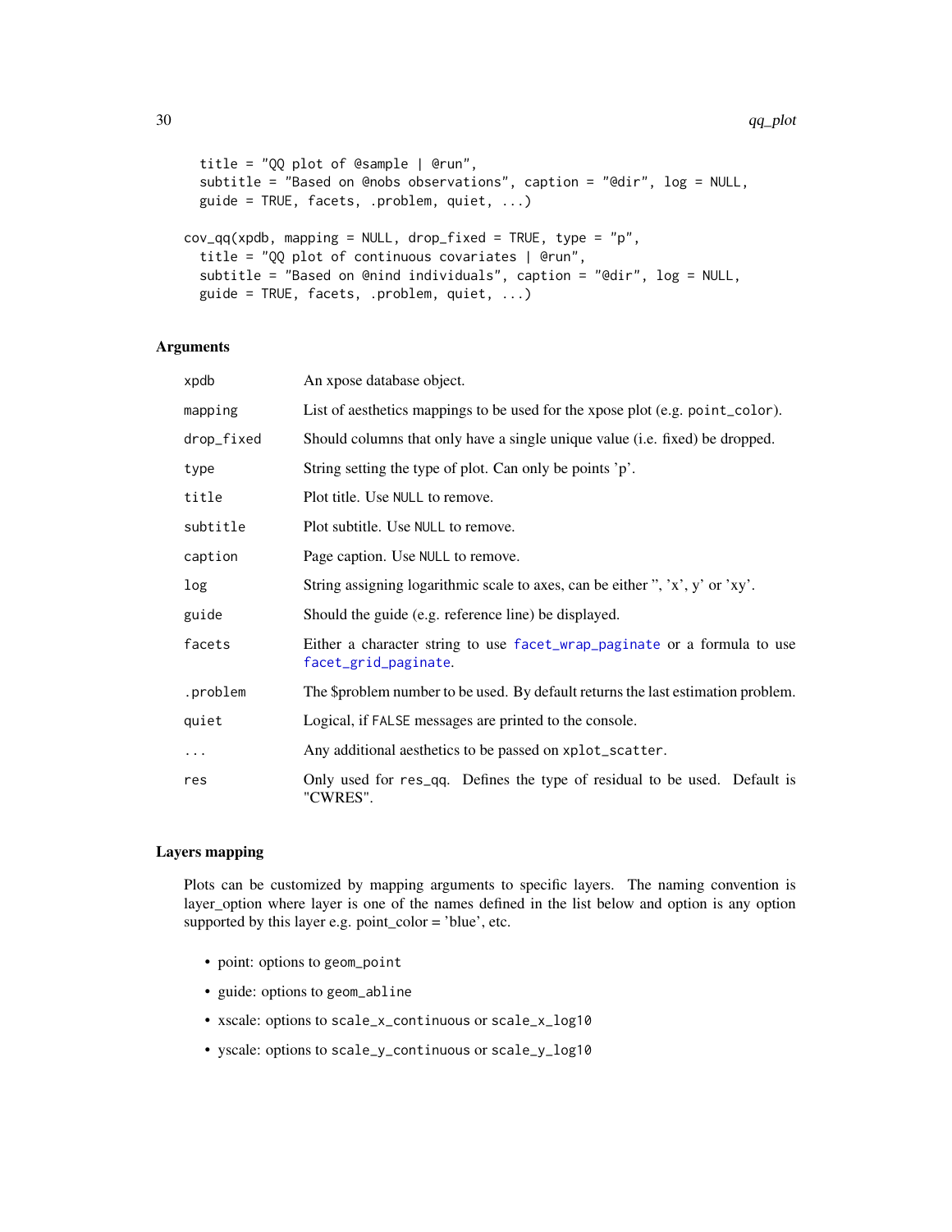```
  title = "QQ plot of @sample | @run",
  subtitle = "Based on @nobs observations", caption = "@dir", log = NULL,
  guide = TRUE, facets, .problem, quiet, ...)

cov_qq(xpdb, mapping = NULL, drop_fixed = TRUE, type = "p",
  title = "QQ plot of continuous covariates | @run",
  subtitle = "Based on @nind individuals", caption = "@dir", log = NULL,
  guide = TRUE, facets, .problem, quiet, ...)
```

### Arguments

| | |
|---|---|
| `xpdb` | An xpose database object. |
| `mapping` | List of aesthetics mappings to be used for the xpose plot (e.g. `point_color`). |
| `drop_fixed` | Should columns that only have a single unique value (i.e. fixed) be dropped. |
| `type` | String setting the type of plot. Can only be points 'p'. |
| `title` | Plot title. Use `NULL` to remove. |
| `subtitle` | Plot subtitle. Use `NULL` to remove. |
| `caption` | Page caption. Use `NULL` to remove. |
| `log` | String assigning logarithmic scale to axes, can be either '', 'x', y' or 'xy'. |
| `guide` | Should the guide (e.g. reference line) be displayed. |
| `facets` | Either a character string to use `facet_wrap_paginate` or a formula to use `facet_grid_paginate`. |
| `.problem` | The $problem number to be used. By default returns the last estimation problem. |
| `quiet` | Logical, if `FALSE` messages are printed to the console. |
| `...` | Any additional aesthetics to be passed on `xplot_scatter`. |
| `res` | Only used for `res_qq`. Defines the type of residual to be used. Default is "CWRES". |

### Layers mapping

Plots can be customized by mapping arguments to specific layers. The naming convention is layer_option where layer is one of the names defined in the list below and option is any option supported by this layer e.g. point_color = 'blue', etc.

- point: options to `geom_point`
- guide: options to `geom_abline`
- xscale: options to `scale_x_continuous` or `scale_x_log10`
- yscale: options to `scale_y_continuous` or `scale_y_log10`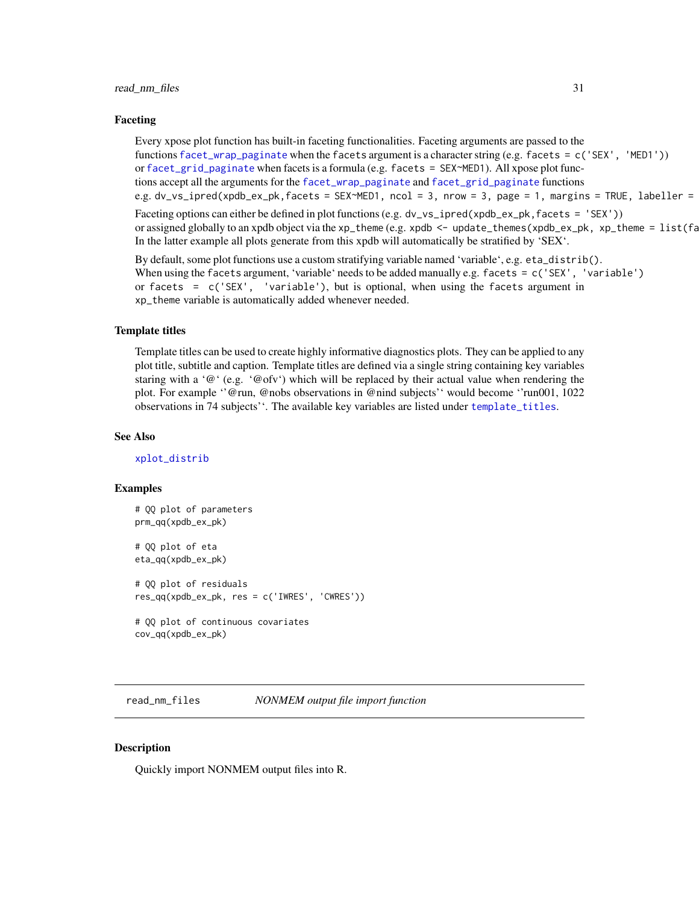## Faceting

Every xpose plot function has built-in faceting functionalities. Faceting arguments are passed to the functions `facet_wrap_paginate` when the `facets` argument is a character string (e.g. `facets = c('SEX', 'MED1')`) or `facet_grid_paginate` when facets is a formula (e.g. `facets = SEX~MED1`). All xpose plot functions accept all the arguments for the `facet_wrap_paginate` and `facet_grid_paginate` functions e.g. `dv_vs_ipred(xpdb_ex_pk,facets = SEX~MED1, ncol = 3, nrow = 3, page = 1, margins = TRUE, labeller =`

Faceting options can either be defined in plot functions (e.g. `dv_vs_ipred(xpdb_ex_pk,facets = 'SEX')`) or assigned globally to an xpdb object via the `xp_theme` (e.g. `xpdb <- update_themes(xpdb_ex_pk, xp_theme = list(fa` In the latter example all plots generate from this xpdb will automatically be stratified by 'SEX'.

By default, some plot functions use a custom stratifying variable named 'variable', e.g. `eta_distrib()`. When using the `facets` argument, 'variable' needs to be added manually e.g. `facets = c('SEX', 'variable')` or `facets = c('SEX', 'variable')`, but is optional, when using the `facets` argument in `xp_theme` variable is automatically added whenever needed.

## Template titles

Template titles can be used to create highly informative diagnostics plots. They can be applied to any plot title, subtitle and caption. Template titles are defined via a single string containing key variables staring with a '@' (e.g. '@ofv') which will be replaced by their actual value when rendering the plot. For example ''@run, @nobs observations in @nind subjects'' would become ''run001, 1022 observations in 74 subjects''. The available key variables are listed under `template_titles`.

## See Also

`xplot_distrib`

## Examples

```
# QQ plot of parameters
prm_qq(xpdb_ex_pk)

# QQ plot of eta
eta_qq(xpdb_ex_pk)

# QQ plot of residuals
res_qq(xpdb_ex_pk, res = c('IWRES', 'CWRES'))

# QQ plot of continuous covariates
cov_qq(xpdb_ex_pk)
```

---

# read_nm_files &nbsp;&nbsp;&nbsp; *NONMEM output file import function*

---

## Description

Quickly import NONMEM output files into R.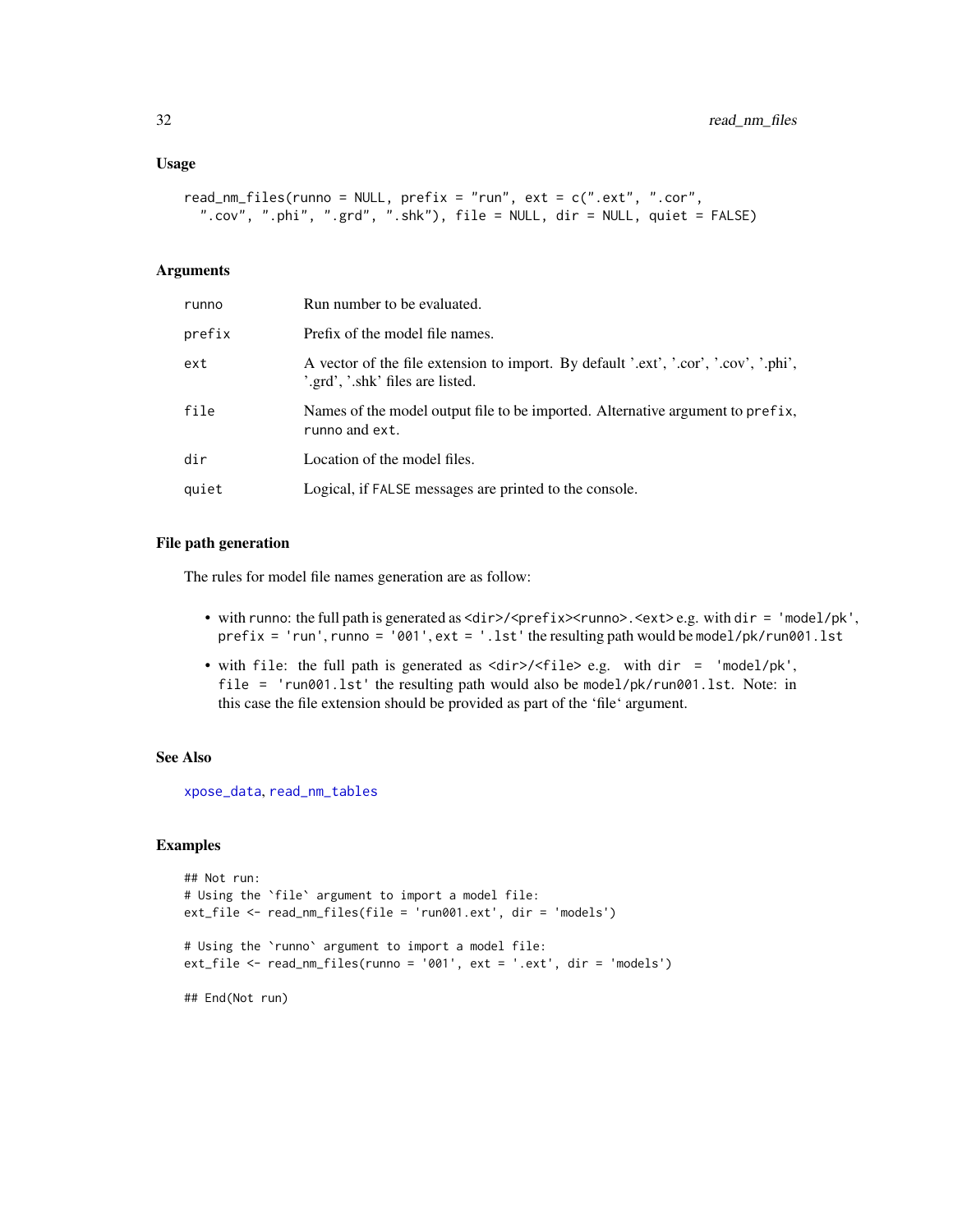### Usage

```
read_nm_files(runno = NULL, prefix = "run", ext = c(".ext", ".cor",
  ".cov", ".phi", ".grd", ".shk"), file = NULL, dir = NULL, quiet = FALSE)
```

### Arguments

| | |
|---|---|
| `runno` | Run number to be evaluated. |
| `prefix` | Prefix of the model file names. |
| `ext` | A vector of the file extension to import. By default '.ext', '.cor', '.cov', '.phi', '.grd', '.shk' files are listed. |
| `file` | Names of the model output file to be imported. Alternative argument to `prefix`, `runno` and `ext`. |
| `dir` | Location of the model files. |
| `quiet` | Logical, if `FALSE` messages are printed to the console. |

### File path generation

The rules for model file names generation are as follow:

- with `runno`: the full path is generated as `<dir>/<prefix><runno>.<ext>` e.g. with `dir = 'model/pk'`, `prefix = 'run'`, `runno = '001'`, `ext = '.lst'` the resulting path would be `model/pk/run001.lst`
- with `file`: the full path is generated as `<dir>/<file>` e.g. with `dir = 'model/pk'`, `file = 'run001.lst'` the resulting path would also be `model/pk/run001.lst`. Note: in this case the file extension should be provided as part of the 'file' argument.

### See Also

`xpose_data`, `read_nm_tables`

### Examples

```
## Not run:
# Using the `file` argument to import a model file:
ext_file <- read_nm_files(file = 'run001.ext', dir = 'models')

# Using the `runno` argument to import a model file:
ext_file <- read_nm_files(runno = '001', ext = '.ext', dir = 'models')

## End(Not run)
```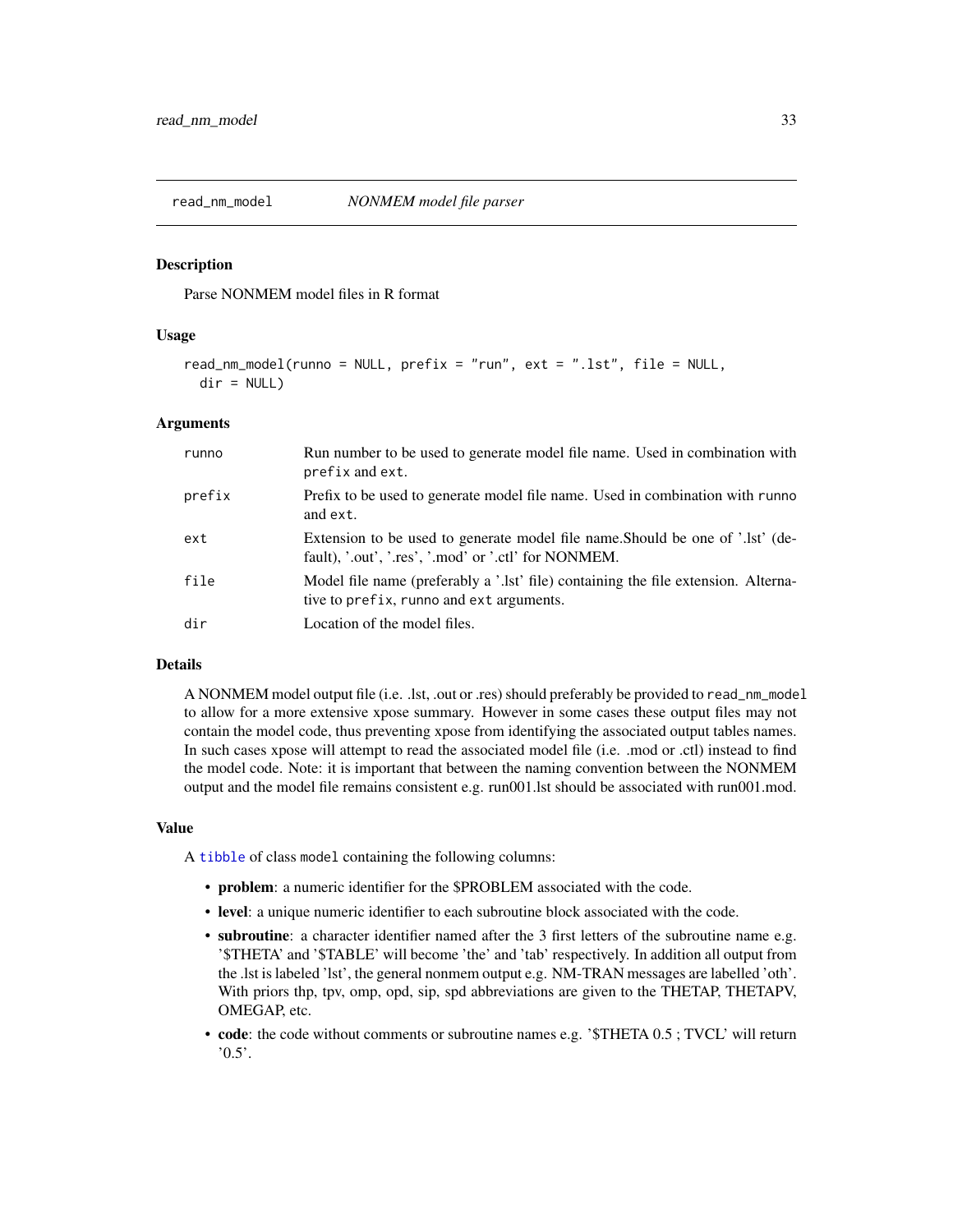read_nm_model *NONMEM model file parser*

## Description

Parse NONMEM model files in R format

## Usage

```
read_nm_model(runno = NULL, prefix = "run", ext = ".lst", file = NULL,
  dir = NULL)
```

## Arguments

| | |
|---|---|
| runno | Run number to be used to generate model file name. Used in combination with `prefix` and `ext`. |
| prefix | Prefix to be used to generate model file name. Used in combination with `runno` and `ext`. |
| ext | Extension to be used to generate model file name.Should be one of '.lst' (default), '.out', '.res', '.mod' or '.ctl' for NONMEM. |
| file | Model file name (preferably a '.lst' file) containing the file extension. Alternative to `prefix`, `runno` and `ext` arguments. |
| dir | Location of the model files. |

## Details

A NONMEM model output file (i.e. .lst, .out or .res) should preferably be provided to `read_nm_model` to allow for a more extensive xpose summary. However in some cases these output files may not contain the model code, thus preventing xpose from identifying the associated output tables names. In such cases xpose will attempt to read the associated model file (i.e. .mod or .ctl) instead to find the model code. Note: it is important that between the naming convention between the NONMEM output and the model file remains consistent e.g. run001.lst should be associated with run001.mod.

## Value

A `tibble` of class `model` containing the following columns:

- **problem**: a numeric identifier for the $PROBLEM associated with the code.
- **level**: a unique numeric identifier to each subroutine block associated with the code.
- **subroutine**: a character identifier named after the 3 first letters of the subroutine name e.g. '$THETA' and '$TABLE' will become 'the' and 'tab' respectively. In addition all output from the .lst is labeled 'lst', the general nonmem output e.g. NM-TRAN messages are labelled 'oth'. With priors thp, tpv, omp, opd, sip, spd abbreviations are given to the THETAP, THETAPV, OMEGAP, etc.
- **code**: the code without comments or subroutine names e.g. '$THETA 0.5 ; TVCL' will return '0.5'.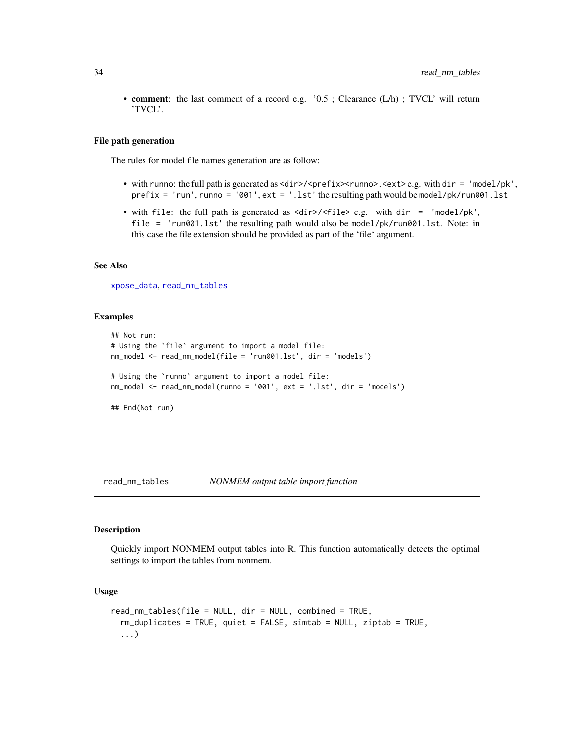- **comment**: the last comment of a record e.g. '0.5 ; Clearance (L/h) ; TVCL' will return 'TVCL'.

### File path generation

The rules for model file names generation are as follow:

- with `runno`: the full path is generated as `<dir>/<prefix><runno>.<ext>` e.g. with `dir = 'model/pk'`, `prefix = 'run'`, `runno = '001'`, `ext = '.lst'` the resulting path would be `model/pk/run001.lst`
- with `file`: the full path is generated as `<dir>/<file>` e.g. with `dir = 'model/pk'`, `file = 'run001.lst'` the resulting path would also be `model/pk/run001.lst`. Note: in this case the file extension should be provided as part of the 'file' argument.

### See Also

`xpose_data`, `read_nm_tables`

### Examples

```
## Not run:
# Using the `file` argument to import a model file:
nm_model <- read_nm_model(file = 'run001.lst', dir = 'models')

# Using the `runno` argument to import a model file:
nm_model <- read_nm_model(runno = '001', ext = '.lst', dir = 'models')

## End(Not run)
```

---

## read_nm_tables — *NONMEM output table import function*

### Description

Quickly import NONMEM output tables into R. This function automatically detects the optimal settings to import the tables from nonmem.

### Usage

```
read_nm_tables(file = NULL, dir = NULL, combined = TRUE,
  rm_duplicates = TRUE, quiet = FALSE, simtab = NULL, ziptab = TRUE,
  ...)
```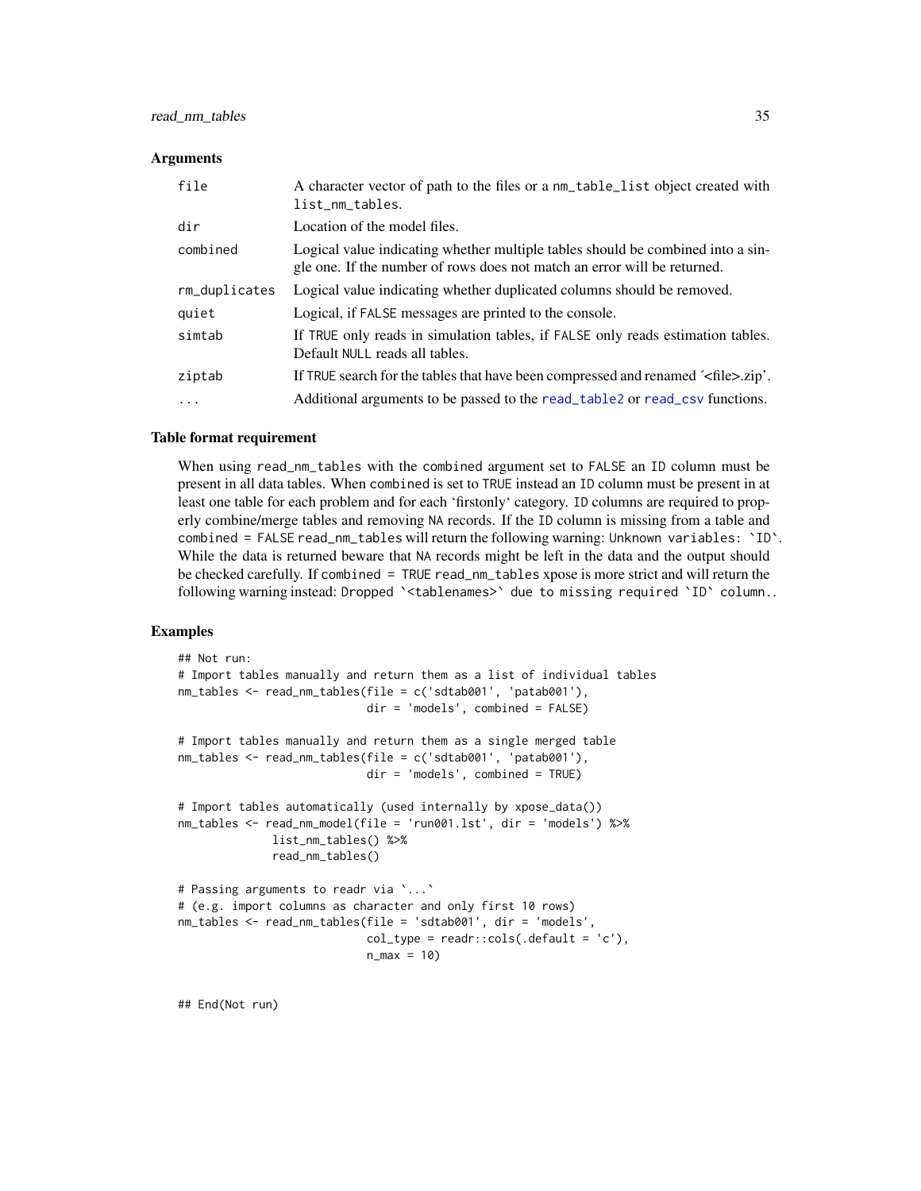### Arguments

| | |
|---|---|
| file | A character vector of path to the files or a nm_table_list object created with list_nm_tables. |
| dir | Location of the model files. |
| combined | Logical value indicating whether multiple tables should be combined into a single one. If the number of rows does not match an error will be returned. |
| rm_duplicates | Logical value indicating whether duplicated columns should be removed. |
| quiet | Logical, if FALSE messages are printed to the console. |
| simtab | If TRUE only reads in simulation tables, if FALSE only reads estimation tables. Default NULL reads all tables. |
| ziptab | If TRUE search for the tables that have been compressed and renamed ´<file>.zip'. |
| ... | Additional arguments to be passed to the read_table2 or read_csv functions. |

### Table format requirement

When using read_nm_tables with the combined argument set to FALSE an ID column must be present in all data tables. When combined is set to TRUE instead an ID column must be present in at least one table for each problem and for each 'firstonly' category. ID columns are required to properly combine/merge tables and removing NA records. If the ID column is missing from a table and combined = FALSE read_nm_tables will return the following warning: Unknown variables: `ID`. While the data is returned beware that NA records might be left in the data and the output should be checked carefully. If combined = TRUE read_nm_tables xpose is more strict and will return the following warning instead: Dropped `<tablenames>` due to missing required `ID` column..

### Examples

```
## Not run:
# Import tables manually and return them as a list of individual tables
nm_tables <- read_nm_tables(file = c('sdtab001', 'patab001'),
                            dir = 'models', combined = FALSE)

# Import tables manually and return them as a single merged table
nm_tables <- read_nm_tables(file = c('sdtab001', 'patab001'),
                            dir = 'models', combined = TRUE)

# Import tables automatically (used internally by xpose_data())
nm_tables <- read_nm_model(file = 'run001.lst', dir = 'models') %>%
             list_nm_tables() %>%
             read_nm_tables()

# Passing arguments to readr via `...`
# (e.g. import columns as character and only first 10 rows)
nm_tables <- read_nm_tables(file = 'sdtab001', dir = 'models',
                            col_type = readr::cols(.default = 'c'),
                            n_max = 10)


## End(Not run)
```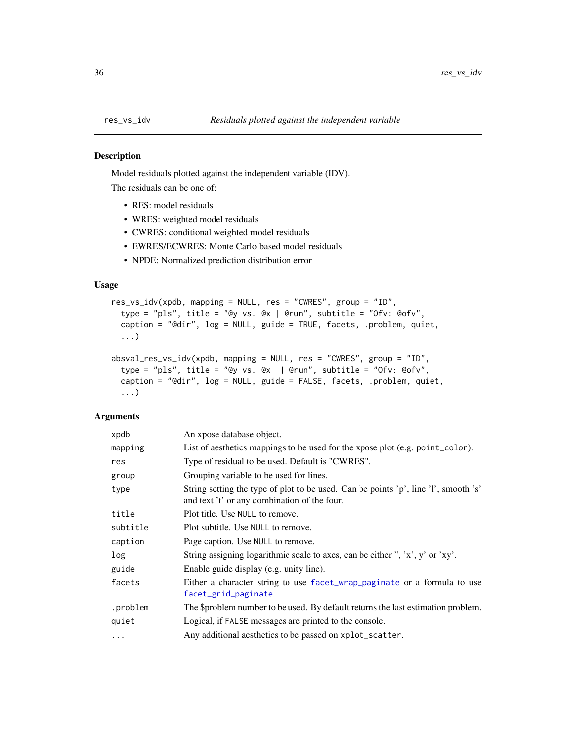# res_vs_idv — *Residuals plotted against the independent variable*

## Description

Model residuals plotted against the independent variable (IDV).

The residuals can be one of:

- RES: model residuals
- WRES: weighted model residuals
- CWRES: conditional weighted model residuals
- EWRES/ECWRES: Monte Carlo based model residuals
- NPDE: Normalized prediction distribution error

## Usage

```
res_vs_idv(xpdb, mapping = NULL, res = "CWRES", group = "ID",
  type = "pls", title = "@y vs. @x | @run", subtitle = "Ofv: @ofv",
  caption = "@dir", log = NULL, guide = TRUE, facets, .problem, quiet,
  ...)

absval_res_vs_idv(xpdb, mapping = NULL, res = "CWRES", group = "ID",
  type = "pls", title = "@y vs. @x  | @run", subtitle = "Ofv: @ofv",
  caption = "@dir", log = NULL, guide = FALSE, facets, .problem, quiet,
  ...)
```

## Arguments

| | |
|---|---|
| `xpdb` | An xpose database object. |
| `mapping` | List of aesthetics mappings to be used for the xpose plot (e.g. `point_color`). |
| `res` | Type of residual to be used. Default is "CWRES". |
| `group` | Grouping variable to be used for lines. |
| `type` | String setting the type of plot to be used. Can be points 'p', line 'l', smooth 's' and text 't' or any combination of the four. |
| `title` | Plot title. Use `NULL` to remove. |
| `subtitle` | Plot subtitle. Use `NULL` to remove. |
| `caption` | Page caption. Use `NULL` to remove. |
| `log` | String assigning logarithmic scale to axes, can be either '', 'x', y' or 'xy'. |
| `guide` | Enable guide display (e.g. unity line). |
| `facets` | Either a character string to use `facet_wrap_paginate` or a formula to use `facet_grid_paginate`. |
| `.problem` | The $problem number to be used. By default returns the last estimation problem. |
| `quiet` | Logical, if `FALSE` messages are printed to the console. |
| `...` | Any additional aesthetics to be passed on `xplot_scatter`. |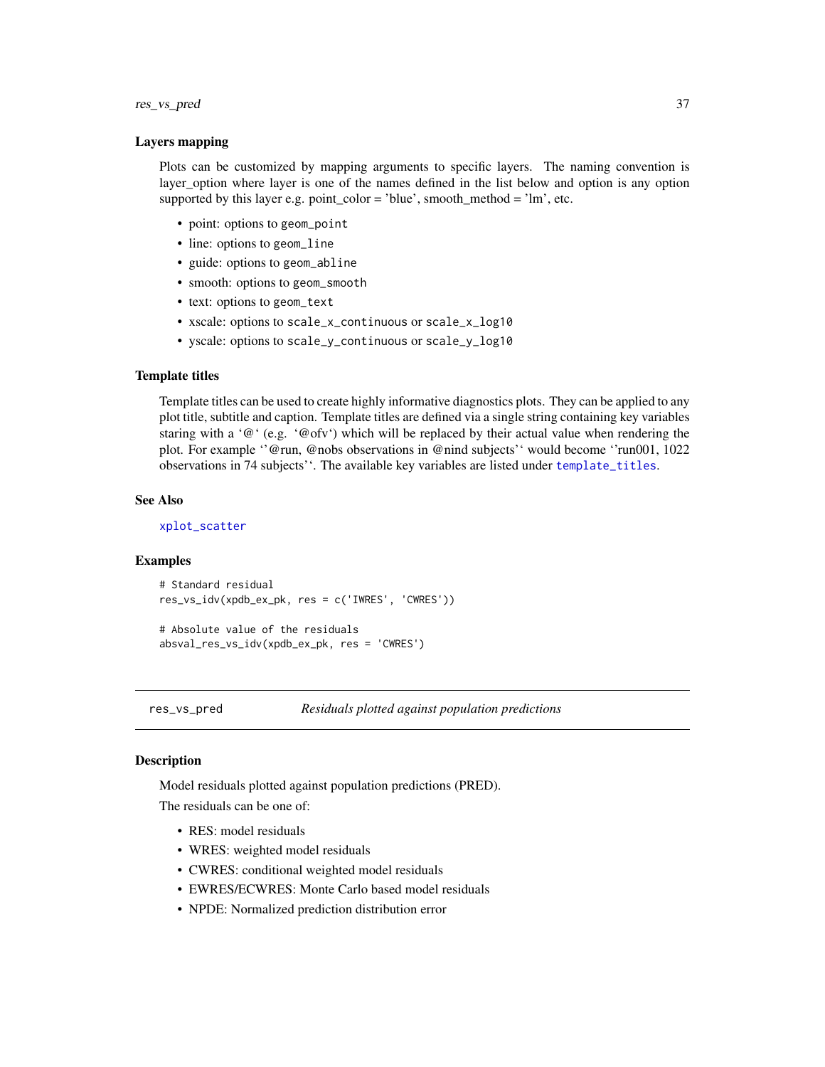### Layers mapping

Plots can be customized by mapping arguments to specific layers. The naming convention is layer_option where layer is one of the names defined in the list below and option is any option supported by this layer e.g. point_color = 'blue', smooth_method = 'lm', etc.

- point: options to `geom_point`
- line: options to `geom_line`
- guide: options to `geom_abline`
- smooth: options to `geom_smooth`
- text: options to `geom_text`
- xscale: options to `scale_x_continuous` or `scale_x_log10`
- yscale: options to `scale_y_continuous` or `scale_y_log10`

### Template titles

Template titles can be used to create highly informative diagnostics plots. They can be applied to any plot title, subtitle and caption. Template titles are defined via a single string containing key variables staring with a '@' (e.g. '@ofv') which will be replaced by their actual value when rendering the plot. For example ''@run, @nobs observations in @nind subjects'' would become ''run001, 1022 observations in 74 subjects''. The available key variables are listed under `template_titles`.

### See Also

`xplot_scatter`

### Examples

```
# Standard residual
res_vs_idv(xpdb_ex_pk, res = c('IWRES', 'CWRES'))

# Absolute value of the residuals
absval_res_vs_idv(xpdb_ex_pk, res = 'CWRES')
```

---

## res_vs_pred — *Residuals plotted against population predictions*

### Description

Model residuals plotted against population predictions (PRED).

The residuals can be one of:

- RES: model residuals
- WRES: weighted model residuals
- CWRES: conditional weighted model residuals
- EWRES/ECWRES: Monte Carlo based model residuals
- NPDE: Normalized prediction distribution error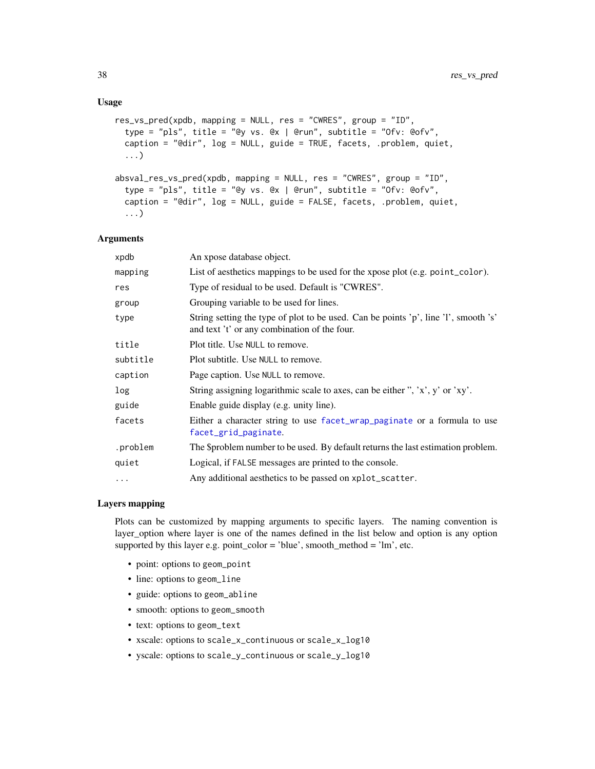### Usage

```
res_vs_pred(xpdb, mapping = NULL, res = "CWRES", group = "ID",
  type = "pls", title = "@y vs. @x | @run", subtitle = "Ofv: @ofv",
  caption = "@dir", log = NULL, guide = TRUE, facets, .problem, quiet,
  ...)

absval_res_vs_pred(xpdb, mapping = NULL, res = "CWRES", group = "ID",
  type = "pls", title = "@y vs. @x | @run", subtitle = "Ofv: @ofv",
  caption = "@dir", log = NULL, guide = FALSE, facets, .problem, quiet,
  ...)
```

### Arguments

| | |
|---|---|
| `xpdb` | An xpose database object. |
| `mapping` | List of aesthetics mappings to be used for the xpose plot (e.g. `point_color`). |
| `res` | Type of residual to be used. Default is "CWRES". |
| `group` | Grouping variable to be used for lines. |
| `type` | String setting the type of plot to be used. Can be points 'p', line 'l', smooth 's' and text 't' or any combination of the four. |
| `title` | Plot title. Use `NULL` to remove. |
| `subtitle` | Plot subtitle. Use `NULL` to remove. |
| `caption` | Page caption. Use `NULL` to remove. |
| `log` | String assigning logarithmic scale to axes, can be either '', 'x', y' or 'xy'. |
| `guide` | Enable guide display (e.g. unity line). |
| `facets` | Either a character string to use `facet_wrap_paginate` or a formula to use `facet_grid_paginate`. |
| `.problem` | The $problem number to be used. By default returns the last estimation problem. |
| `quiet` | Logical, if `FALSE` messages are printed to the console. |
| `...` | Any additional aesthetics to be passed on `xplot_scatter`. |

### Layers mapping

Plots can be customized by mapping arguments to specific layers. The naming convention is layer_option where layer is one of the names defined in the list below and option is any option supported by this layer e.g. point_color = 'blue', smooth_method = 'lm', etc.

- point: options to `geom_point`
- line: options to `geom_line`
- guide: options to `geom_abline`
- smooth: options to `geom_smooth`
- text: options to `geom_text`
- xscale: options to `scale_x_continuous` or `scale_x_log10`
- yscale: options to `scale_y_continuous` or `scale_y_log10`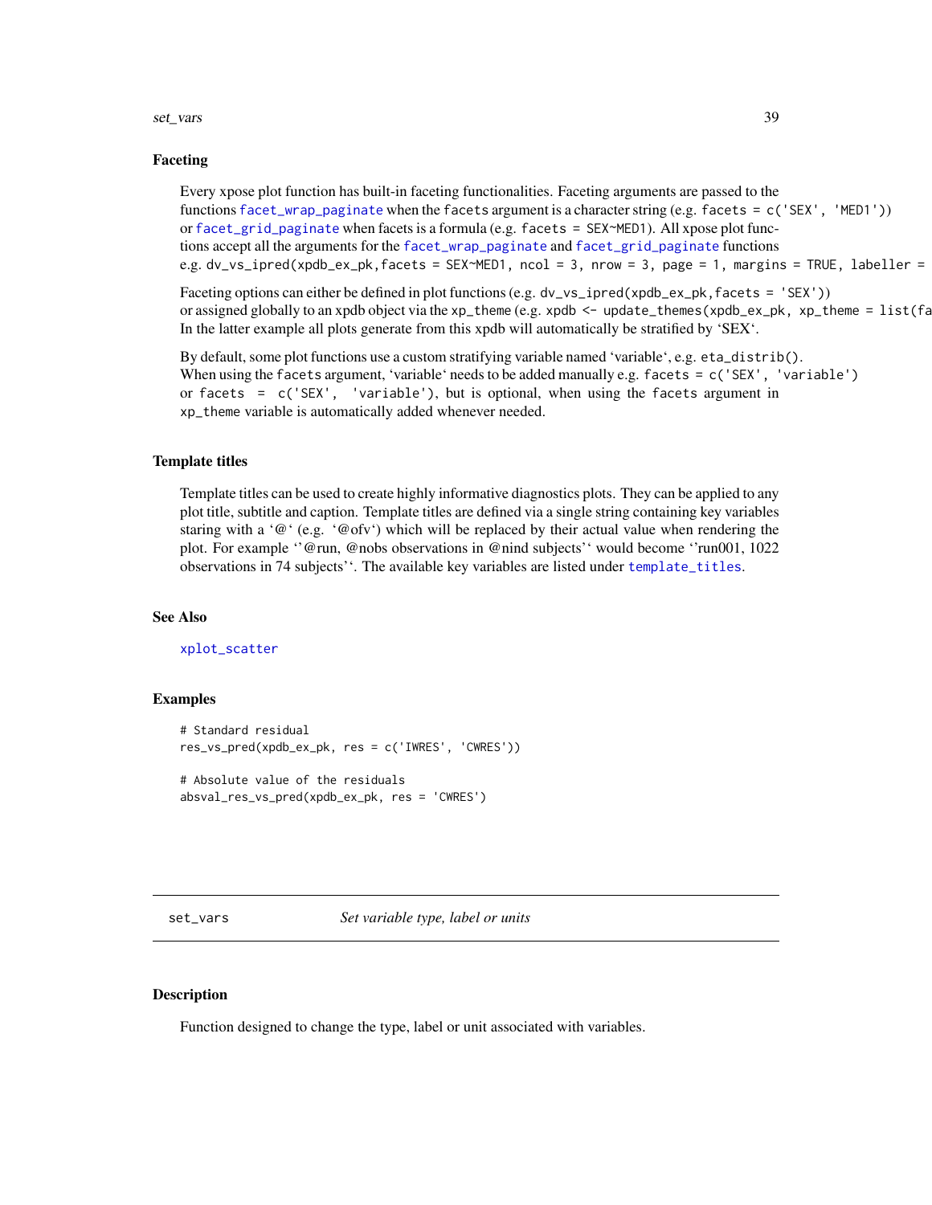### Faceting

Every xpose plot function has built-in faceting functionalities. Faceting arguments are passed to the functions `facet_wrap_paginate` when the `facets` argument is a character string (e.g. `facets = c('SEX', 'MED1')`) or `facet_grid_paginate` when facets is a formula (e.g. `facets = SEX~MED1`). All xpose plot functions accept all the arguments for the `facet_wrap_paginate` and `facet_grid_paginate` functions e.g. `dv_vs_ipred(xpdb_ex_pk,facets = SEX~MED1, ncol = 3, nrow = 3, page = 1, margins = TRUE, labeller =`

Faceting options can either be defined in plot functions (e.g. `dv_vs_ipred(xpdb_ex_pk,facets = 'SEX')`) or assigned globally to an xpdb object via the `xp_theme` (e.g. `xpdb <- update_themes(xpdb_ex_pk, xp_theme = list(fa` In the latter example all plots generate from this xpdb will automatically be stratified by 'SEX'.

By default, some plot functions use a custom stratifying variable named 'variable', e.g. `eta_distrib()`. When using the `facets` argument, 'variable' needs to be added manually e.g. `facets = c('SEX', 'variable')` or `facets = c('SEX', 'variable')`, but is optional, when using the `facets` argument in `xp_theme` variable is automatically added whenever needed.

### Template titles

Template titles can be used to create highly informative diagnostics plots. They can be applied to any plot title, subtitle and caption. Template titles are defined via a single string containing key variables staring with a '@' (e.g. '@ofv') which will be replaced by their actual value when rendering the plot. For example ''@run, @nobs observations in @nind subjects'' would become ''run001, 1022 observations in 74 subjects''. The available key variables are listed under `template_titles`.

### See Also

`xplot_scatter`

### Examples

```
# Standard residual
res_vs_pred(xpdb_ex_pk, res = c('IWRES', 'CWRES'))

# Absolute value of the residuals
absval_res_vs_pred(xpdb_ex_pk, res = 'CWRES')
```

---

## set_vars — *Set variable type, label or units*

### Description

Function designed to change the type, label or unit associated with variables.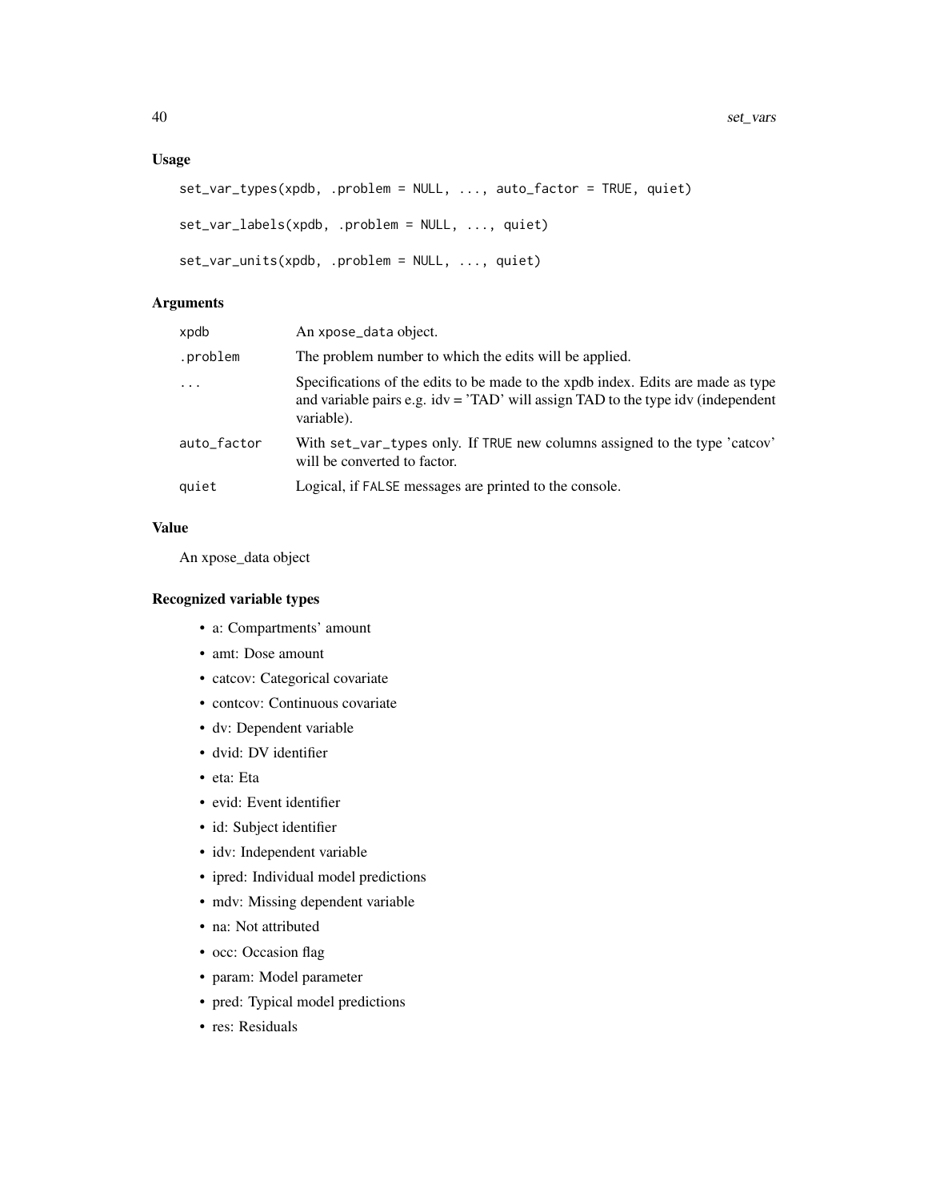### Usage

```
set_var_types(xpdb, .problem = NULL, ..., auto_factor = TRUE, quiet)

set_var_labels(xpdb, .problem = NULL, ..., quiet)

set_var_units(xpdb, .problem = NULL, ..., quiet)
```

### Arguments

| | |
|---|---|
| xpdb | An xpose_data object. |
| .problem | The problem number to which the edits will be applied. |
| ... | Specifications of the edits to be made to the xpdb index. Edits are made as type and variable pairs e.g. idv = 'TAD' will assign TAD to the type idv (independent variable). |
| auto_factor | With set_var_types only. If TRUE new columns assigned to the type 'catcov' will be converted to factor. |
| quiet | Logical, if FALSE messages are printed to the console. |

### Value

An xpose_data object

### Recognized variable types

- a: Compartments' amount
- amt: Dose amount
- catcov: Categorical covariate
- contcov: Continuous covariate
- dv: Dependent variable
- dvid: DV identifier
- eta: Eta
- evid: Event identifier
- id: Subject identifier
- idv: Independent variable
- ipred: Individual model predictions
- mdv: Missing dependent variable
- na: Not attributed
- occ: Occasion flag
- param: Model parameter
- pred: Typical model predictions
- res: Residuals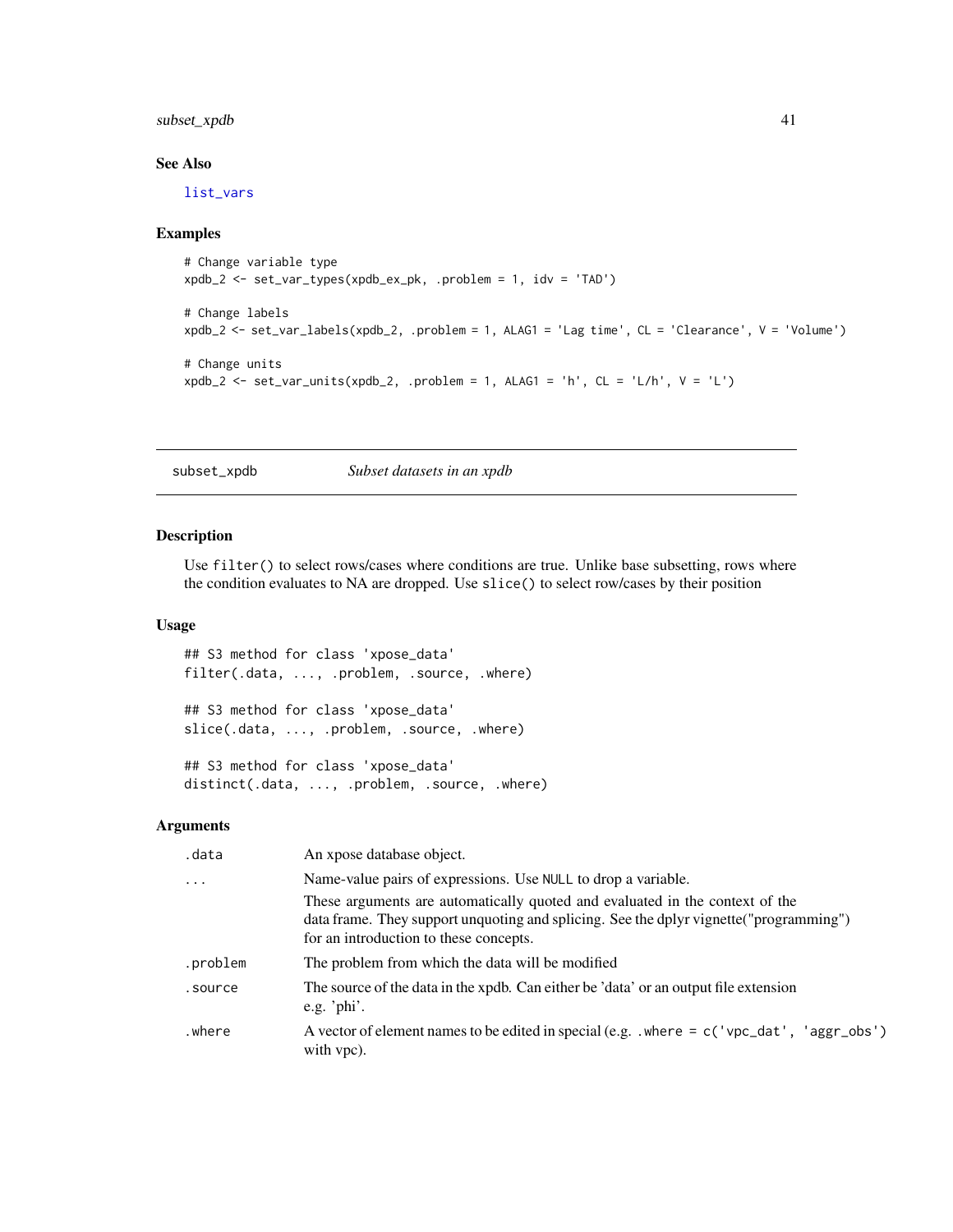## See Also

list_vars

## Examples

```
# Change variable type
xpdb_2 <- set_var_types(xpdb_ex_pk, .problem = 1, idv = 'TAD')

# Change labels
xpdb_2 <- set_var_labels(xpdb_2, .problem = 1, ALAG1 = 'Lag time', CL = 'Clearance', V = 'Volume')

# Change units
xpdb_2 <- set_var_units(xpdb_2, .problem = 1, ALAG1 = 'h', CL = 'L/h', V = 'L')
```

---

# subset_xpdb    *Subset datasets in an xpdb*

---

## Description

Use `filter()` to select rows/cases where conditions are true. Unlike base subsetting, rows where the condition evaluates to NA are dropped. Use `slice()` to select row/cases by their position

## Usage

```
## S3 method for class 'xpose_data'
filter(.data, ..., .problem, .source, .where)

## S3 method for class 'xpose_data'
slice(.data, ..., .problem, .source, .where)

## S3 method for class 'xpose_data'
distinct(.data, ..., .problem, .source, .where)
```

## Arguments

| | |
|---|---|
| `.data` | An xpose database object. |
| `...` | Name-value pairs of expressions. Use `NULL` to drop a variable. These arguments are automatically quoted and evaluated in the context of the data frame. They support unquoting and splicing. See the dplyr vignette("programming") for an introduction to these concepts. |
| `.problem` | The problem from which the data will be modified |
| `.source` | The source of the data in the xpdb. Can either be 'data' or an output file extension e.g. 'phi'. |
| `.where` | A vector of element names to be edited in special (e.g. `.where = c('vpc_dat', 'aggr_obs')` with vpc). |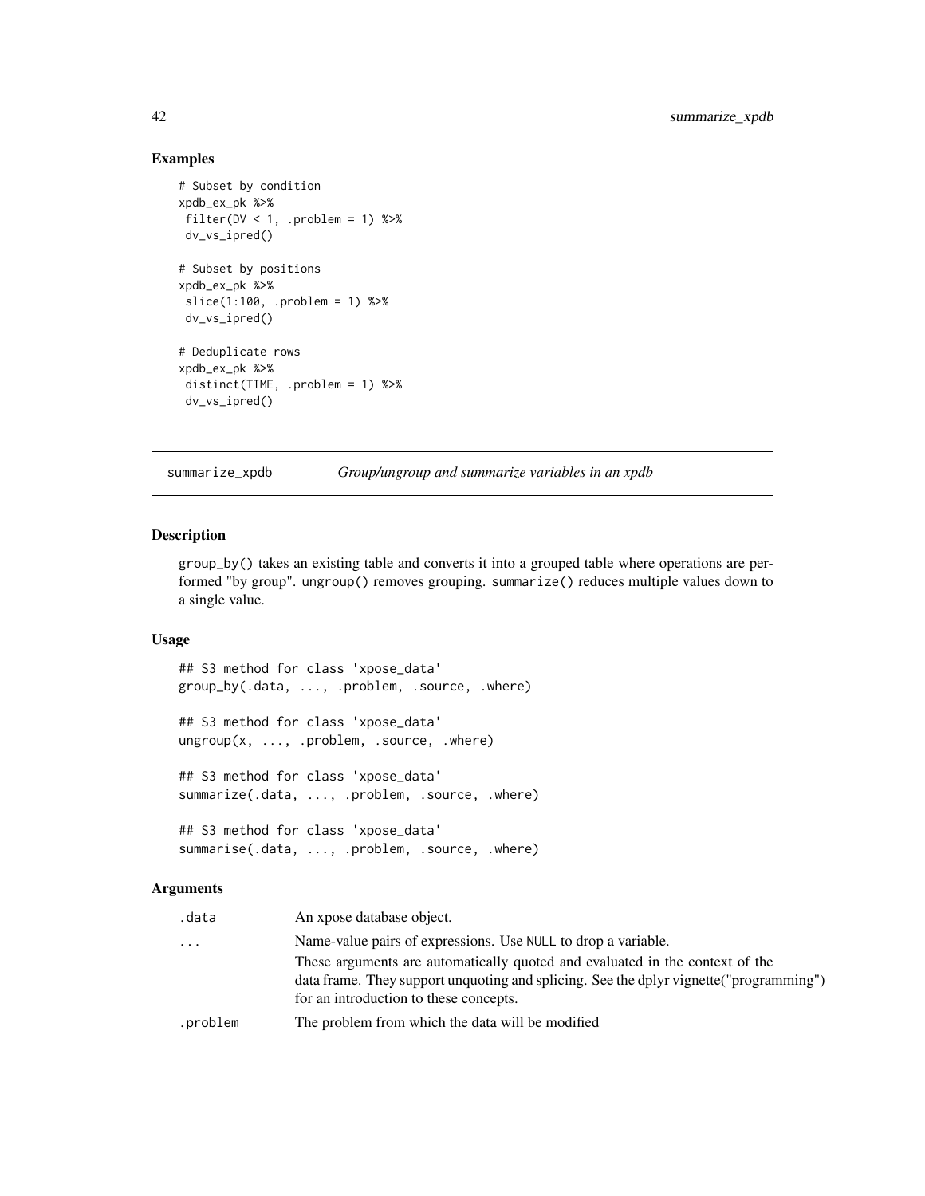## Examples

```
# Subset by condition
xpdb_ex_pk %>%
 filter(DV < 1, .problem = 1) %>%
 dv_vs_ipred()

# Subset by positions
xpdb_ex_pk %>%
 slice(1:100, .problem = 1) %>%
 dv_vs_ipred()

# Deduplicate rows
xpdb_ex_pk %>%
 distinct(TIME, .problem = 1) %>%
 dv_vs_ipred()
```

---

## summarize_xpdb — *Group/ungroup and summarize variables in an xpdb*

---

### Description

group_by() takes an existing table and converts it into a grouped table where operations are performed "by group". ungroup() removes grouping. summarize() reduces multiple values down to a single value.

### Usage

```
## S3 method for class 'xpose_data'
group_by(.data, ..., .problem, .source, .where)

## S3 method for class 'xpose_data'
ungroup(x, ..., .problem, .source, .where)

## S3 method for class 'xpose_data'
summarize(.data, ..., .problem, .source, .where)

## S3 method for class 'xpose_data'
summarise(.data, ..., .problem, .source, .where)
```

### Arguments

| | |
|---|---|
| .data | An xpose database object. |
| ... | Name-value pairs of expressions. Use NULL to drop a variable. These arguments are automatically quoted and evaluated in the context of the data frame. They support unquoting and splicing. See the dplyr vignette("programming") for an introduction to these concepts. |
| .problem | The problem from which the data will be modified |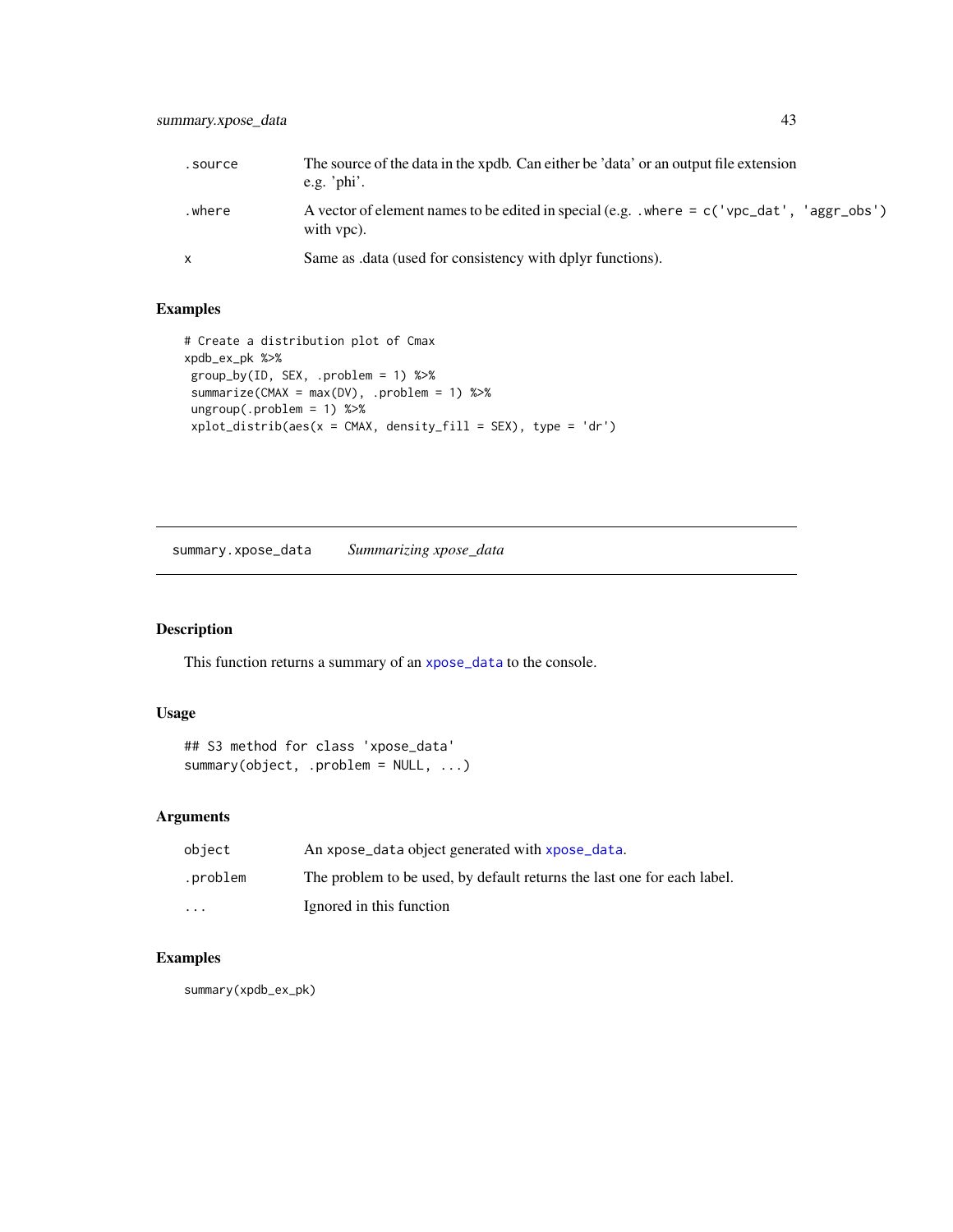| | |
|---|---|
| .source | The source of the data in the xpdb. Can either be 'data' or an output file extension e.g. 'phi'. |
| .where | A vector of element names to be edited in special (e.g. .where = c('vpc_dat', 'aggr_obs') with vpc). |
| x | Same as .data (used for consistency with dplyr functions). |

## Examples

```
# Create a distribution plot of Cmax
xpdb_ex_pk %>%
 group_by(ID, SEX, .problem = 1) %>%
 summarize(CMAX = max(DV), .problem = 1) %>%
 ungroup(.problem = 1) %>%
 xplot_distrib(aes(x = CMAX, density_fill = SEX), type = 'dr')
```

---

# summary.xpose_data *Summarizing xpose_data*

## Description

This function returns a summary of an xpose_data to the console.

## Usage

```
## S3 method for class 'xpose_data'
summary(object, .problem = NULL, ...)
```

## Arguments

| | |
|---|---|
| object | An xpose_data object generated with xpose_data. |
| .problem | The problem to be used, by default returns the last one for each label. |
| ... | Ignored in this function |

## Examples

```
summary(xpdb_ex_pk)
```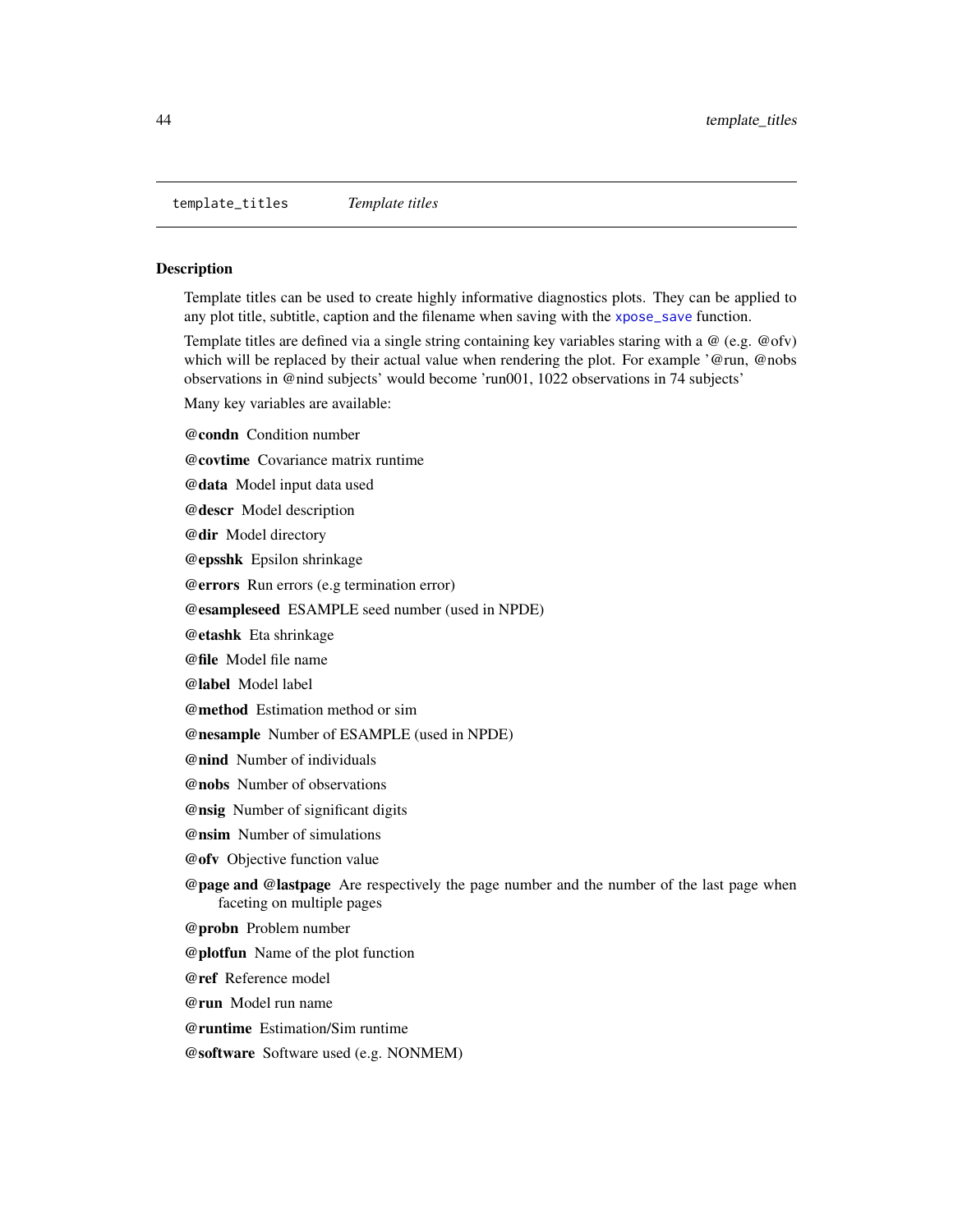## template_titles *Template titles*

### Description

Template titles can be used to create highly informative diagnostics plots. They can be applied to any plot title, subtitle, caption and the filename when saving with the `xpose_save` function.

Template titles are defined via a single string containing key variables staring with a @ (e.g. @ofv) which will be replaced by their actual value when rendering the plot. For example '@run, @nobs observations in @nind subjects' would become 'run001, 1022 observations in 74 subjects'

Many key variables are available:

**@condn** Condition number

**@covtime** Covariance matrix runtime

**@data** Model input data used

**@descr** Model description

**@dir** Model directory

**@epsshk** Epsilon shrinkage

**@errors** Run errors (e.g termination error)

**@esampleseed** ESAMPLE seed number (used in NPDE)

**@etashk** Eta shrinkage

**@file** Model file name

**@label** Model label

**@method** Estimation method or sim

**@nesample** Number of ESAMPLE (used in NPDE)

**@nind** Number of individuals

**@nobs** Number of observations

**@nsig** Number of significant digits

**@nsim** Number of simulations

**@ofv** Objective function value

**@page and @lastpage** Are respectively the page number and the number of the last page when faceting on multiple pages

**@probn** Problem number

**@plotfun** Name of the plot function

**@ref** Reference model

**@run** Model run name

**@runtime** Estimation/Sim runtime

**@software** Software used (e.g. NONMEM)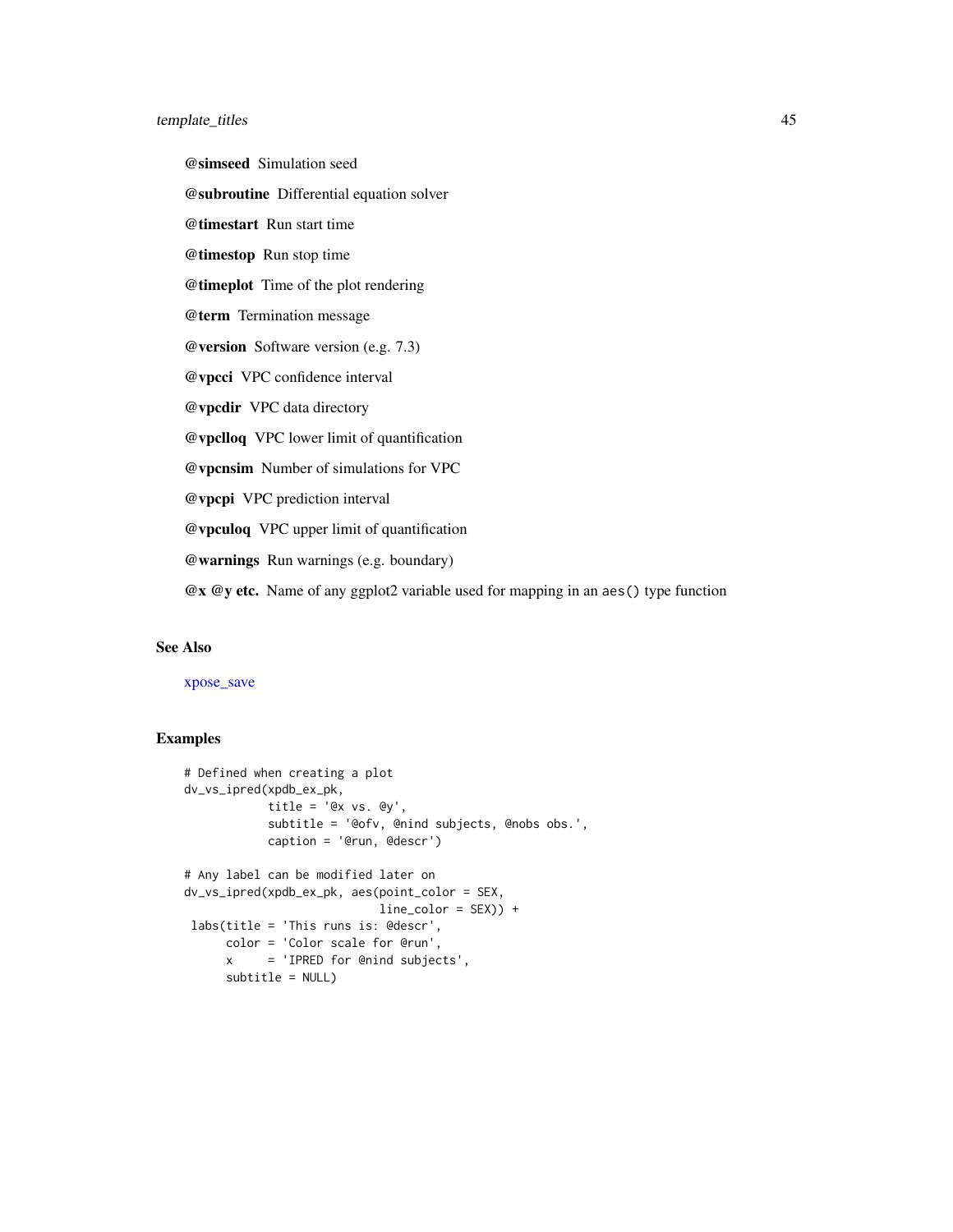**@simseed** Simulation seed

**@subroutine** Differential equation solver

**@timestart** Run start time

**@timestop** Run stop time

**@timeplot** Time of the plot rendering

**@term** Termination message

**@version** Software version (e.g. 7.3)

**@vpcci** VPC confidence interval

**@vpcdir** VPC data directory

**@vpclloq** VPC lower limit of quantification

**@vpcnsim** Number of simulations for VPC

**@vpcpi** VPC prediction interval

**@vpculoq** VPC upper limit of quantification

**@warnings** Run warnings (e.g. boundary)

**@x @y etc.** Name of any ggplot2 variable used for mapping in an `aes()` type function

## See Also

xpose_save

## Examples

```
# Defined when creating a plot
dv_vs_ipred(xpdb_ex_pk,
            title = '@x vs. @y',
            subtitle = '@ofv, @nind subjects, @nobs obs.',
            caption = '@run, @descr')

# Any label can be modified later on
dv_vs_ipred(xpdb_ex_pk, aes(point_color = SEX,
                            line_color = SEX)) +
 labs(title = 'This runs is: @descr',
      color = 'Color scale for @run',
      x     = 'IPRED for @nind subjects',
      subtitle = NULL)
```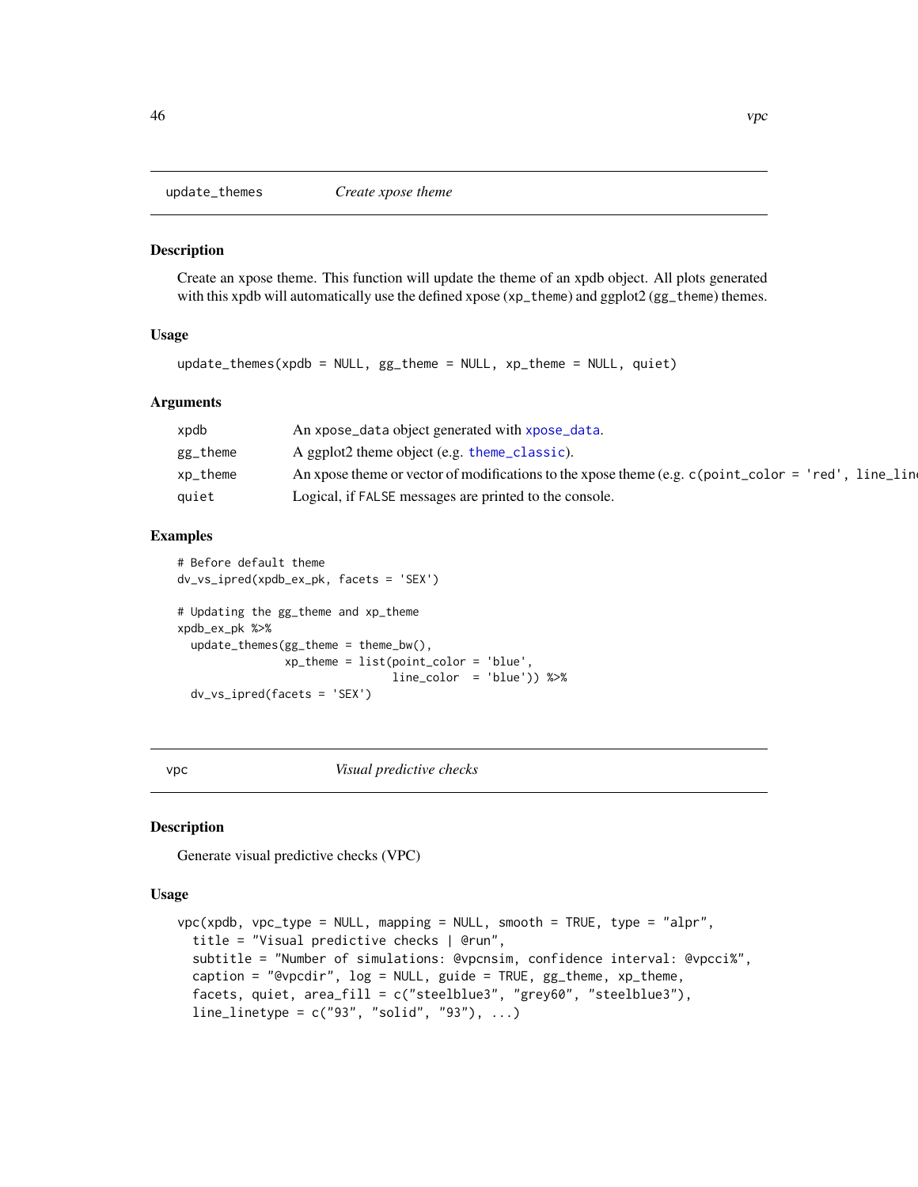## update_themes — *Create xpose theme*

### Description

Create an xpose theme. This function will update the theme of an xpdb object. All plots generated with this xpdb will automatically use the defined xpose (`xp_theme`) and ggplot2 (`gg_theme`) themes.

### Usage

```
update_themes(xpdb = NULL, gg_theme = NULL, xp_theme = NULL, quiet)
```

### Arguments

| | |
|---|---|
| `xpdb` | An `xpose_data` object generated with `xpose_data`. |
| `gg_theme` | A ggplot2 theme object (e.g. `theme_classic`). |
| `xp_theme` | An xpose theme or vector of modifications to the xpose theme (e.g. `c(point_color = 'red', line_lin` |
| `quiet` | Logical, if `FALSE` messages are printed to the console. |

### Examples

```
# Before default theme
dv_vs_ipred(xpdb_ex_pk, facets = 'SEX')

# Updating the gg_theme and xp_theme
xpdb_ex_pk %>%
  update_themes(gg_theme = theme_bw(),
                xp_theme = list(point_color = 'blue',
                                line_color  = 'blue')) %>%
  dv_vs_ipred(facets = 'SEX')
```

## vpc — *Visual predictive checks*

### Description

Generate visual predictive checks (VPC)

### Usage

```
vpc(xpdb, vpc_type = NULL, mapping = NULL, smooth = TRUE, type = "alpr",
  title = "Visual predictive checks | @run",
  subtitle = "Number of simulations: @vpcnsim, confidence interval: @vpcci%",
  caption = "@vpcdir", log = NULL, guide = TRUE, gg_theme, xp_theme,
  facets, quiet, area_fill = c("steelblue3", "grey60", "steelblue3"),
  line_linetype = c("93", "solid", "93"), ...)
```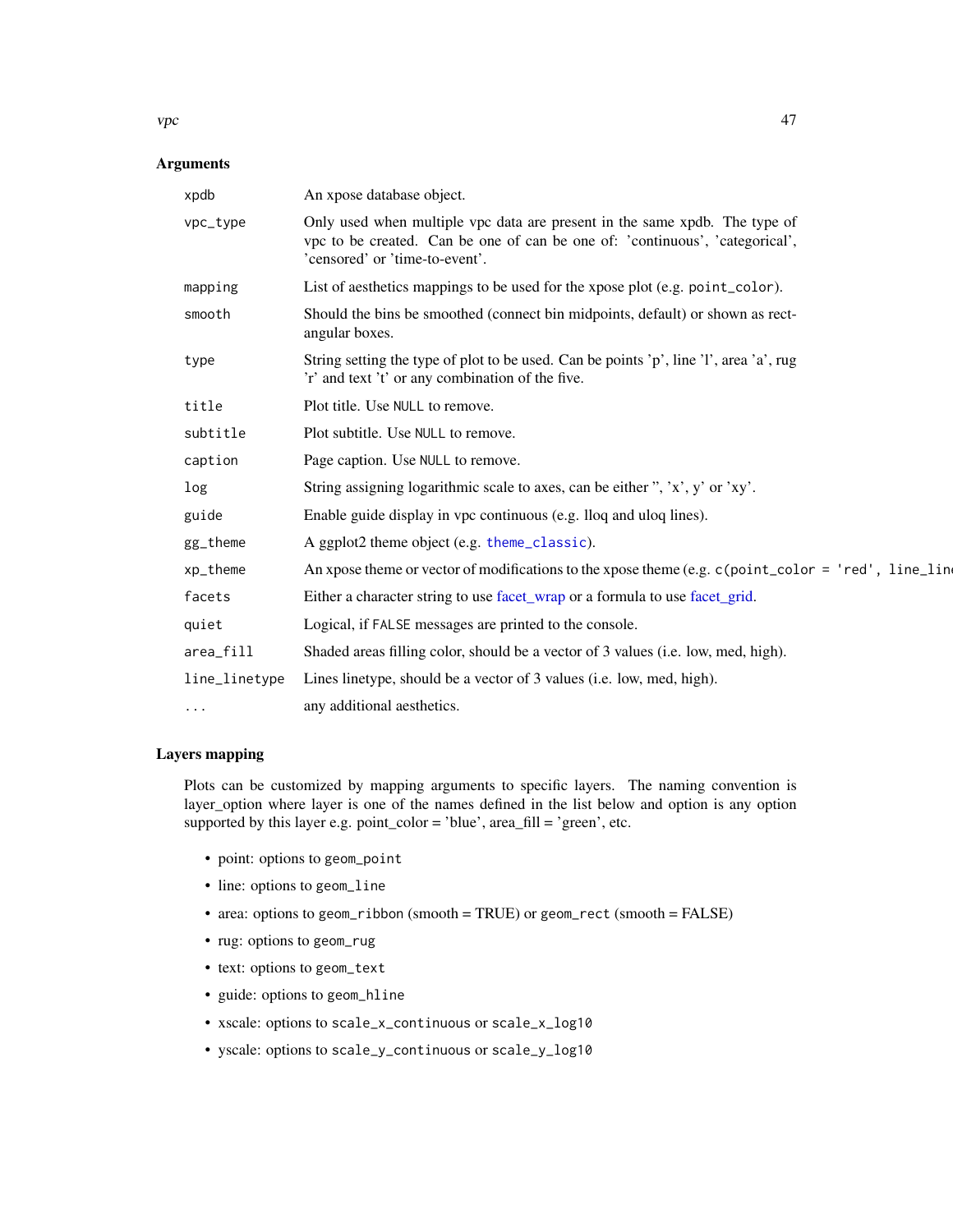## Arguments

| | |
|---|---|
| xpdb | An xpose database object. |
| vpc_type | Only used when multiple vpc data are present in the same xpdb. The type of vpc to be created. Can be one of can be one of: 'continuous', 'categorical', 'censored' or 'time-to-event'. |
| mapping | List of aesthetics mappings to be used for the xpose plot (e.g. `point_color`). |
| smooth | Should the bins be smoothed (connect bin midpoints, default) or shown as rectangular boxes. |
| type | String setting the type of plot to be used. Can be points 'p', line 'l', area 'a', rug 'r' and text 't' or any combination of the five. |
| title | Plot title. Use `NULL` to remove. |
| subtitle | Plot subtitle. Use `NULL` to remove. |
| caption | Page caption. Use `NULL` to remove. |
| log | String assigning logarithmic scale to axes, can be either '', 'x', y' or 'xy'. |
| guide | Enable guide display in vpc continuous (e.g. lloq and uloq lines). |
| gg_theme | A ggplot2 theme object (e.g. `theme_classic`). |
| xp_theme | An xpose theme or vector of modifications to the xpose theme (e.g. `c(point_color = 'red', line_lin` |
| facets | Either a character string to use facet_wrap or a formula to use facet_grid. |
| quiet | Logical, if `FALSE` messages are printed to the console. |
| area_fill | Shaded areas filling color, should be a vector of 3 values (i.e. low, med, high). |
| line_linetype | Lines linetype, should be a vector of 3 values (i.e. low, med, high). |
| ... | any additional aesthetics. |

## Layers mapping

Plots can be customized by mapping arguments to specific layers. The naming convention is layer_option where layer is one of the names defined in the list below and option is any option supported by this layer e.g. point_color = 'blue', area_fill = 'green', etc.

- point: options to `geom_point`
- line: options to `geom_line`
- area: options to `geom_ribbon` (smooth = TRUE) or `geom_rect` (smooth = FALSE)
- rug: options to `geom_rug`
- text: options to `geom_text`
- guide: options to `geom_hline`
- xscale: options to `scale_x_continuous` or `scale_x_log10`
- yscale: options to `scale_y_continuous` or `scale_y_log10`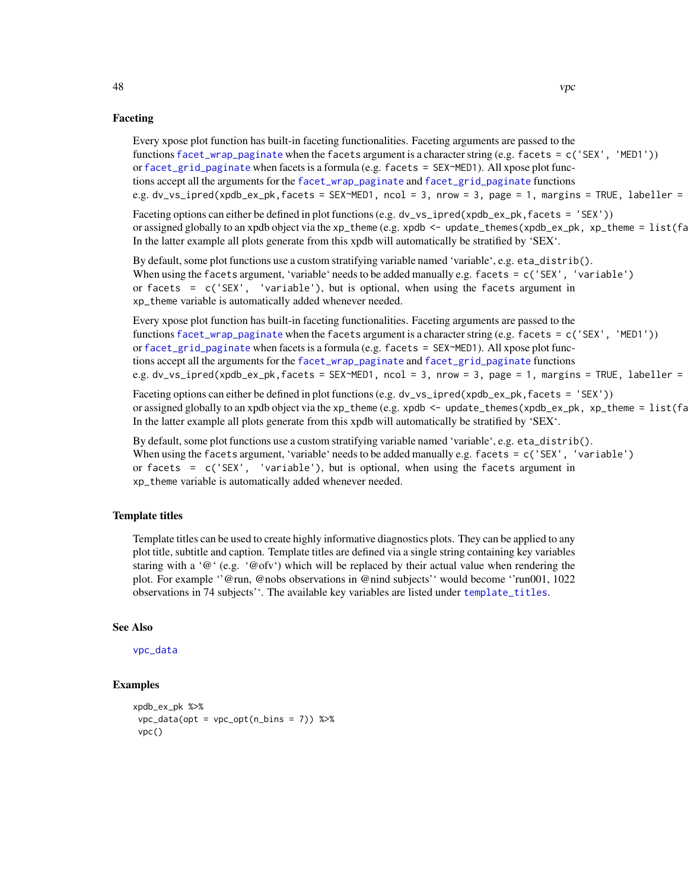## Faceting

Every xpose plot function has built-in faceting functionalities. Faceting arguments are passed to the functions `facet_wrap_paginate` when the `facets` argument is a character string (e.g. `facets = c('SEX', 'MED1')`) or `facet_grid_paginate` when facets is a formula (e.g. `facets = SEX~MED1`). All xpose plot functions accept all the arguments for the `facet_wrap_paginate` and `facet_grid_paginate` functions e.g. `dv_vs_ipred(xpdb_ex_pk,facets = SEX~MED1, ncol = 3, nrow = 3, page = 1, margins = TRUE, labeller =`

Faceting options can either be defined in plot functions (e.g. `dv_vs_ipred(xpdb_ex_pk,facets = 'SEX')`) or assigned globally to an xpdb object via the `xp_theme` (e.g. `xpdb <- update_themes(xpdb_ex_pk, xp_theme = list(fa`
In the latter example all plots generate from this xpdb will automatically be stratified by 'SEX'.

By default, some plot functions use a custom stratifying variable named 'variable', e.g. `eta_distrib()`. When using the `facets` argument, 'variable' needs to be added manually e.g. `facets = c('SEX', 'variable')` or `facets = c('SEX', 'variable')`, but is optional, when using the `facets` argument in `xp_theme` variable is automatically added whenever needed.

Every xpose plot function has built-in faceting functionalities. Faceting arguments are passed to the functions `facet_wrap_paginate` when the `facets` argument is a character string (e.g. `facets = c('SEX', 'MED1')`) or `facet_grid_paginate` when facets is a formula (e.g. `facets = SEX~MED1`). All xpose plot functions accept all the arguments for the `facet_wrap_paginate` and `facet_grid_paginate` functions e.g. `dv_vs_ipred(xpdb_ex_pk,facets = SEX~MED1, ncol = 3, nrow = 3, page = 1, margins = TRUE, labeller =`

Faceting options can either be defined in plot functions (e.g. `dv_vs_ipred(xpdb_ex_pk,facets = 'SEX')`) or assigned globally to an xpdb object via the `xp_theme` (e.g. `xpdb <- update_themes(xpdb_ex_pk, xp_theme = list(fa`
In the latter example all plots generate from this xpdb will automatically be stratified by 'SEX'.

By default, some plot functions use a custom stratifying variable named 'variable', e.g. `eta_distrib()`. When using the `facets` argument, 'variable' needs to be added manually e.g. `facets = c('SEX', 'variable')` or `facets = c('SEX', 'variable')`, but is optional, when using the `facets` argument in `xp_theme` variable is automatically added whenever needed.

## Template titles

Template titles can be used to create highly informative diagnostics plots. They can be applied to any plot title, subtitle and caption. Template titles are defined via a single string containing key variables staring with a '@' (e.g. '@ofv') which will be replaced by their actual value when rendering the plot. For example ''@run, @nobs observations in @nind subjects'' would become ''run001, 1022 observations in 74 subjects''. The available key variables are listed under `template_titles`.

## See Also

`vpc_data`

## Examples

```
xpdb_ex_pk %>%
 vpc_data(opt = vpc_opt(n_bins = 7)) %>%
 vpc()
```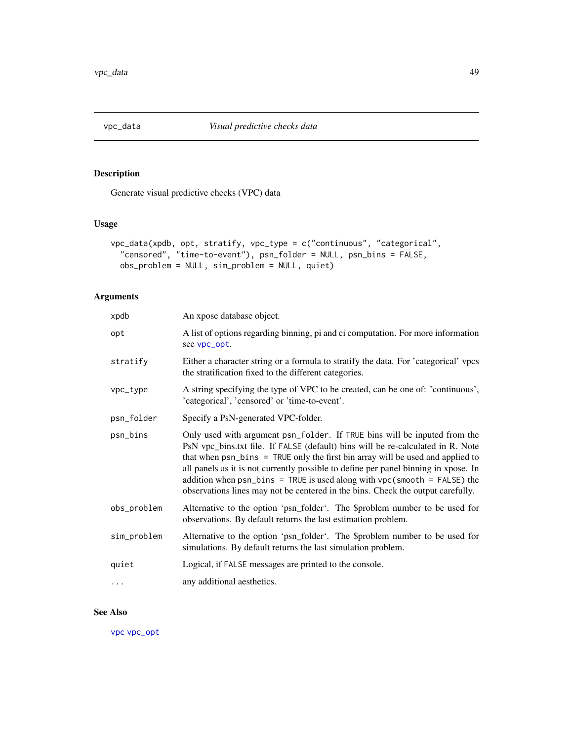## vpc_data — *Visual predictive checks data*

### Description

Generate visual predictive checks (VPC) data

### Usage

```
vpc_data(xpdb, opt, stratify, vpc_type = c("continuous", "categorical",
  "censored", "time-to-event"), psn_folder = NULL, psn_bins = FALSE,
  obs_problem = NULL, sim_problem = NULL, quiet)
```

### Arguments

| Argument | Description |
|---|---|
| `xpdb` | An xpose database object. |
| `opt` | A list of options regarding binning, pi and ci computation. For more information see `vpc_opt`. |
| `stratify` | Either a character string or a formula to stratify the data. For 'categorical' vpcs the stratification fixed to the different categories. |
| `vpc_type` | A string specifying the type of VPC to be created, can be one of: 'continuous', 'categorical', 'censored' or 'time-to-event'. |
| `psn_folder` | Specify a PsN-generated VPC-folder. |
| `psn_bins` | Only used with argument `psn_folder`. If `TRUE` bins will be inputed from the PsN vpc_bins.txt file. If `FALSE` (default) bins will be re-calculated in R. Note that when `psn_bins = TRUE` only the first bin array will be used and applied to all panels as it is not currently possible to define per panel binning in xpose. In addition when `psn_bins = TRUE` is used along with `vpc(smooth = FALSE)` the observations lines may not be centered in the bins. Check the output carefully. |
| `obs_problem` | Alternative to the option 'psn_folder'. The $problem number to be used for observations. By default returns the last estimation problem. |
| `sim_problem` | Alternative to the option 'psn_folder'. The $problem number to be used for simulations. By default returns the last simulation problem. |
| `quiet` | Logical, if `FALSE` messages are printed to the console. |
| `...` | any additional aesthetics. |

### See Also

`vpc` `vpc_opt`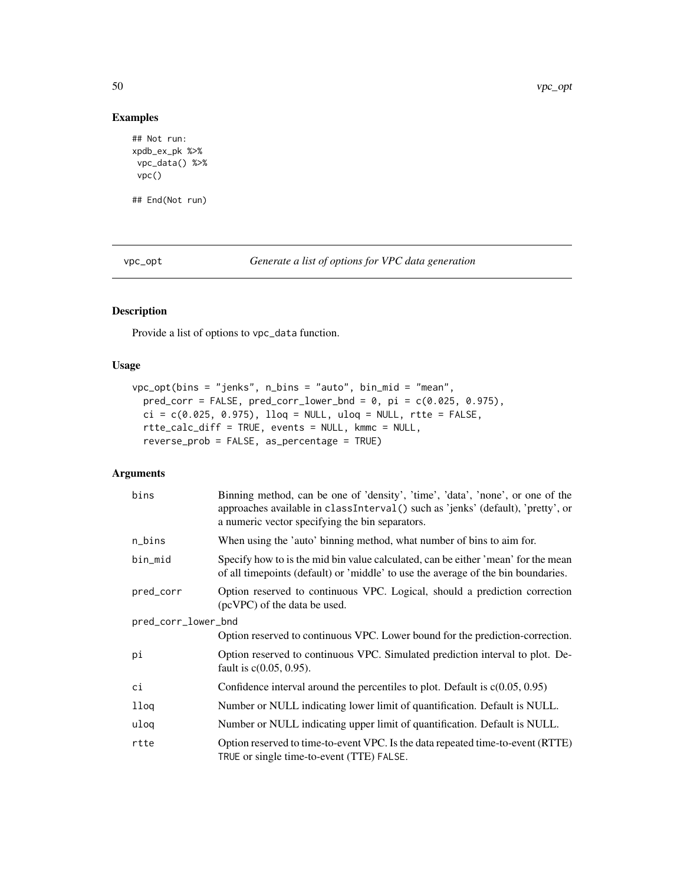## Examples

```
## Not run:
xpdb_ex_pk %>%
 vpc_data() %>%
 vpc()

## End(Not run)
```

---

vpc_opt *Generate a list of options for VPC data generation*

---

## Description

Provide a list of options to vpc_data function.

## Usage

```
vpc_opt(bins = "jenks", n_bins = "auto", bin_mid = "mean",
  pred_corr = FALSE, pred_corr_lower_bnd = 0, pi = c(0.025, 0.975),
  ci = c(0.025, 0.975), lloq = NULL, uloq = NULL, rtte = FALSE,
  rtte_calc_diff = TRUE, events = NULL, kmmc = NULL,
  reverse_prob = FALSE, as_percentage = TRUE)
```

## Arguments

| | |
|---|---|
| bins | Binning method, can be one of 'density', 'time', 'data', 'none', or one of the approaches available in classInterval() such as 'jenks' (default), 'pretty', or a numeric vector specifying the bin separators. |
| n_bins | When using the 'auto' binning method, what number of bins to aim for. |
| bin_mid | Specify how to is the mid bin value calculated, can be either 'mean' for the mean of all timepoints (default) or 'middle' to use the average of the bin boundaries. |
| pred_corr | Option reserved to continuous VPC. Logical, should a prediction correction (pcVPC) of the data be used. |
| pred_corr_lower_bnd | Option reserved to continuous VPC. Lower bound for the prediction-correction. |
| pi | Option reserved to continuous VPC. Simulated prediction interval to plot. Default is c(0.05, 0.95). |
| ci | Confidence interval around the percentiles to plot. Default is c(0.05, 0.95) |
| lloq | Number or NULL indicating lower limit of quantification. Default is NULL. |
| uloq | Number or NULL indicating upper limit of quantification. Default is NULL. |
| rtte | Option reserved to time-to-event VPC. Is the data repeated time-to-event (RTTE) TRUE or single time-to-event (TTE) FALSE. |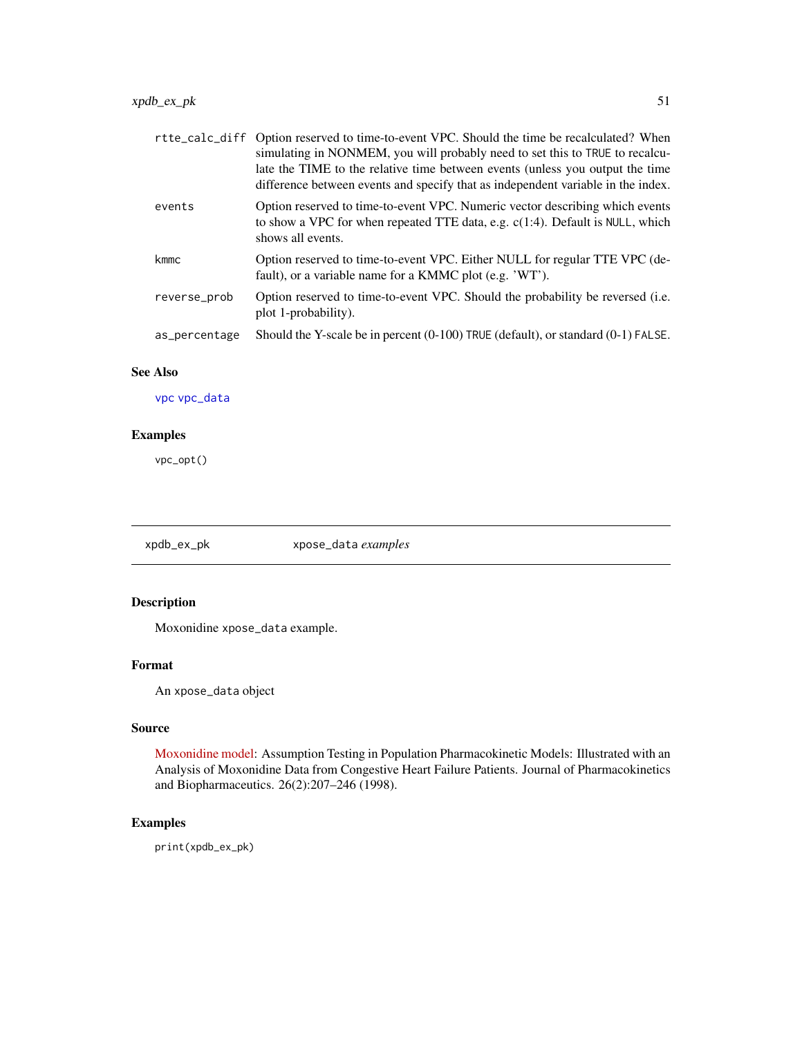| | |
|---|---|
| rtte_calc_diff | Option reserved to time-to-event VPC. Should the time be recalculated? When simulating in NONMEM, you will probably need to set this to TRUE to recalculate the TIME to the relative time between events (unless you output the time difference between events and specify that as independent variable in the index. |
| events | Option reserved to time-to-event VPC. Numeric vector describing which events to show a VPC for when repeated TTE data, e.g. c(1:4). Default is NULL, which shows all events. |
| kmmc | Option reserved to time-to-event VPC. Either NULL for regular TTE VPC (default), or a variable name for a KMMC plot (e.g. 'WT'). |
| reverse_prob | Option reserved to time-to-event VPC. Should the probability be reversed (i.e. plot 1-probability). |
| as_percentage | Should the Y-scale be in percent (0-100) TRUE (default), or standard (0-1) FALSE. |

### See Also

vpc vpc_data

### Examples

```
vpc_opt()
```

---

## xpdb_ex_pk — xpose_data *examples*

### Description

Moxonidine xpose_data example.

### Format

An xpose_data object

### Source

Moxonidine model: Assumption Testing in Population Pharmacokinetic Models: Illustrated with an Analysis of Moxonidine Data from Congestive Heart Failure Patients. Journal of Pharmacokinetics and Biopharmaceutics. 26(2):207–246 (1998).

### Examples

```
print(xpdb_ex_pk)
```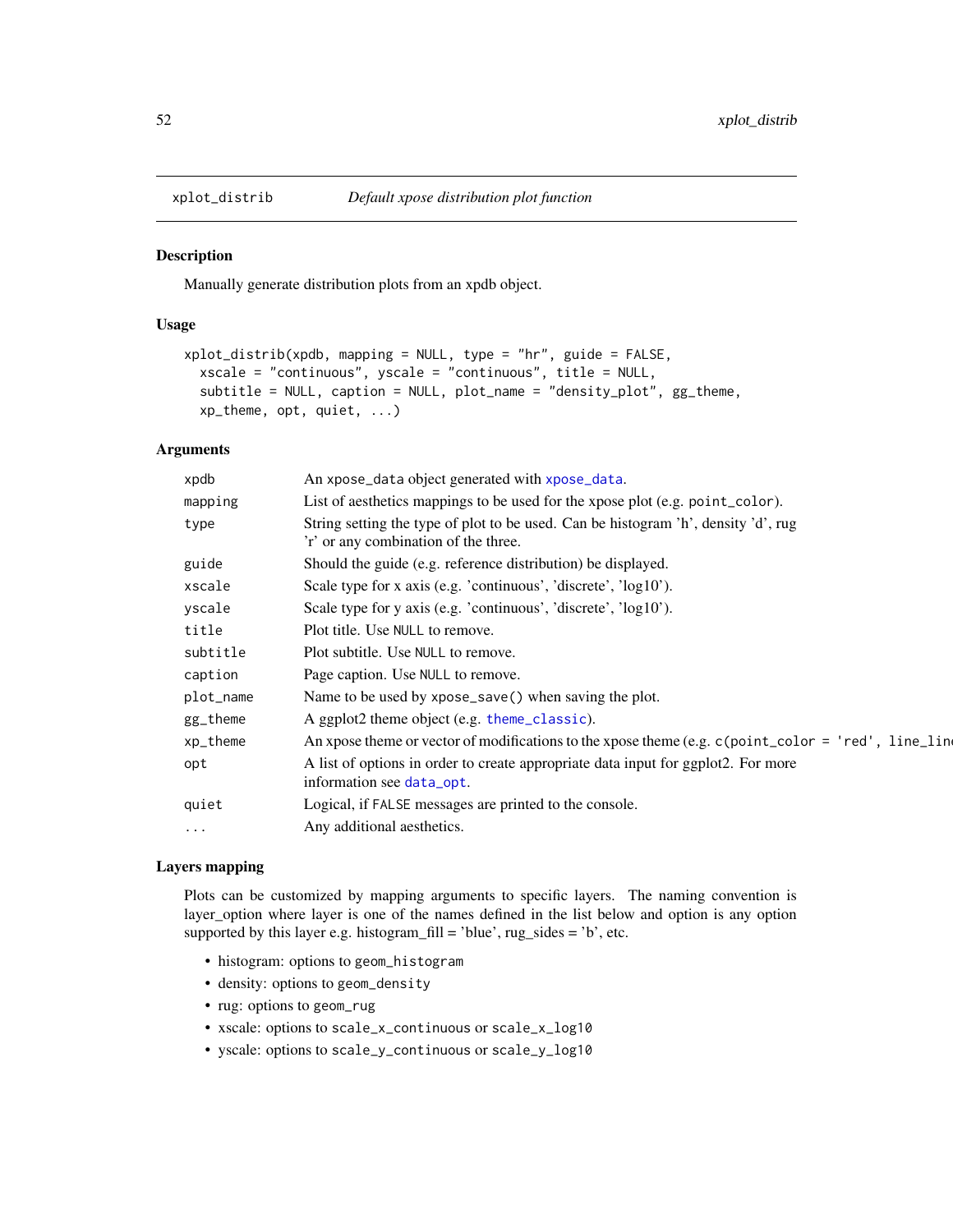## xplot_distrib — *Default xpose distribution plot function*

### Description

Manually generate distribution plots from an xpdb object.

### Usage

```
xplot_distrib(xpdb, mapping = NULL, type = "hr", guide = FALSE,
  xscale = "continuous", yscale = "continuous", title = NULL,
  subtitle = NULL, caption = NULL, plot_name = "density_plot", gg_theme,
  xp_theme, opt, quiet, ...)
```

### Arguments

| | |
|---|---|
| xpdb | An xpose_data object generated with xpose_data. |
| mapping | List of aesthetics mappings to be used for the xpose plot (e.g. point_color). |
| type | String setting the type of plot to be used. Can be histogram 'h', density 'd', rug 'r' or any combination of the three. |
| guide | Should the guide (e.g. reference distribution) be displayed. |
| xscale | Scale type for x axis (e.g. 'continuous', 'discrete', 'log10'). |
| yscale | Scale type for y axis (e.g. 'continuous', 'discrete', 'log10'). |
| title | Plot title. Use NULL to remove. |
| subtitle | Plot subtitle. Use NULL to remove. |
| caption | Page caption. Use NULL to remove. |
| plot_name | Name to be used by xpose_save() when saving the plot. |
| gg_theme | A ggplot2 theme object (e.g. theme_classic). |
| xp_theme | An xpose theme or vector of modifications to the xpose theme (e.g. c(point_color = 'red', line_lin |
| opt | A list of options in order to create appropriate data input for ggplot2. For more information see data_opt. |
| quiet | Logical, if FALSE messages are printed to the console. |
| ... | Any additional aesthetics. |

### Layers mapping

Plots can be customized by mapping arguments to specific layers. The naming convention is layer_option where layer is one of the names defined in the list below and option is any option supported by this layer e.g. histogram_fill = 'blue', rug_sides = 'b', etc.

- histogram: options to geom_histogram
- density: options to geom_density
- rug: options to geom_rug
- xscale: options to scale_x_continuous or scale_x_log10
- yscale: options to scale_y_continuous or scale_y_log10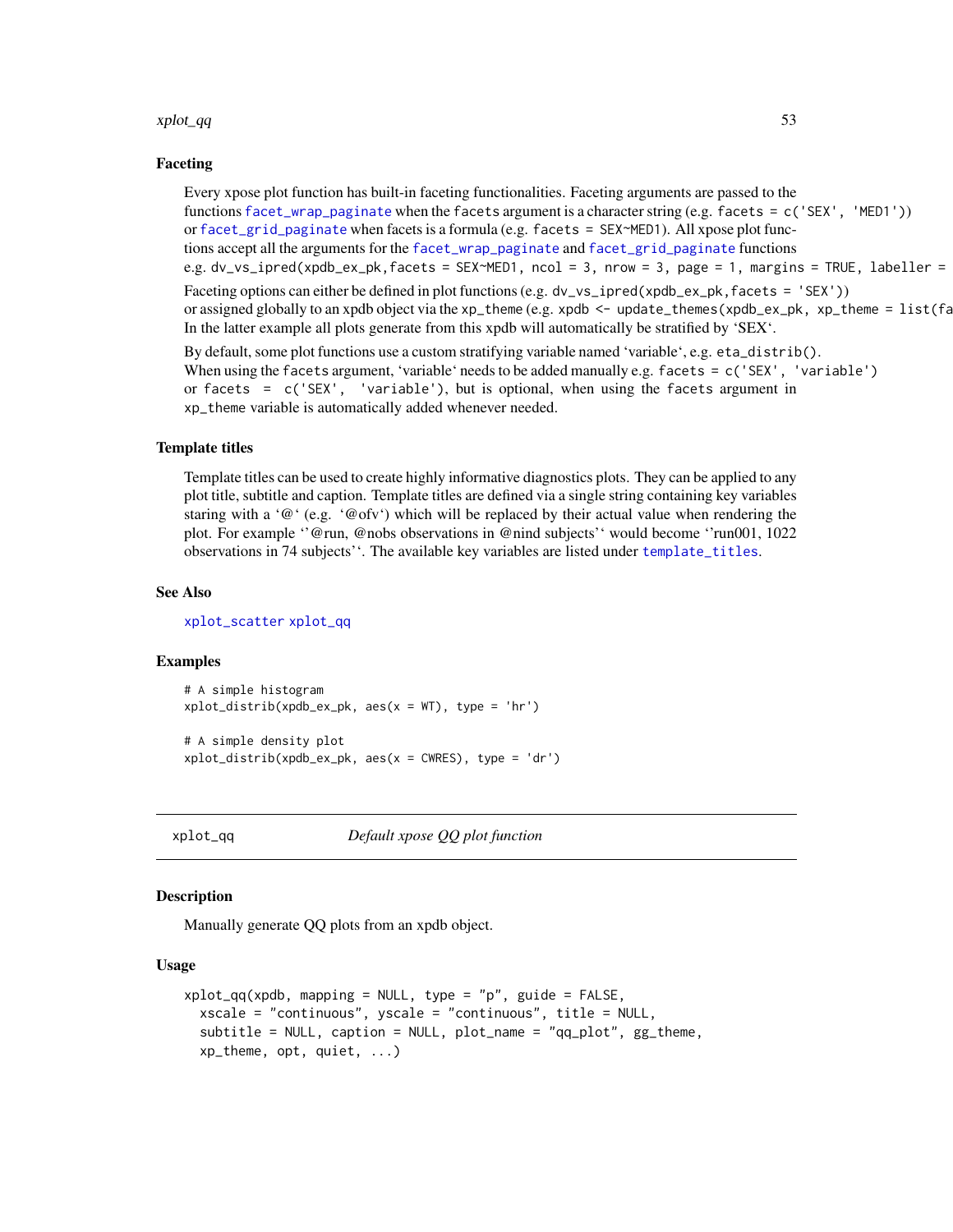## Faceting

Every xpose plot function has built-in faceting functionalities. Faceting arguments are passed to the functions `facet_wrap_paginate` when the `facets` argument is a character string (e.g. `facets = c('SEX', 'MED1')`) or `facet_grid_paginate` when facets is a formula (e.g. `facets = SEX~MED1`). All xpose plot functions accept all the arguments for the `facet_wrap_paginate` and `facet_grid_paginate` functions e.g. `dv_vs_ipred(xpdb_ex_pk,facets = SEX~MED1, ncol = 3, nrow = 3, page = 1, margins = TRUE, labeller =`

Faceting options can either be defined in plot functions (e.g. `dv_vs_ipred(xpdb_ex_pk,facets = 'SEX')`) or assigned globally to an xpdb object via the `xp_theme` (e.g. `xpdb <- update_themes(xpdb_ex_pk, xp_theme = list(fa`
In the latter example all plots generate from this xpdb will automatically be stratified by 'SEX'.

By default, some plot functions use a custom stratifying variable named 'variable', e.g. `eta_distrib()`. When using the `facets` argument, 'variable' needs to be added manually e.g. `facets = c('SEX', 'variable')` or `facets = c('SEX', 'variable')`, but is optional, when using the `facets` argument in `xp_theme` variable is automatically added whenever needed.

## Template titles

Template titles can be used to create highly informative diagnostics plots. They can be applied to any plot title, subtitle and caption. Template titles are defined via a single string containing key variables staring with a '@' (e.g. '@ofv') which will be replaced by their actual value when rendering the plot. For example ''@run, @nobs observations in @nind subjects'' would become ''run001, 1022 observations in 74 subjects''. The available key variables are listed under `template_titles`.

## See Also

`xplot_scatter` `xplot_qq`

## Examples

```
# A simple histogram
xplot_distrib(xpdb_ex_pk, aes(x = WT), type = 'hr')

# A simple density plot
xplot_distrib(xpdb_ex_pk, aes(x = CWRES), type = 'dr')
```

---

# xplot_qq — *Default xpose QQ plot function*

## Description

Manually generate QQ plots from an xpdb object.

## Usage

```
xplot_qq(xpdb, mapping = NULL, type = "p", guide = FALSE,
  xscale = "continuous", yscale = "continuous", title = NULL,
  subtitle = NULL, caption = NULL, plot_name = "qq_plot", gg_theme,
  xp_theme, opt, quiet, ...)
```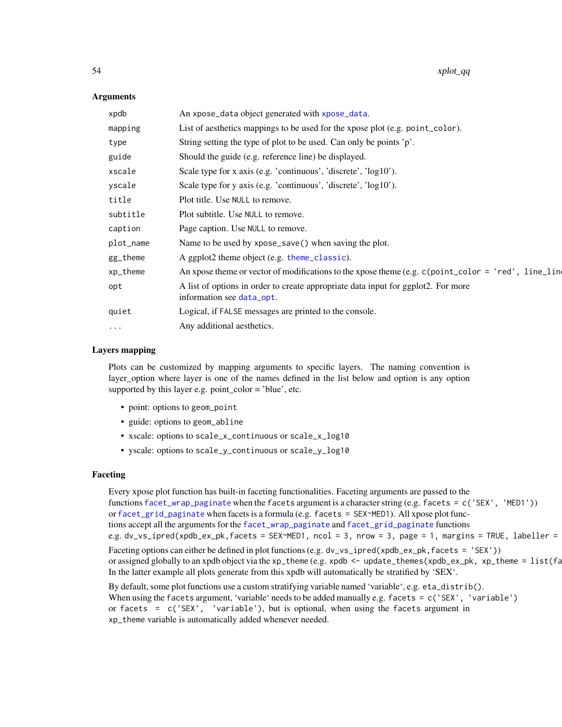### Arguments

| | |
|---|---|
| xpdb | An xpose_data object generated with xpose_data. |
| mapping | List of aesthetics mappings to be used for the xpose plot (e.g. point_color). |
| type | String setting the type of plot to be used. Can only be points 'p'. |
| guide | Should the guide (e.g. reference line) be displayed. |
| xscale | Scale type for x axis (e.g. 'continuous', 'discrete', 'log10'). |
| yscale | Scale type for y axis (e.g. 'continuous', 'discrete', 'log10'). |
| title | Plot title. Use NULL to remove. |
| subtitle | Plot subtitle. Use NULL to remove. |
| caption | Page caption. Use NULL to remove. |
| plot_name | Name to be used by xpose_save() when saving the plot. |
| gg_theme | A ggplot2 theme object (e.g. theme_classic). |
| xp_theme | An xpose theme or vector of modifications to the xpose theme (e.g. c(point_color = 'red', line_lin |
| opt | A list of options in order to create appropriate data input for ggplot2. For more information see data_opt. |
| quiet | Logical, if FALSE messages are printed to the console. |
| ... | Any additional aesthetics. |

### Layers mapping

Plots can be customized by mapping arguments to specific layers. The naming convention is layer_option where layer is one of the names defined in the list below and option is any option supported by this layer e.g. point_color = 'blue', etc.

- point: options to geom_point
- guide: options to geom_abline
- xscale: options to scale_x_continuous or scale_x_log10
- yscale: options to scale_y_continuous or scale_y_log10

### Faceting

Every xpose plot function has built-in faceting functionalities. Faceting arguments are passed to the functions facet_wrap_paginate when the facets argument is a character string (e.g. facets = c('SEX', 'MED1')) or facet_grid_paginate when facets is a formula (e.g. facets = SEX~MED1). All xpose plot functions accept all the arguments for the facet_wrap_paginate and facet_grid_paginate functions e.g. dv_vs_ipred(xpdb_ex_pk,facets = SEX~MED1, ncol = 3, nrow = 3, page = 1, margins = TRUE, labeller =

Faceting options can either be defined in plot functions (e.g. dv_vs_ipred(xpdb_ex_pk,facets = 'SEX')) or assigned globally to an xpdb object via the xp_theme (e.g. xpdb <- update_themes(xpdb_ex_pk, xp_theme = list(fa In the latter example all plots generate from this xpdb will automatically be stratified by 'SEX'.

By default, some plot functions use a custom stratifying variable named 'variable', e.g. eta_distrib(). When using the facets argument, 'variable' needs to be added manually e.g. facets = c('SEX', 'variable') or facets = c('SEX', 'variable'), but is optional, when using the facets argument in xp_theme variable is automatically added whenever needed.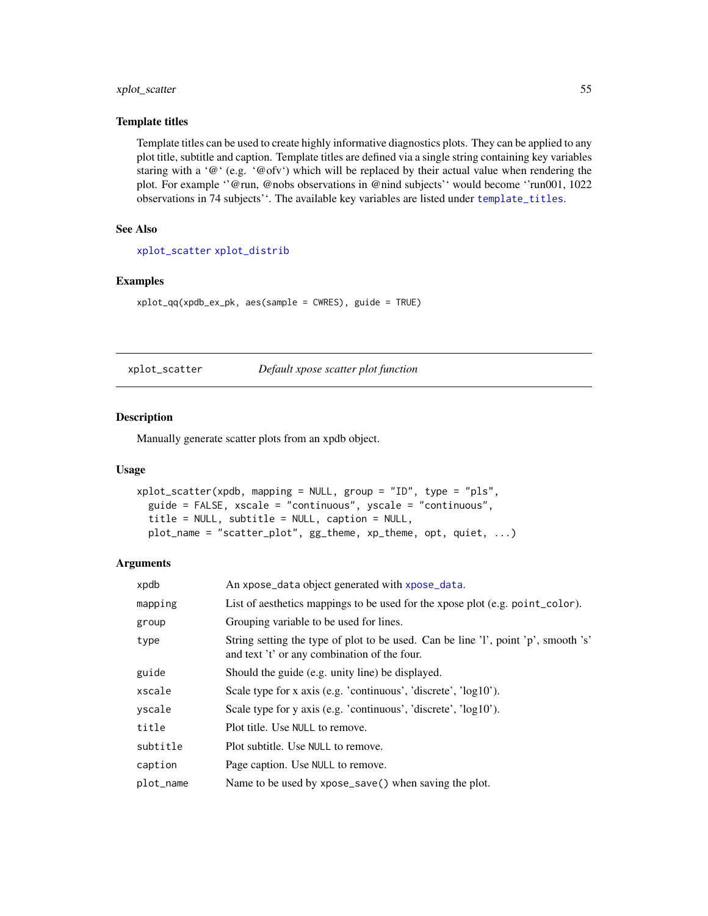### Template titles

Template titles can be used to create highly informative diagnostics plots. They can be applied to any plot title, subtitle and caption. Template titles are defined via a single string containing key variables staring with a '@' (e.g. '@ofv') which will be replaced by their actual value when rendering the plot. For example ''@run, @nobs observations in @nind subjects'' would become ''run001, 1022 observations in 74 subjects''. The available key variables are listed under template_titles.

### See Also

xplot_scatter xplot_distrib

### Examples

```
xplot_qq(xpdb_ex_pk, aes(sample = CWRES), guide = TRUE)
```

---

## xplot_scatter    *Default xpose scatter plot function*

### Description

Manually generate scatter plots from an xpdb object.

### Usage

```
xplot_scatter(xpdb, mapping = NULL, group = "ID", type = "pls",
  guide = FALSE, xscale = "continuous", yscale = "continuous",
  title = NULL, subtitle = NULL, caption = NULL,
  plot_name = "scatter_plot", gg_theme, xp_theme, opt, quiet, ...)
```

### Arguments

| | |
|---|---|
| xpdb | An xpose_data object generated with xpose_data. |
| mapping | List of aesthetics mappings to be used for the xpose plot (e.g. point_color). |
| group | Grouping variable to be used for lines. |
| type | String setting the type of plot to be used. Can be line 'l', point 'p', smooth 's' and text 't' or any combination of the four. |
| guide | Should the guide (e.g. unity line) be displayed. |
| xscale | Scale type for x axis (e.g. 'continuous', 'discrete', 'log10'). |
| yscale | Scale type for y axis (e.g. 'continuous', 'discrete', 'log10'). |
| title | Plot title. Use NULL to remove. |
| subtitle | Plot subtitle. Use NULL to remove. |
| caption | Page caption. Use NULL to remove. |
| plot_name | Name to be used by xpose_save() when saving the plot. |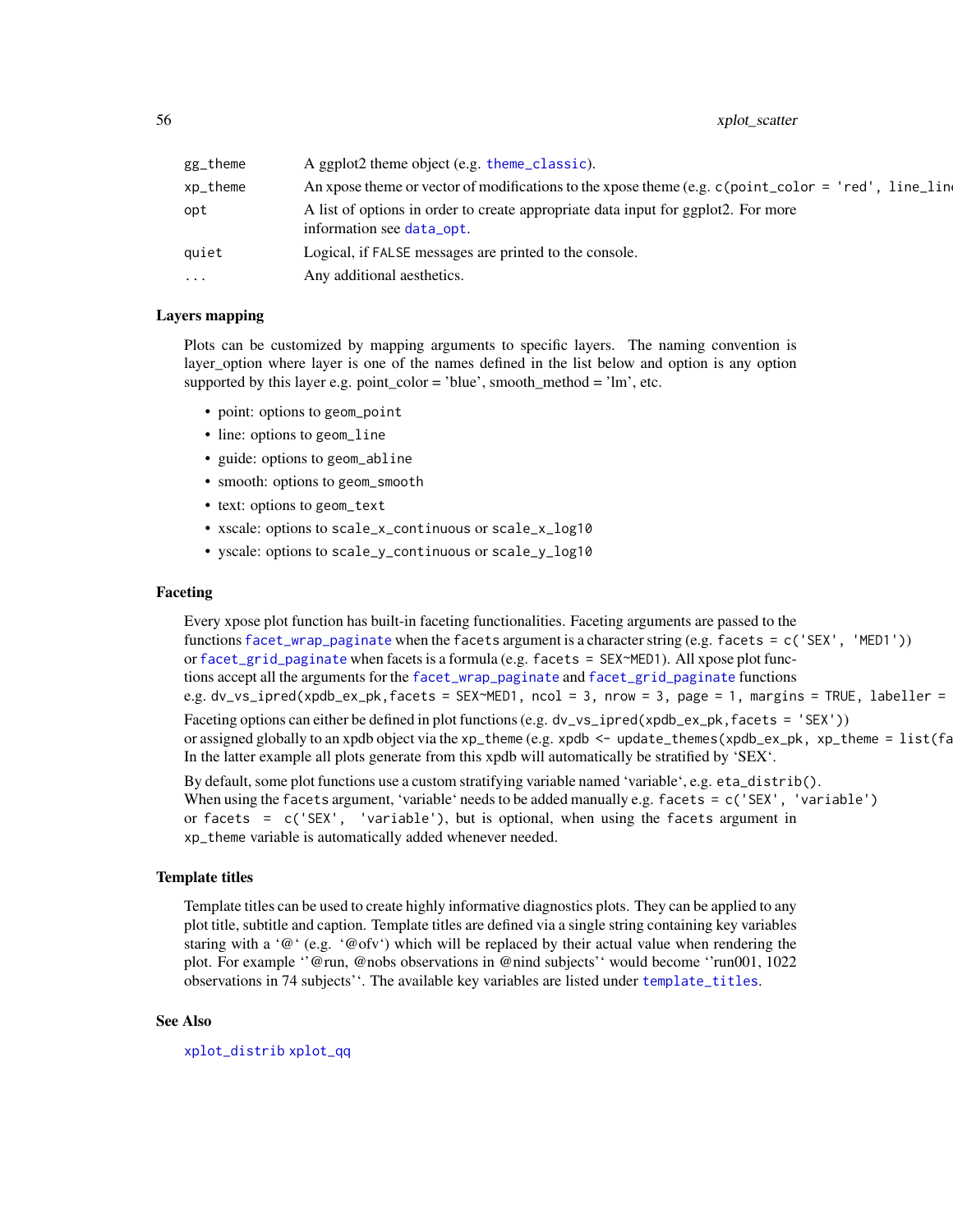| | |
|---|---|
| gg_theme | A ggplot2 theme object (e.g. theme_classic). |
| xp_theme | An xpose theme or vector of modifications to the xpose theme (e.g. c(point_color = 'red', line_lin |
| opt | A list of options in order to create appropriate data input for ggplot2. For more information see data_opt. |
| quiet | Logical, if FALSE messages are printed to the console. |
| ... | Any additional aesthetics. |

### Layers mapping

Plots can be customized by mapping arguments to specific layers. The naming convention is layer_option where layer is one of the names defined in the list below and option is any option supported by this layer e.g. point_color = 'blue', smooth_method = 'lm', etc.

- point: options to `geom_point`
- line: options to `geom_line`
- guide: options to `geom_abline`
- smooth: options to `geom_smooth`
- text: options to `geom_text`
- xscale: options to `scale_x_continuous` or `scale_x_log10`
- yscale: options to `scale_y_continuous` or `scale_y_log10`

### Faceting

Every xpose plot function has built-in faceting functionalities. Faceting arguments are passed to the functions `facet_wrap_paginate` when the `facets` argument is a character string (e.g. `facets = c('SEX', 'MED1')`) or `facet_grid_paginate` when facets is a formula (e.g. `facets = SEX~MED1`). All xpose plot functions accept all the arguments for the `facet_wrap_paginate` and `facet_grid_paginate` functions e.g. `dv_vs_ipred(xpdb_ex_pk,facets = SEX~MED1, ncol = 3, nrow = 3, page = 1, margins = TRUE, labeller =`

Faceting options can either be defined in plot functions (e.g. `dv_vs_ipred(xpdb_ex_pk,facets = 'SEX')`) or assigned globally to an xpdb object via the `xp_theme` (e.g. `xpdb <- update_themes(xpdb_ex_pk, xp_theme = list(fa`
In the latter example all plots generate from this xpdb will automatically be stratified by 'SEX'.

By default, some plot functions use a custom stratifying variable named 'variable', e.g. `eta_distrib()`. When using the `facets` argument, 'variable' needs to be added manually e.g. `facets = c('SEX', 'variable')` or `facets = c('SEX', 'variable')`, but is optional, when using the `facets` argument in `xp_theme` variable is automatically added whenever needed.

### Template titles

Template titles can be used to create highly informative diagnostics plots. They can be applied to any plot title, subtitle and caption. Template titles are defined via a single string containing key variables staring with a '@' (e.g. '@ofv') which will be replaced by their actual value when rendering the plot. For example ''@run, @nobs observations in @nind subjects'' would become ''run001, 1022 observations in 74 subjects''. The available key variables are listed under `template_titles`.

### See Also

`xplot_distrib` `xplot_qq`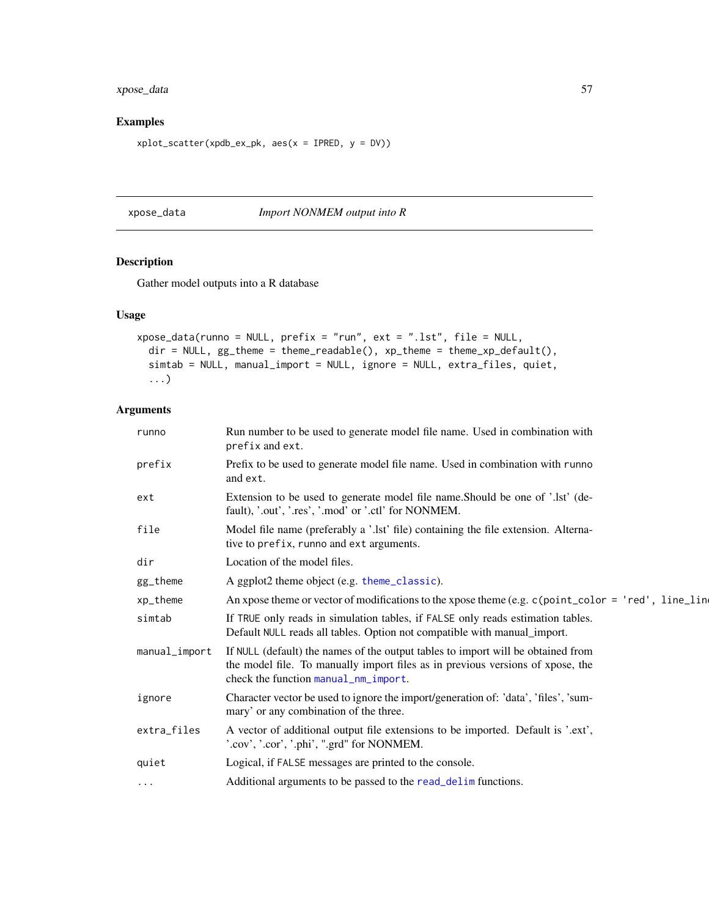### Examples

```
xplot_scatter(xpdb_ex_pk, aes(x = IPRED, y = DV))
```

---

## xpose_data — *Import NONMEM output into R*

### Description

Gather model outputs into a R database

### Usage

```
xpose_data(runno = NULL, prefix = "run", ext = ".lst", file = NULL,
  dir = NULL, gg_theme = theme_readable(), xp_theme = theme_xp_default(),
  simtab = NULL, manual_import = NULL, ignore = NULL, extra_files, quiet,
  ...)
```

### Arguments

| | |
|---|---|
| `runno` | Run number to be used to generate model file name. Used in combination with `prefix` and `ext`. |
| `prefix` | Prefix to be used to generate model file name. Used in combination with `runno` and `ext`. |
| `ext` | Extension to be used to generate model file name.Should be one of '.lst' (default), '.out', '.res', '.mod' or '.ctl' for NONMEM. |
| `file` | Model file name (preferably a '.lst' file) containing the file extension. Alternative to `prefix`, `runno` and `ext` arguments. |
| `dir` | Location of the model files. |
| `gg_theme` | A ggplot2 theme object (e.g. `theme_classic`). |
| `xp_theme` | An xpose theme or vector of modifications to the xpose theme (e.g. `c(point_color = 'red', line_lin` |
| `simtab` | If `TRUE` only reads in simulation tables, if `FALSE` only reads estimation tables. Default `NULL` reads all tables. Option not compatible with manual_import. |
| `manual_import` | If `NULL` (default) the names of the output tables to import will be obtained from the model file. To manually import files as in previous versions of xpose, the check the function `manual_nm_import`. |
| `ignore` | Character vector be used to ignore the import/generation of: 'data', 'files', 'summary' or any combination of the three. |
| `extra_files` | A vector of additional output file extensions to be imported. Default is '.ext', '.cov', '.cor', '.phi', ".grd" for NONMEM. |
| `quiet` | Logical, if `FALSE` messages are printed to the console. |
| `...` | Additional arguments to be passed to the `read_delim` functions. |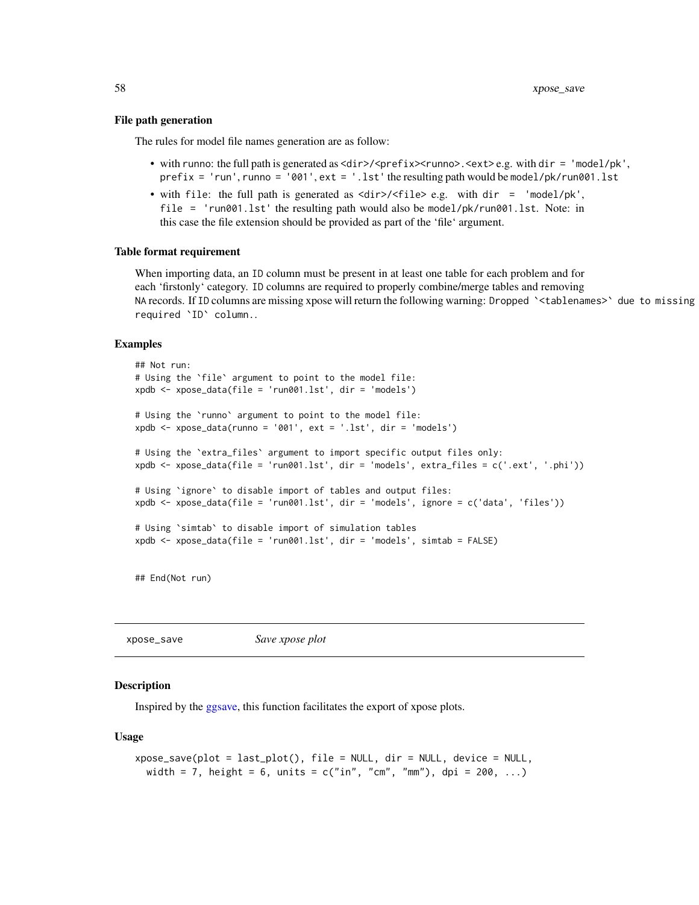### File path generation

The rules for model file names generation are as follow:

- with `runno`: the full path is generated as `<dir>/<prefix><runno>.<ext>` e.g. with `dir = 'model/pk'`, `prefix = 'run'`, `runno = '001'`, `ext = '.lst'` the resulting path would be `model/pk/run001.lst`
- with `file`: the full path is generated as `<dir>/<file>` e.g. with `dir = 'model/pk'`, `file = 'run001.lst'` the resulting path would also be `model/pk/run001.lst`. Note: in this case the file extension should be provided as part of the 'file' argument.

### Table format requirement

When importing data, an `ID` column must be present in at least one table for each problem and for each 'firstonly' category. `ID` columns are required to properly combine/merge tables and removing `NA` records. If `ID` columns are missing xpose will return the following warning: ``Dropped `<tablenames>` due to missing required `ID` column.``.

### Examples

```
## Not run:
# Using the `file` argument to point to the model file:
xpdb <- xpose_data(file = 'run001.lst', dir = 'models')

# Using the `runno` argument to point to the model file:
xpdb <- xpose_data(runno = '001', ext = '.lst', dir = 'models')

# Using the `extra_files` argument to import specific output files only:
xpdb <- xpose_data(file = 'run001.lst', dir = 'models', extra_files = c('.ext', '.phi'))

# Using `ignore` to disable import of tables and output files:
xpdb <- xpose_data(file = 'run001.lst', dir = 'models', ignore = c('data', 'files'))

# Using `simtab` to disable import of simulation tables
xpdb <- xpose_data(file = 'run001.lst', dir = 'models', simtab = FALSE)


## End(Not run)
```

---

## xpose_save — *Save xpose plot*

### Description

Inspired by the ggsave, this function facilitates the export of xpose plots.

### Usage

```
xpose_save(plot = last_plot(), file = NULL, dir = NULL, device = NULL,
  width = 7, height = 6, units = c("in", "cm", "mm"), dpi = 200, ...)
```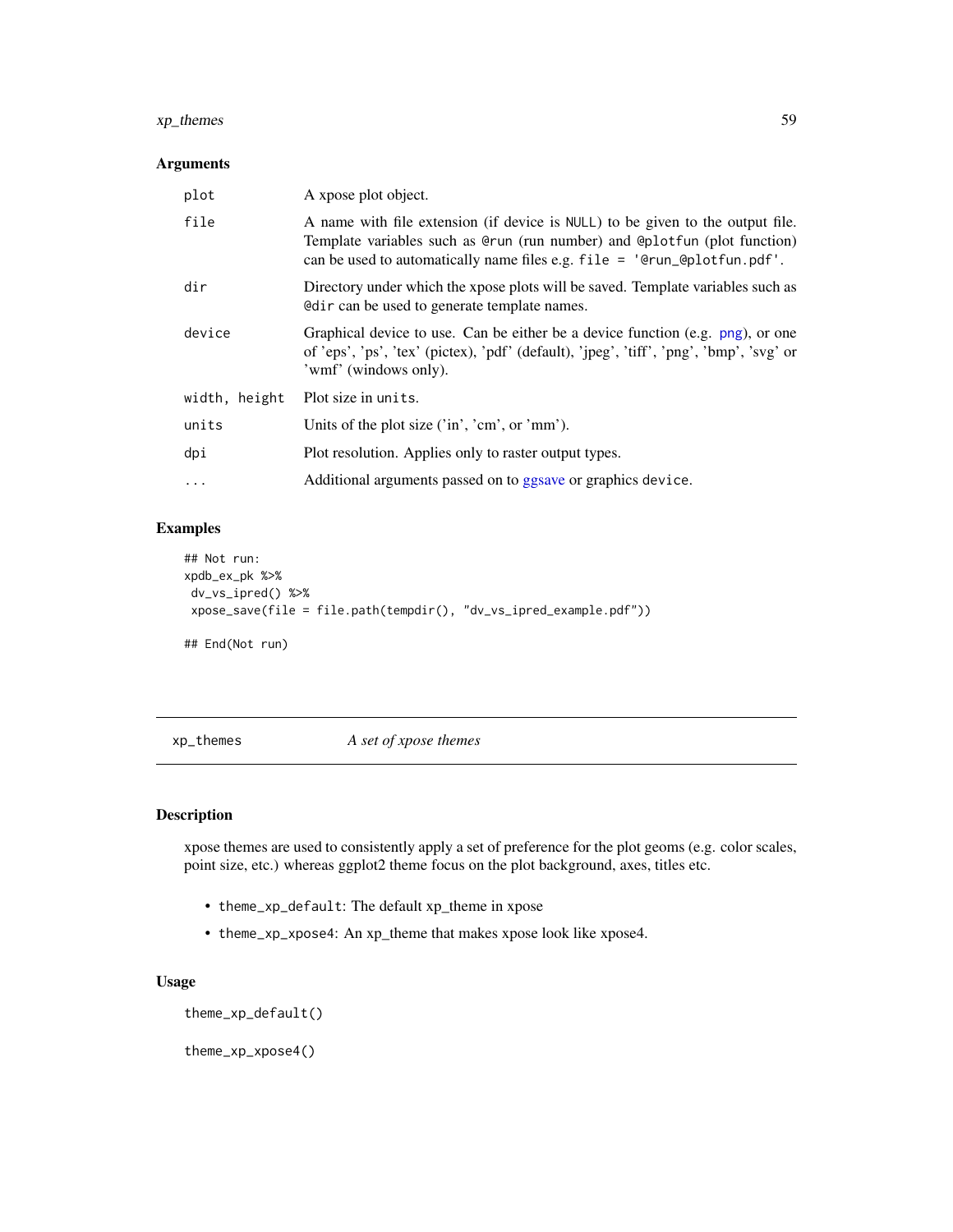### Arguments

| | |
|---|---|
| `plot` | A xpose plot object. |
| `file` | A name with file extension (if device is `NULL`) to be given to the output file. Template variables such as `@run` (run number) and `@plotfun` (plot function) can be used to automatically name files e.g. `file = '@run_@plotfun.pdf'`. |
| `dir` | Directory under which the xpose plots will be saved. Template variables such as `@dir` can be used to generate template names. |
| `device` | Graphical device to use. Can be either be a device function (e.g. png), or one of 'eps', 'ps', 'tex' (pictex), 'pdf' (default), 'jpeg', 'tiff', 'png', 'bmp', 'svg' or 'wmf' (windows only). |
| `width, height` | Plot size in `units`. |
| `units` | Units of the plot size ('in', 'cm', or 'mm'). |
| `dpi` | Plot resolution. Applies only to raster output types. |
| `...` | Additional arguments passed on to ggsave or graphics `device`. |

### Examples

```
## Not run:
xpdb_ex_pk %>%
 dv_vs_ipred() %>%
 xpose_save(file = file.path(tempdir(), "dv_vs_ipred_example.pdf"))

## End(Not run)
```

---

## xp_themes *A set of xpose themes*

### Description

xpose themes are used to consistently apply a set of preference for the plot geoms (e.g. color scales, point size, etc.) whereas ggplot2 theme focus on the plot background, axes, titles etc.

- `theme_xp_default`: The default xp_theme in xpose
- `theme_xp_xpose4`: An xp_theme that makes xpose look like xpose4.

### Usage

```
theme_xp_default()

theme_xp_xpose4()
```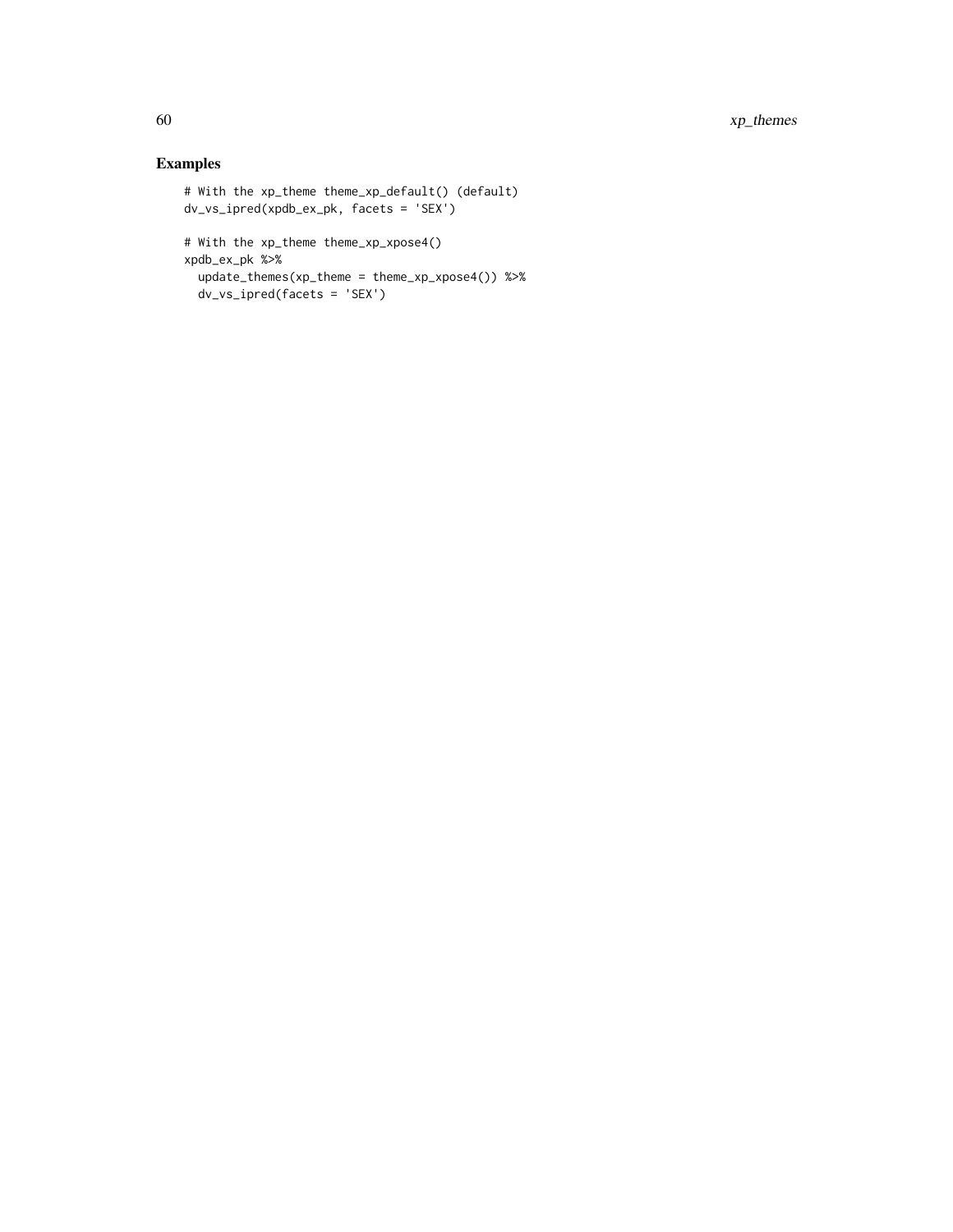## Examples

```
# With the xp_theme theme_xp_default() (default)
dv_vs_ipred(xpdb_ex_pk, facets = 'SEX')

# With the xp_theme theme_xp_xpose4()
xpdb_ex_pk %>%
  update_themes(xp_theme = theme_xp_xpose4()) %>%
  dv_vs_ipred(facets = 'SEX')
```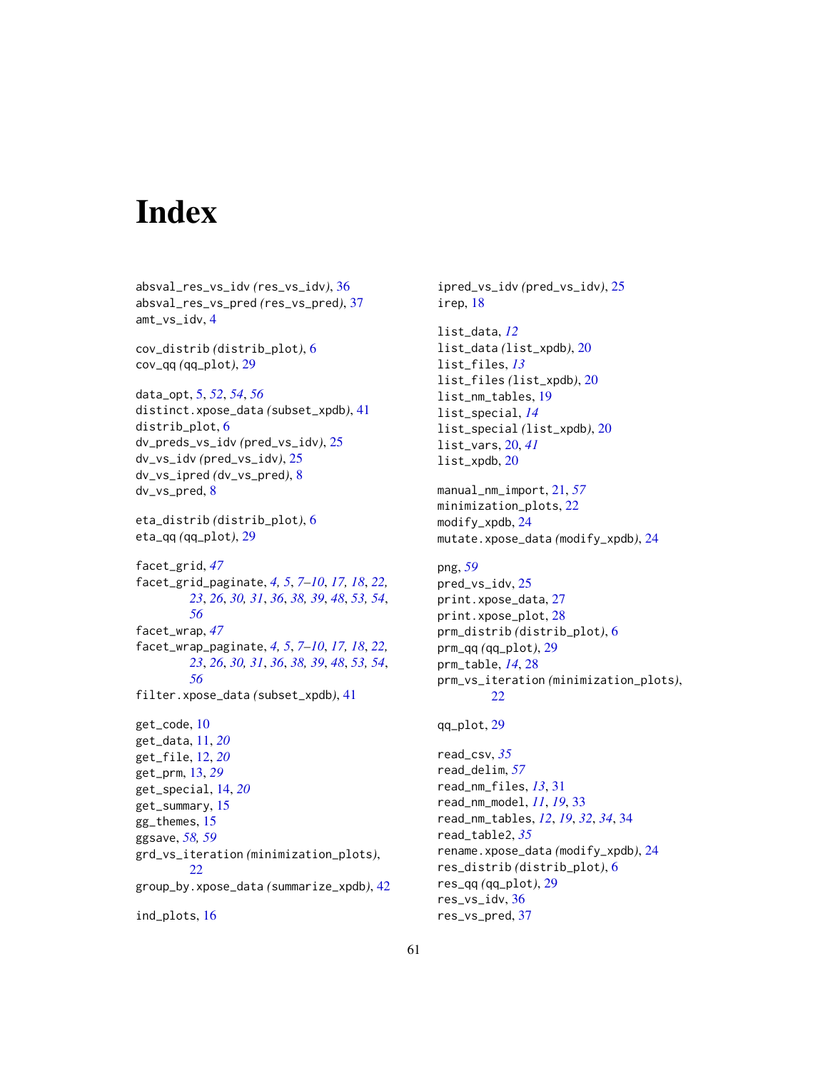# Index

absval_res_vs_idv (res_vs_idv), 36
absval_res_vs_pred (res_vs_pred), 37
amt_vs_idv, 4

cov_distrib (distrib_plot), 6
cov_qq (qq_plot), 29

data_opt, 5, *52*, *54*, *56*
distinct.xpose_data (subset_xpdb), 41
distrib_plot, 6
dv_preds_vs_idv (pred_vs_idv), 25
dv_vs_idv (pred_vs_idv), 25
dv_vs_ipred (dv_vs_pred), 8
dv_vs_pred, 8

eta_distrib (distrib_plot), 6
eta_qq (qq_plot), 29

facet_grid, *47*
facet_grid_paginate, *4, 5*, *7–10*, *17, 18*, *22, 23*, *26*, *30, 31*, *36*, *38, 39*, *48*, *53, 54*, *56*
facet_wrap, *47*
facet_wrap_paginate, *4, 5*, *7–10*, *17, 18*, *22, 23*, *26*, *30, 31*, *36*, *38, 39*, *48*, *53, 54*, *56*
filter.xpose_data (subset_xpdb), 41

get_code, 10
get_data, 11, *20*
get_file, 12, *20*
get_prm, 13, *29*
get_special, 14, *20*
get_summary, 15
gg_themes, 15
ggsave, *58, 59*
grd_vs_iteration (minimization_plots), 22
group_by.xpose_data (summarize_xpdb), 42

ind_plots, 16

ipred_vs_idv (pred_vs_idv), 25
irep, 18

list_data, *12*
list_data (list_xpdb), 20
list_files, *13*
list_files (list_xpdb), 20
list_nm_tables, 19
list_special, *14*
list_special (list_xpdb), 20
list_vars, 20, *41*
list_xpdb, 20

manual_nm_import, 21, *57*
minimization_plots, 22
modify_xpdb, 24
mutate.xpose_data (modify_xpdb), 24

png, *59*
pred_vs_idv, 25
print.xpose_data, 27
print.xpose_plot, 28
prm_distrib (distrib_plot), 6
prm_qq (qq_plot), 29
prm_table, *14*, 28
prm_vs_iteration (minimization_plots), 22

qq_plot, 29

read_csv, *35*
read_delim, *57*
read_nm_files, *13*, 31
read_nm_model, *11*, *19*, 33
read_nm_tables, *12*, *19*, *32*, *34*, 34
read_table2, *35*
rename.xpose_data (modify_xpdb), 24
res_distrib (distrib_plot), 6
res_qq (qq_plot), 29
res_vs_idv, 36
res_vs_pred, 37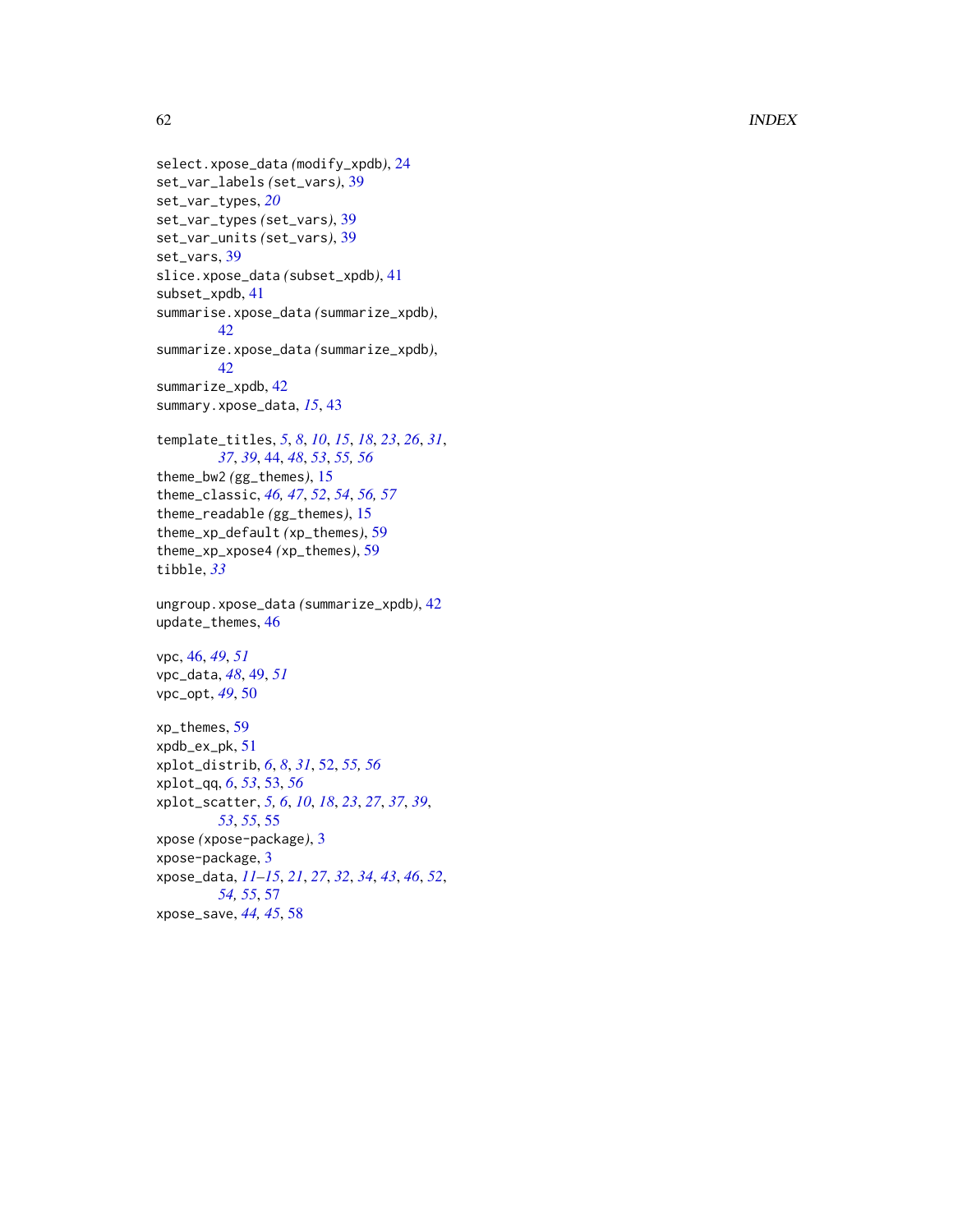select.xpose_data (modify_xpdb), 24
set_var_labels (set_vars), 39
set_var_types, *20*
set_var_types (set_vars), 39
set_var_units (set_vars), 39
set_vars, 39
slice.xpose_data (subset_xpdb), 41
subset_xpdb, 41
summarise.xpose_data (summarize_xpdb), 42
summarize.xpose_data (summarize_xpdb), 42
summarize_xpdb, 42
summary.xpose_data, *15*, 43

template_titles, *5*, *8*, *10*, *15*, *18*, *23*, *26*, *31*, *37*, *39*, 44, *48*, *53*, *55, 56*
theme_bw2 (gg_themes), 15
theme_classic, *46, 47*, *52*, *54*, *56, 57*
theme_readable (gg_themes), 15
theme_xp_default (xp_themes), 59
theme_xp_xpose4 (xp_themes), 59
tibble, *33*

ungroup.xpose_data (summarize_xpdb), 42
update_themes, 46

vpc, 46, *49*, *51*
vpc_data, *48*, 49, *51*
vpc_opt, *49*, 50

xp_themes, 59
xpdb_ex_pk, 51
xplot_distrib, *6*, *8*, *31*, 52, *55, 56*
xplot_qq, *6*, *53*, 53, *56*
xplot_scatter, *5, 6*, *10*, *18*, *23*, *27*, *37*, *39*, *53*, *55*, 55
xpose (xpose-package), 3
xpose-package, 3
xpose_data, *11–15*, *21*, *27*, *32*, *34*, *43*, *46*, *52*, *54, 55*, 57
xpose_save, *44, 45*, 58